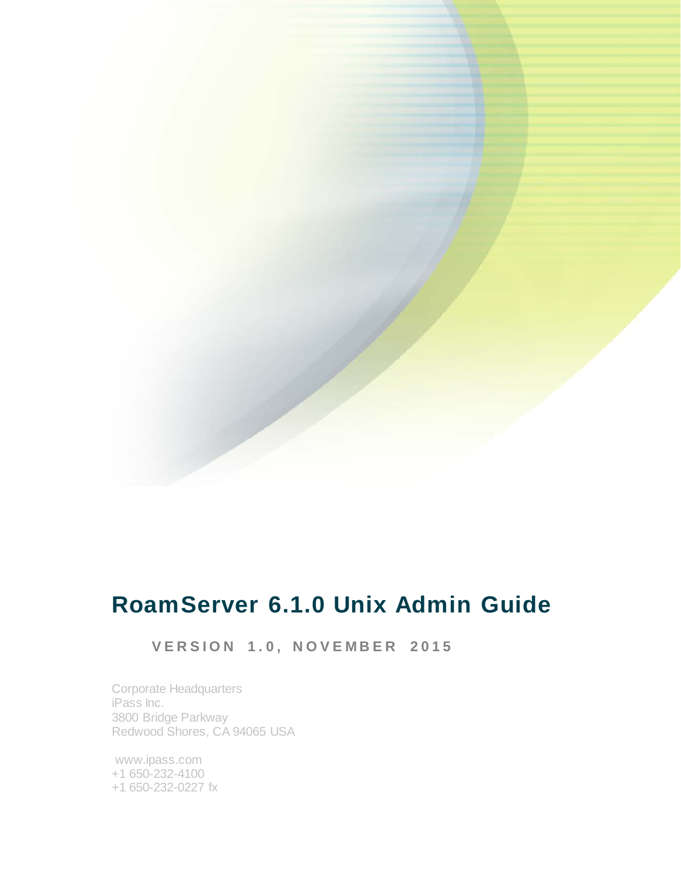# RoamServer 6.1.0 Unix Admin Guide

**VERSION 1.0, NOVEMBER 2015**

Corporate Headquarters
iPass Inc.
3800 Bridge Parkway
Redwood Shores, CA 94065 USA

www.ipass.com
+1 650-232-4100
+1 650-232-0227 fx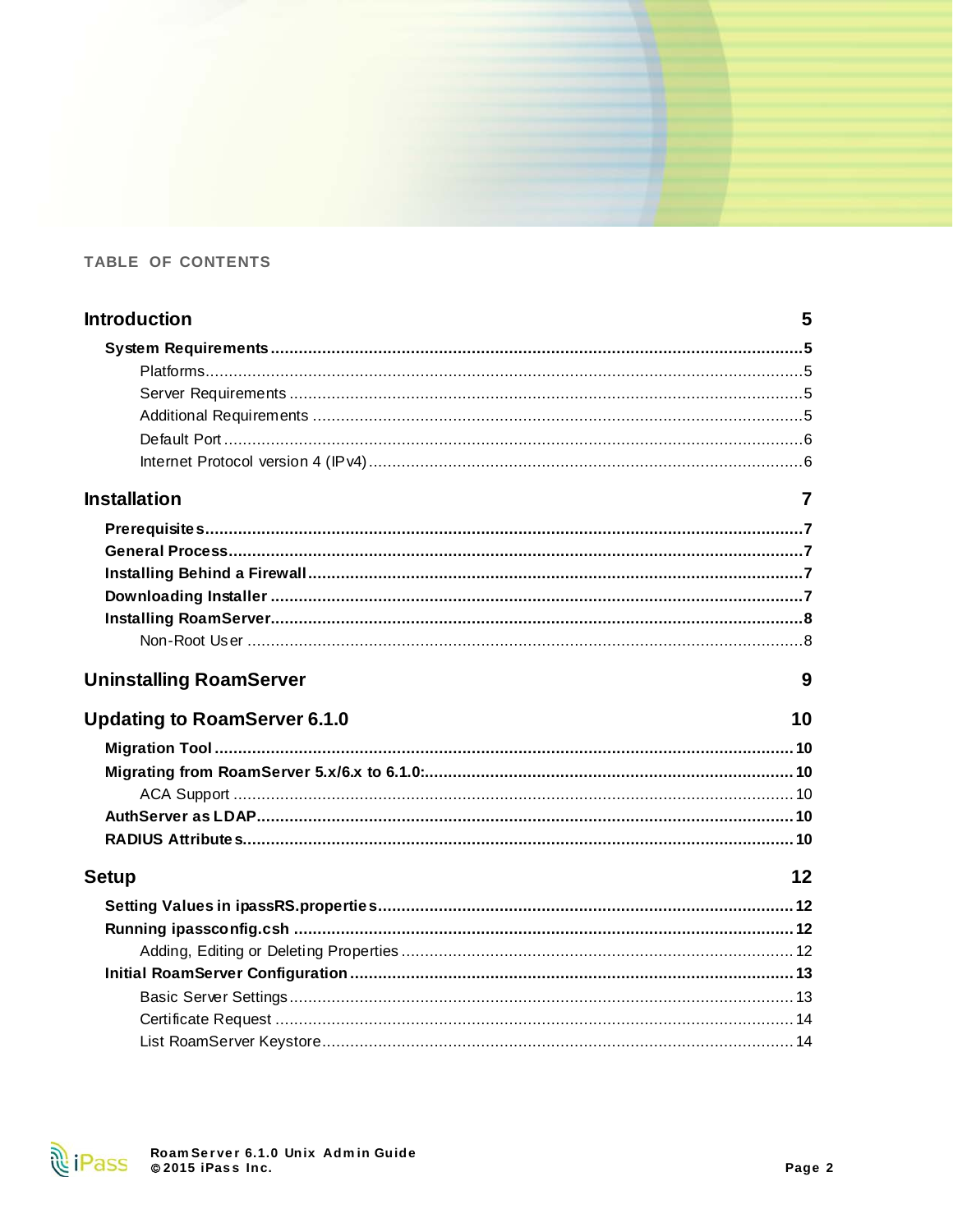TABLE OF CONTENTS

**Introduction** 5

- **System Requirements** 5
  - Platforms 5
  - Server Requirements 5
  - Additional Requirements 5
  - Default Port 6
  - Internet Protocol version 4 (IPv4) 6

**Installation** 7

- **Prerequisites** 7
- **General Process** 7
- **Installing Behind a Firewall** 7
- **Downloading Installer** 7
- **Installing RoamServer** 8
  - Non-Root User 8

**Uninstalling RoamServer** 9

**Updating to RoamServer 6.1.0** 10

- **Migration Tool** 10
- **Migrating from RoamServer 5.x/6.x to 6.1.0:** 10
  - ACA Support 10
- **AuthServer as LDAP** 10
- **RADIUS Attributes** 10

**Setup** 12

- **Setting Values in ipassRS.properties** 12
- **Running ipassconfig.csh** 12
  - Adding, Editing or Deleting Properties 12
- **Initial RoamServer Configuration** 13
  - Basic Server Settings 13
  - Certificate Request 14
  - List RoamServer Keystore 14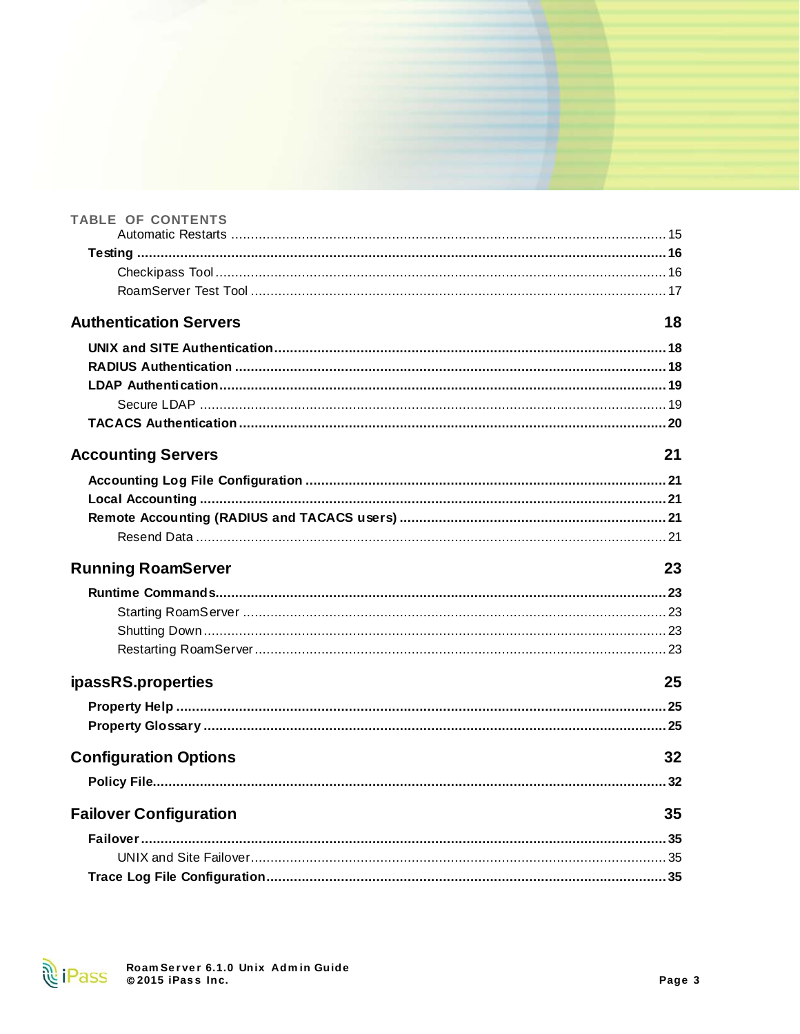TABLE OF CONTENTS

Automatic Restarts ..... 15

**Testing ..... 16**

Checkipass Tool ..... 16

RoamServer Test Tool ..... 17

**Authentication Servers 18**

**UNIX and SITE Authentication ..... 18**

**RADIUS Authentication ..... 18**

**LDAP Authentication ..... 19**

Secure LDAP ..... 19

**TACACS Authentication ..... 20**

**Accounting Servers 21**

**Accounting Log File Configuration ..... 21**

**Local Accounting ..... 21**

**Remote Accounting (RADIUS and TACACS users) ..... 21**

Resend Data ..... 21

**Running RoamServer 23**

**Runtime Commands ..... 23**

Starting RoamServer ..... 23

Shutting Down ..... 23

Restarting RoamServer ..... 23

**ipassRS.properties 25**

**Property Help ..... 25**

**Property Glossary ..... 25**

**Configuration Options 32**

**Policy File ..... 32**

**Failover Configuration 35**

**Failover ..... 35**

UNIX and Site Failover ..... 35

**Trace Log File Configuration ..... 35**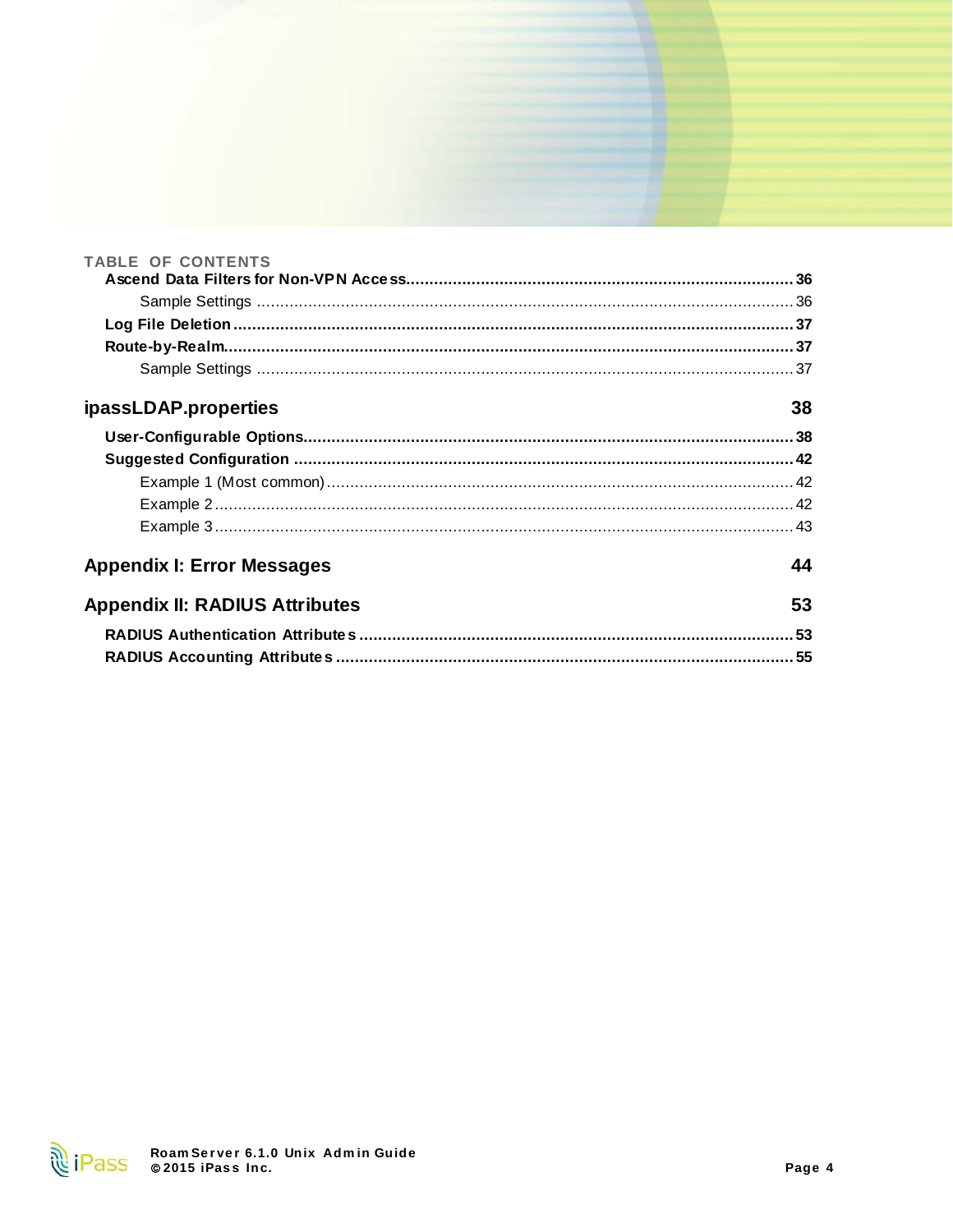TABLE OF CONTENTS

**Ascend Data Filters for Non-VPN Access** ..... **36**

Sample Settings ..... 36

**Log File Deletion** ..... **37**

**Route-by-Realm** ..... **37**

Sample Settings ..... 37

## ipassLDAP.properties 38

**User-Configurable Options** ..... **38**

**Suggested Configuration** ..... **42**

Example 1 (Most common) ..... 42

Example 2 ..... 42

Example 3 ..... 43

## Appendix I: Error Messages 44

## Appendix II: RADIUS Attributes 53

**RADIUS Authentication Attributes** ..... **53**

**RADIUS Accounting Attributes** ..... **55**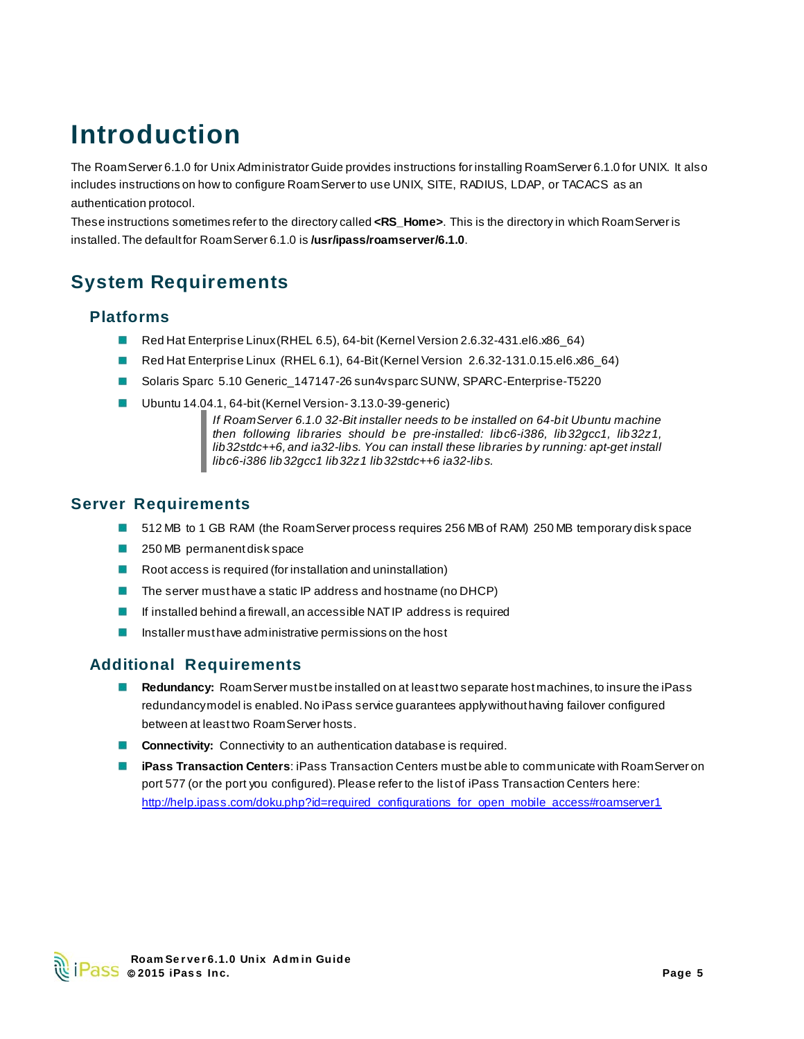# Introduction

The RoamServer 6.1.0 for Unix Administrator Guide provides instructions for installing RoamServer 6.1.0 for UNIX. It also includes instructions on how to configure RoamServer to use UNIX, SITE, RADIUS, LDAP, or TACACS as an authentication protocol.

These instructions sometimes refer to the directory called **<RS_Home>**. This is the directory in which RoamServer is installed. The default for RoamServer 6.1.0 is **/usr/ipass/roamserver/6.1.0**.

## System Requirements

### Platforms

- Red Hat Enterprise Linux (RHEL 6.5), 64-bit (Kernel Version 2.6.32-431.el6.x86_64)
- Red Hat Enterprise Linux (RHEL 6.1), 64-Bit (Kernel Version 2.6.32-131.0.15.el6.x86_64)
- Solaris Sparc 5.10 Generic_147147-26 sun4v sparc SUNW, SPARC-Enterprise-T5220
- Ubuntu 14.04.1, 64-bit (Kernel Version- 3.13.0-39-generic)

> *If RoamServer 6.1.0 32-Bit installer needs to be installed on 64-bit Ubuntu machine then following libraries should be pre-installed: libc6-i386, lib32gcc1, lib32z1, lib32stdc++6, and ia32-libs. You can install these libraries by running: apt-get install libc6-i386 lib32gcc1 lib32z1 lib32stdc++6 ia32-libs.*

## Server Requirements

- 512 MB to 1 GB RAM (the RoamServer process requires 256 MB of RAM) 250 MB temporary disk space
- 250 MB permanent disk space
- Root access is required (for installation and uninstallation)
- The server must have a static IP address and hostname (no DHCP)
- If installed behind a firewall, an accessible NAT IP address is required
- Installer must have administrative permissions on the host

### Additional Requirements

- **Redundancy:** RoamServer must be installed on at least two separate host machines, to insure the iPass redundancy model is enabled. No iPass service guarantees apply without having failover configured between at least two RoamServer hosts.
- **Connectivity:** Connectivity to an authentication database is required.
- **iPass Transaction Centers**: iPass Transaction Centers must be able to communicate with RoamServer on port 577 (or the port you configured). Please refer to the list of iPass Transaction Centers here: [http://help.ipass.com/doku.php?id=required_configurations_for_open_mobile_access#roamserver1](http://help.ipass.com/doku.php?id=required_configurations_for_open_mobile_access#roamserver1)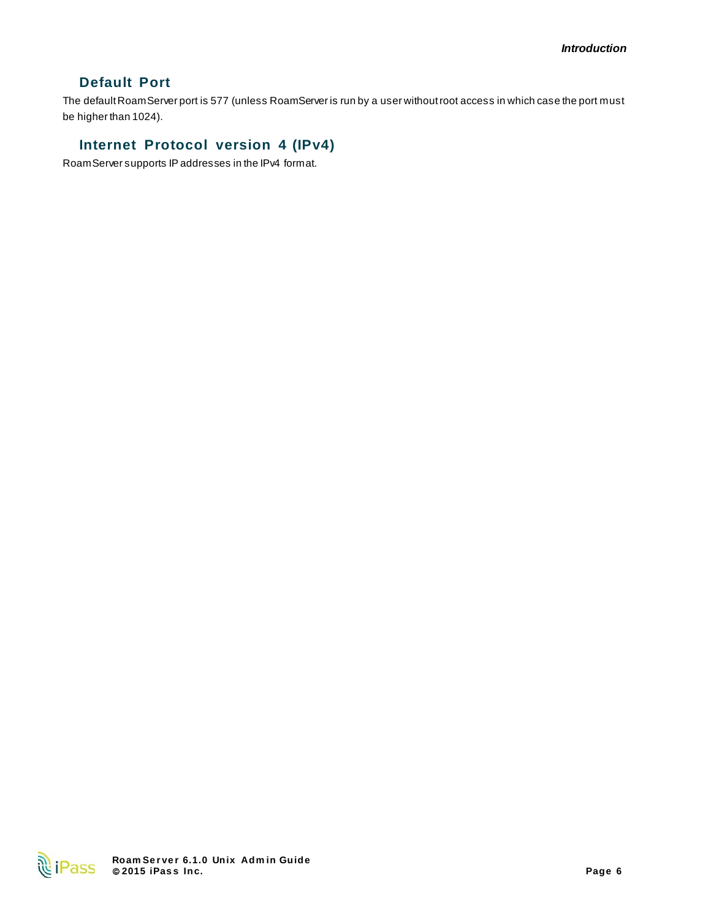## Default Port

The default RoamServer port is 577 (unless RoamServer is run by a user without root access in which case the port must be higher than 1024).

## Internet Protocol version 4 (IPv4)

RoamServer supports IP addresses in the IPv4 format.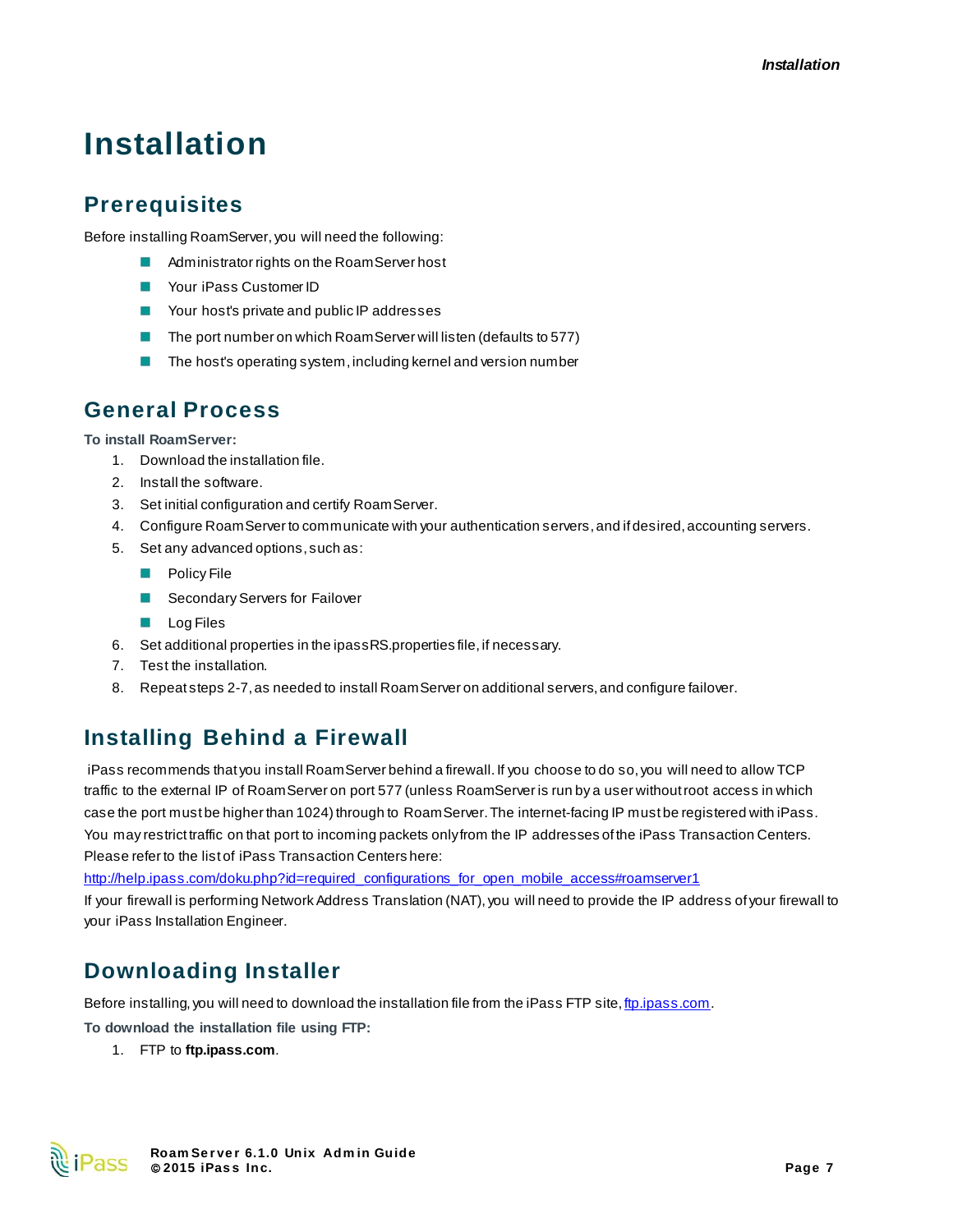# Installation

## Prerequisites

Before installing RoamServer, you will need the following:

- Administrator rights on the RoamServer host
- Your iPass Customer ID
- Your host's private and public IP addresses
- The port number on which RoamServer will listen (defaults to 577)
- The host's operating system, including kernel and version number

## General Process

**To install RoamServer:**

1. Download the installation file.
2. Install the software.
3. Set initial configuration and certify RoamServer.
4. Configure RoamServer to communicate with your authentication servers, and if desired, accounting servers.
5. Set any advanced options, such as:
    - Policy File
    - Secondary Servers for Failover
    - Log Files
6. Set additional properties in the ipassRS.properties file, if necessary.
7. Test the installation.
8. Repeat steps 2-7, as needed to install RoamServer on additional servers, and configure failover.

## Installing Behind a Firewall

iPass recommends that you install RoamServer behind a firewall. If you choose to do so, you will need to allow TCP traffic to the external IP of RoamServer on port 577 (unless RoamServer is run by a user without root access in which case the port must be higher than 1024) through to RoamServer. The internet-facing IP must be registered with iPass. You may restrict traffic on that port to incoming packets only from the IP addresses of the iPass Transaction Centers. Please refer to the list of iPass Transaction Centers here:
http://help.ipass.com/doku.php?id=required_configurations_for_open_mobile_access#roamserver1
If your firewall is performing Network Address Translation (NAT), you will need to provide the IP address of your firewall to your iPass Installation Engineer.

## Downloading Installer

Before installing, you will need to download the installation file from the iPass FTP site, ftp.ipass.com.

**To download the installation file using FTP:**

1. FTP to **ftp.ipass.com**.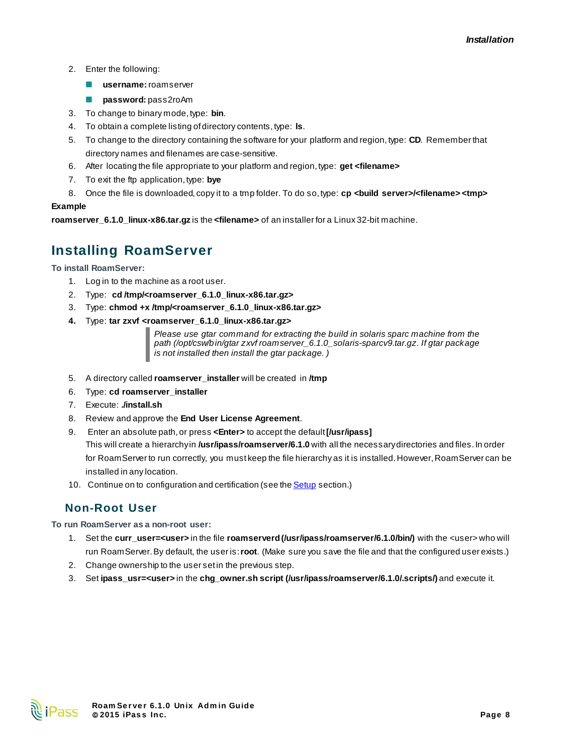2. Enter the following:
   - **username:** roamserver
   - **password:** pass2roAm
3. To change to binary mode, type: **bin**.
4. To obtain a complete listing of directory contents, type: **ls**.
5. To change to the directory containing the software for your platform and region, type: **CD**. Remember that directory names and filenames are case-sensitive.
6. After locating the file appropriate to your platform and region, type: **get <filename>**
7. To exit the ftp application, type: **bye**
8. Once the file is downloaded, copy it to a tmp folder. To do so, type: **cp <build server>/<filename> <tmp>**

**Example**

**roamserver_6.1.0_linux-x86.tar.gz** is the **<filename>** of an installer for a Linux 32-bit machine.

## Installing RoamServer

**To install RoamServer:**

1. Log in to the machine as a root user.
2. Type: **cd /tmp/<roamserver_6.1.0_linux-x86.tar.gz>**
3. Type: **chmod +x /tmp/<roamserver_6.1.0_linux-x86.tar.gz>**
4. Type: **tar zxvf <roamserver_6.1.0_linux-x86.tar.gz>**

   > *Please use gtar command for extracting the build in solaris sparc machine from the path (/opt/csw/bin/gtar zxvf roamserver_6.1.0_solaris-sparcv9.tar.gz. If gtar package is not installed then install the gtar package. )*

5. A directory called **roamserver_installer** will be created in **/tmp**
6. Type: **cd roamserver_installer**
7. Execute: **./install.sh**
8. Review and approve the **End User License Agreement**.
9. Enter an absolute path, or press **<Enter>** to accept the default **[/usr/ipass]**
   This will create a hierarchy in **/usr/ipass/roamserver/6.1.0** with all the necessary directories and files. In order for RoamServer to run correctly, you must keep the file hierarchy as it is installed. However, RoamServer can be installed in any location.
10. Continue on to configuration and certification (see the Setup section.)

### Non-Root User

**To run RoamServer as a non-root user:**

1. Set the **curr_user=<user>** in the file **roamserverd (/usr/ipass/roamserver/6.1.0/bin/)** with the <user> who will run RoamServer. By default, the user is: **root**. (Make sure you save the file and that the configured user exists.)
2. Change ownership to the user set in the previous step.
3. Set **ipass_usr=<user>** in the **chg_owner.sh script (/usr/ipass/roamserver/6.1.0/.scripts/)** and execute it.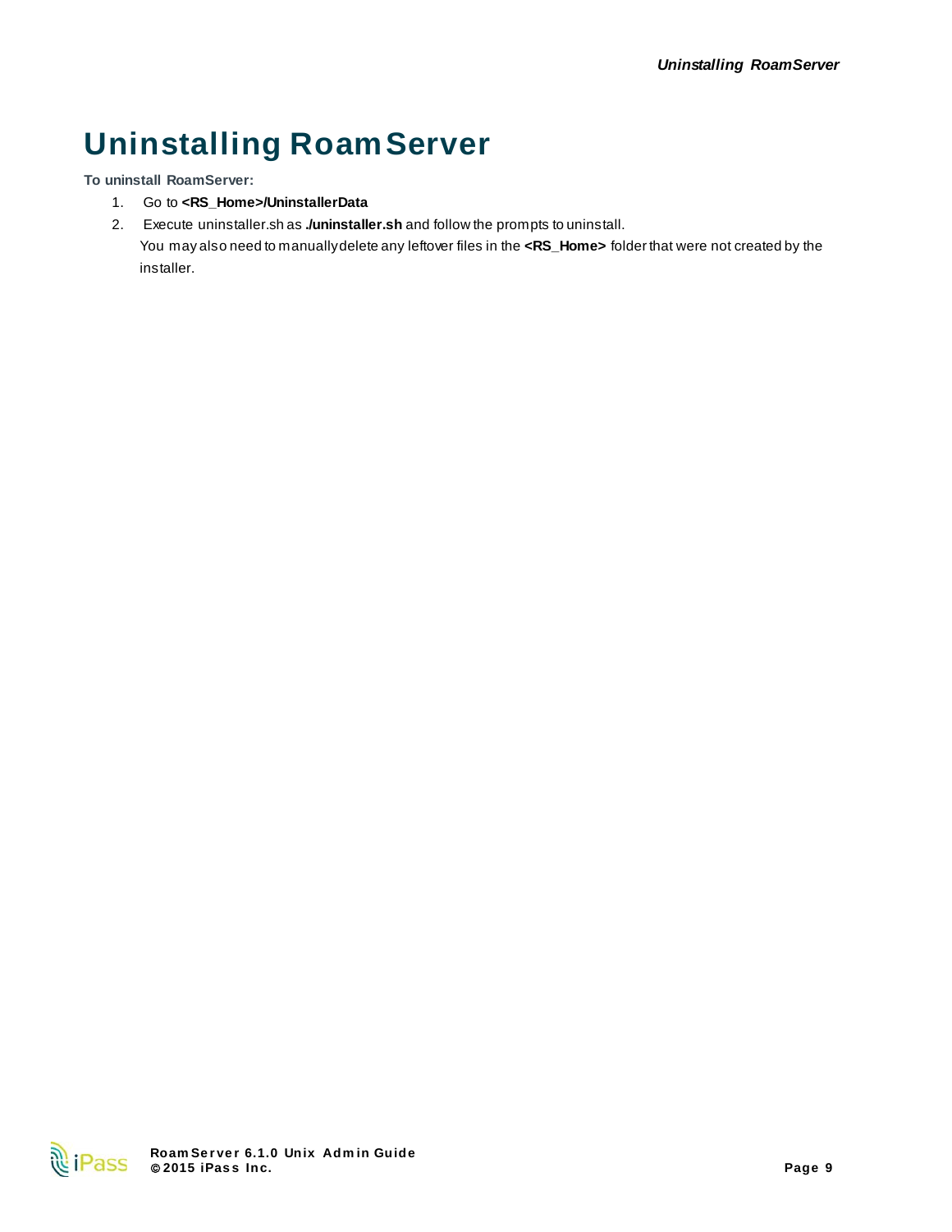# Uninstalling RoamServer

**To uninstall RoamServer:**

1. Go to **<RS_Home>/UninstallerData**
2. Execute uninstaller.sh as **./uninstaller.sh** and follow the prompts to uninstall.

   You may also need to manually delete any leftover files in the **<RS_Home>** folder that were not created by the installer.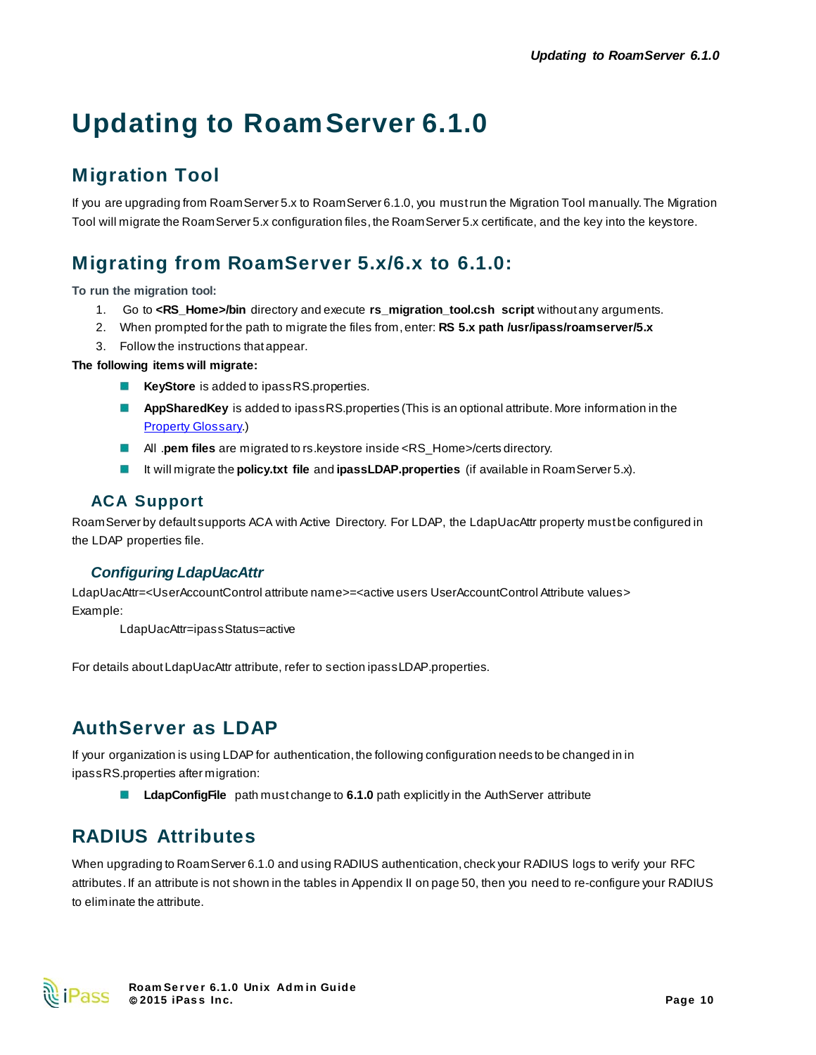# Updating to RoamServer 6.1.0

## Migration Tool

If you are upgrading from RoamServer 5.x to RoamServer 6.1.0, you must run the Migration Tool manually. The Migration Tool will migrate the RoamServer 5.x configuration files, the RoamServer 5.x certificate, and the key into the keystore.

## Migrating from RoamServer 5.x/6.x to 6.1.0:

**To run the migration tool:**

1. Go to **<RS_Home>/bin** directory and execute **rs_migration_tool.csh script** without any arguments.
2. When prompted for the path to migrate the files from, enter: **RS 5.x path /usr/ipass/roamserver/5.x**
3. Follow the instructions that appear.

**The following items will migrate:**

- **KeyStore** is added to ipassRS.properties.
- **AppSharedKey** is added to ipassRS.properties (This is an optional attribute. More information in the Property Glossary.)
- All **.pem files** are migrated to rs.keystore inside <RS_Home>/certs directory.
- It will migrate the **policy.txt file** and **ipassLDAP.properties** (if available in RoamServer 5.x).

### ACA Support

RoamServer by default supports ACA with Active Directory. For LDAP, the LdapUacAttr property must be configured in the LDAP properties file.

#### *Configuring LdapUacAttr*

LdapUacAttr=<UserAccountControl attribute name>=<active users UserAccountControl Attribute values>

Example:

LdapUacAttr=ipassStatus=active

For details about LdapUacAttr attribute, refer to section ipassLDAP.properties.

## AuthServer as LDAP

If your organization is using LDAP for authentication, the following configuration needs to be changed in in ipassRS.properties after migration:

- **LdapConfigFile** path must change to **6.1.0** path explicitly in the AuthServer attribute

## RADIUS Attributes

When upgrading to RoamServer 6.1.0 and using RADIUS authentication, check your RADIUS logs to verify your RFC attributes. If an attribute is not shown in the tables in Appendix II on page 50, then you need to re-configure your RADIUS to eliminate the attribute.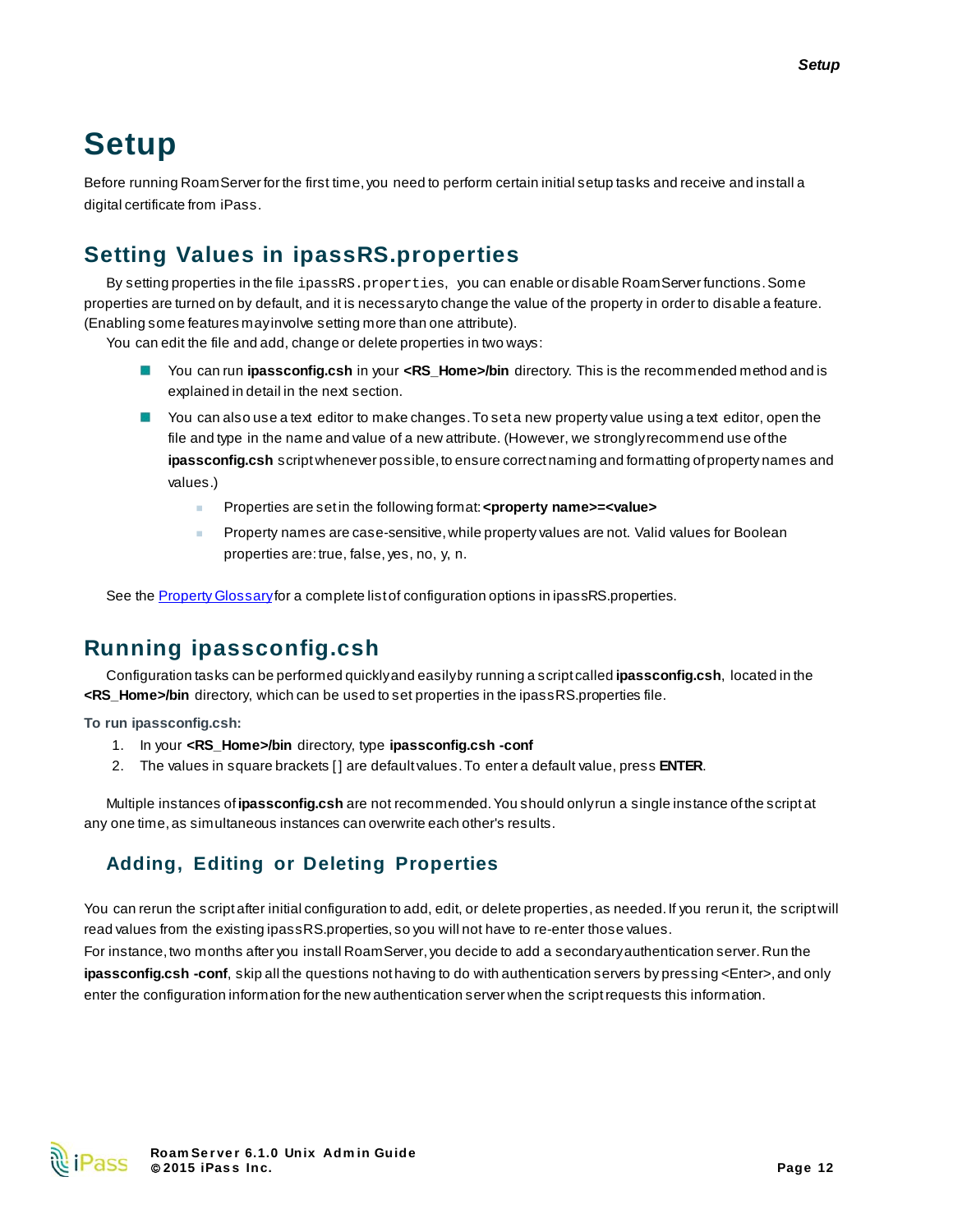# Setup

Before running RoamServer for the first time, you need to perform certain initial setup tasks and receive and install a digital certificate from iPass.

## Setting Values in ipassRS.properties

By setting properties in the file `ipassRS.properties`, you can enable or disable RoamServer functions. Some properties are turned on by default, and it is necessary to change the value of the property in order to disable a feature. (Enabling some features may involve setting more than one attribute).

You can edit the file and add, change or delete properties in two ways:

- You can run **ipassconfig.csh** in your **<RS_Home>/bin** directory. This is the recommended method and is explained in detail in the next section.
- You can also use a text editor to make changes. To set a new property value using a text editor, open the file and type in the name and value of a new attribute. (However, we strongly recommend use of the **ipassconfig.csh** script whenever possible, to ensure correct naming and formatting of property names and values.)
  - Properties are set in the following format: **<property name>=<value>**
  - Property names are case-sensitive, while property values are not. Valid values for Boolean properties are: true, false, yes, no, y, n.

See the Property Glossary for a complete list of configuration options in ipassRS.properties.

## Running ipassconfig.csh

Configuration tasks can be performed quickly and easily by running a script called **ipassconfig.csh**, located in the **<RS_Home>/bin** directory, which can be used to set properties in the ipassRS.properties file.

**To run ipassconfig.csh:**

1. In your **<RS_Home>/bin** directory, type **ipassconfig.csh -conf**
2. The values in square brackets [] are default values. To enter a default value, press **ENTER**.

Multiple instances of **ipassconfig.csh** are not recommended. You should only run a single instance of the script at any one time, as simultaneous instances can overwrite each other's results.

### Adding, Editing or Deleting Properties

You can rerun the script after initial configuration to add, edit, or delete properties, as needed. If you rerun it, the script will read values from the existing ipassRS.properties, so you will not have to re-enter those values.

For instance, two months after you install RoamServer, you decide to add a secondary authentication server. Run the **ipassconfig.csh -conf**, skip all the questions not having to do with authentication servers by pressing <Enter>, and only enter the configuration information for the new authentication server when the script requests this information.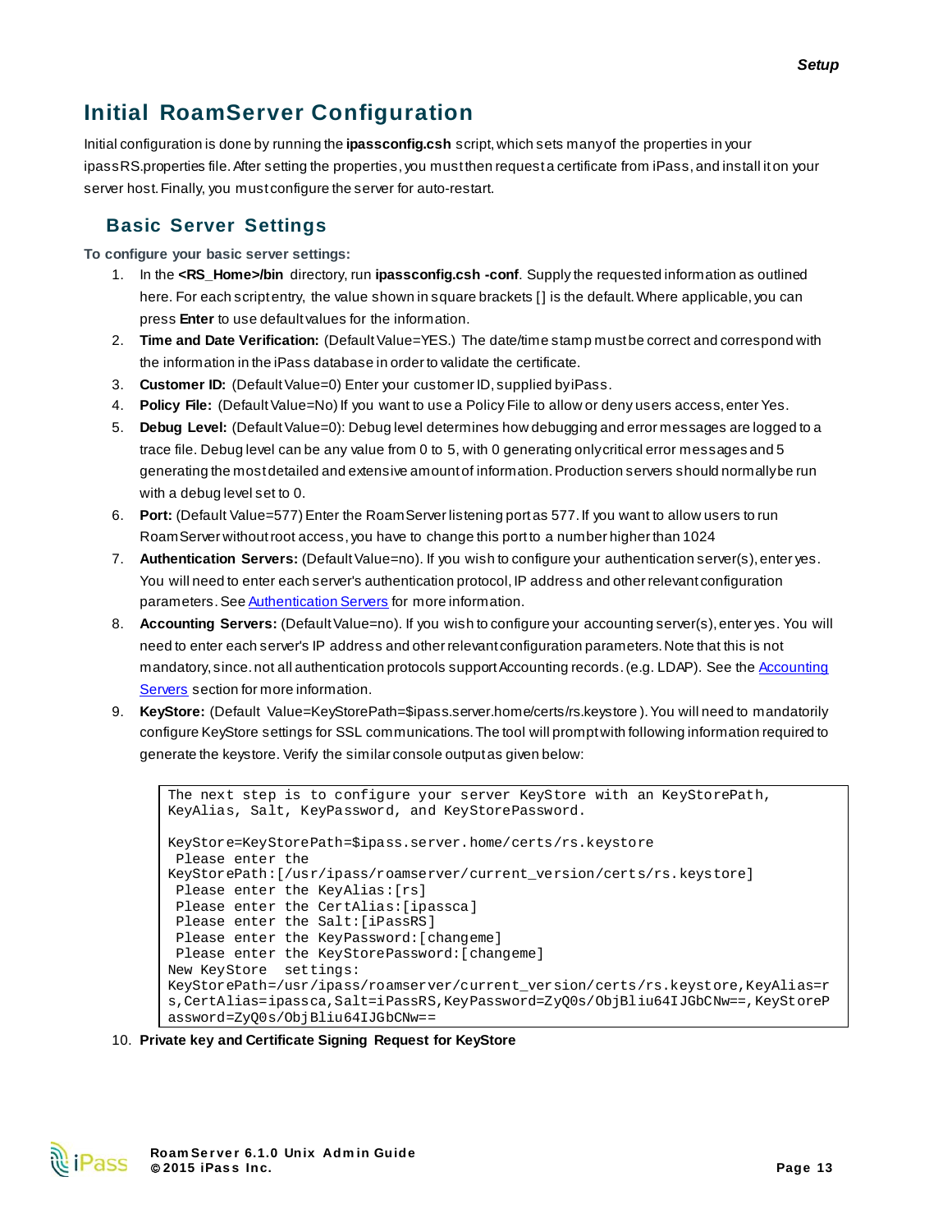# Initial RoamServer Configuration

Initial configuration is done by running the **ipassconfig.csh** script, which sets many of the properties in your ipassRS.properties file. After setting the properties, you must then request a certificate from iPass, and install it on your server host. Finally, you must configure the server for auto-restart.

## Basic Server Settings

**To configure your basic server settings:**

1. In the **<RS_Home>/bin** directory, run **ipassconfig.csh -conf**. Supply the requested information as outlined here. For each script entry, the value shown in square brackets [] is the default. Where applicable, you can press **Enter** to use default values for the information.
2. **Time and Date Verification:** (Default Value=YES.) The date/time stamp must be correct and correspond with the information in the iPass database in order to validate the certificate.
3. **Customer ID:** (Default Value=0) Enter your customer ID, supplied by iPass.
4. **Policy File:** (Default Value=No) If you want to use a Policy File to allow or deny users access, enter Yes.
5. **Debug Level:** (Default Value=0): Debug level determines how debugging and error messages are logged to a trace file. Debug level can be any value from 0 to 5, with 0 generating only critical error messages and 5 generating the most detailed and extensive amount of information. Production servers should normally be run with a debug level set to 0.
6. **Port:** (Default Value=577) Enter the RoamServer listening port as 577. If you want to allow users to run RoamServer without root access, you have to change this port to a number higher than 1024
7. **Authentication Servers:** (Default Value=no). If you wish to configure your authentication server(s), enter yes. You will need to enter each server's authentication protocol, IP address and other relevant configuration parameters. See Authentication Servers for more information.
8. **Accounting Servers:** (Default Value=no). If you wish to configure your accounting server(s), enter yes. You will need to enter each server's IP address and other relevant configuration parameters. Note that this is not mandatory, since. not all authentication protocols support Accounting records. (e.g. LDAP). See the Accounting Servers section for more information.
9. **KeyStore:** (Default Value=KeyStorePath=$ipass.server.home/certs/rs.keystore ). You will need to mandatorily configure KeyStore settings for SSL communications. The tool will prompt with following information required to generate the keystore. Verify the similar console output as given below:

```
The next step is to configure your server KeyStore with an KeyStorePath,
KeyAlias, Salt, KeyPassword, and KeyStorePassword.

KeyStore=KeyStorePath=$ipass.server.home/certs/rs.keystore
 Please enter the
KeyStorePath:[/usr/ipass/roamserver/current_version/certs/rs.keystore]
 Please enter the KeyAlias:[rs]
 Please enter the CertAlias:[ipassca]
 Please enter the Salt:[iPassRS]
 Please enter the KeyPassword:[changeme]
 Please enter the KeyStorePassword:[changeme]
New KeyStore  settings:
KeyStorePath=/usr/ipass/roamserver/current_version/certs/rs.keystore,KeyAlias=r
s,CertAlias=ipassca,Salt=iPassRS,KeyPassword=ZyQ0s/ObjBliu64IJGbCNw==,KeyStoreP
assword=ZyQ0s/ObjBliu64IJGbCNw==
```

10. **Private key and Certificate Signing Request for KeyStore**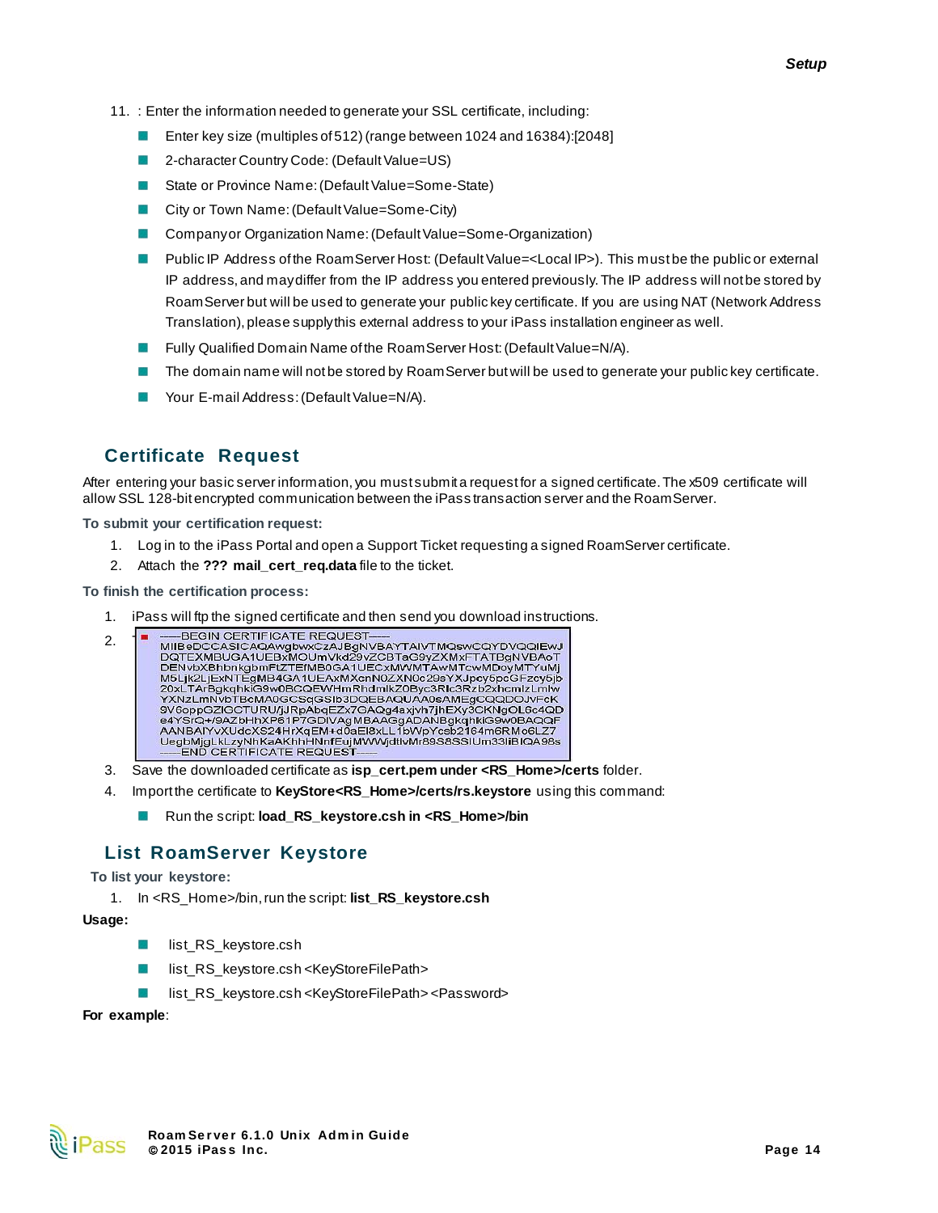11. : Enter the information needed to generate your SSL certificate, including:
    - Enter key size (multiples of 512) (range between 1024 and 16384):[2048]
    - 2-character Country Code: (Default Value=US)
    - State or Province Name: (Default Value=Some-State)
    - City or Town Name: (Default Value=Some-City)
    - Company or Organization Name: (Default Value=Some-Organization)
    - Public IP Address of the RoamServer Host: (Default Value=<Local IP>). This must be the public or external IP address, and may differ from the IP address you entered previously. The IP address will not be stored by RoamServer but will be used to generate your public key certificate. If you are using NAT (Network Address Translation), please supply this external address to your iPass installation engineer as well.
    - Fully Qualified Domain Name of the RoamServer Host: (Default Value=N/A).
    - The domain name will not be stored by RoamServer but will be used to generate your public key certificate.
    - Your E-mail Address: (Default Value=N/A).

## Certificate Request

After entering your basic server information, you must submit a request for a signed certificate. The x509 certificate will allow SSL 128-bit encrypted communication between the iPass transaction server and the RoamServer.

**To submit your certification request:**

1. Log in to the iPass Portal and open a Support Ticket requesting a signed RoamServer certificate.
2. Attach the **??? mail_cert_req.data** file to the ticket.

**To finish the certification process:**

1. iPass will ftp the signed certificate and then send you download instructions.
2. 

```
-----BEGIN CERTIFICATE REQUEST-----
MIIBeDCCASICAQAwgbwxCzAJBgNVBAYTAIVTMQswCQYDVQQIEwJ
DQTEXMBUGA1UEBxMOUmVkd29vZCBTaG9yZXMxFTATBgNVBAoT
DENvbXBhbnkgbmFtZTEfMB0GA1UECxMWMTAwMTcwMDoyMTYuMj
M5Ljk2LjExNTEgMB4GA1UEAxMXcnN0ZXN0c29sYXJpcy5pcGFzcy5jb
20xLTArBgkqhkiG9w0BCQEWHmRhdmlkZ0Byc3Rlc3Rzb2xhcmlzLmlw
YXNzLmNvbTBcMA0GCSqGSIb3DQEBAQUAA0sAMEgCQQDOJvFcK
9V6oppGZlGCTURU/jJRpAbqEZx7GAQg4axjvh7jhEXy3CKNgOL6c4QD
e4YSrQ+/9AZbHhXP61P7GDIVAgMBAAGgADANBgkqhkiG9w0BAQQF
AANBAIYvXUdcXS24HrXqEM+d0aEl8xLL1bWpYcsb2164m6RMo6LZ7
UegbMjgLkLzyNhKaAKhhHNnfEujMWWjdtIvMr89S8SSIUm33liBIQA98s
-----END CERTIFICATE REQUEST-----
```

3. Save the downloaded certificate as **isp_cert.pem under <RS_Home>/certs** folder.
4. Import the certificate to **KeyStore<RS_Home>/certs/rs.keystore** using this command:
    - Run the script: **load_RS_keystore.csh in <RS_Home>/bin**

## List RoamServer Keystore

**To list your keystore:**

1. In <RS_Home>/bin, run the script: **list_RS_keystore.csh**

**Usage:**

- list_RS_keystore.csh
- list_RS_keystore.csh <KeyStoreFilePath>
- list_RS_keystore.csh <KeyStoreFilePath> <Password>

**For example**: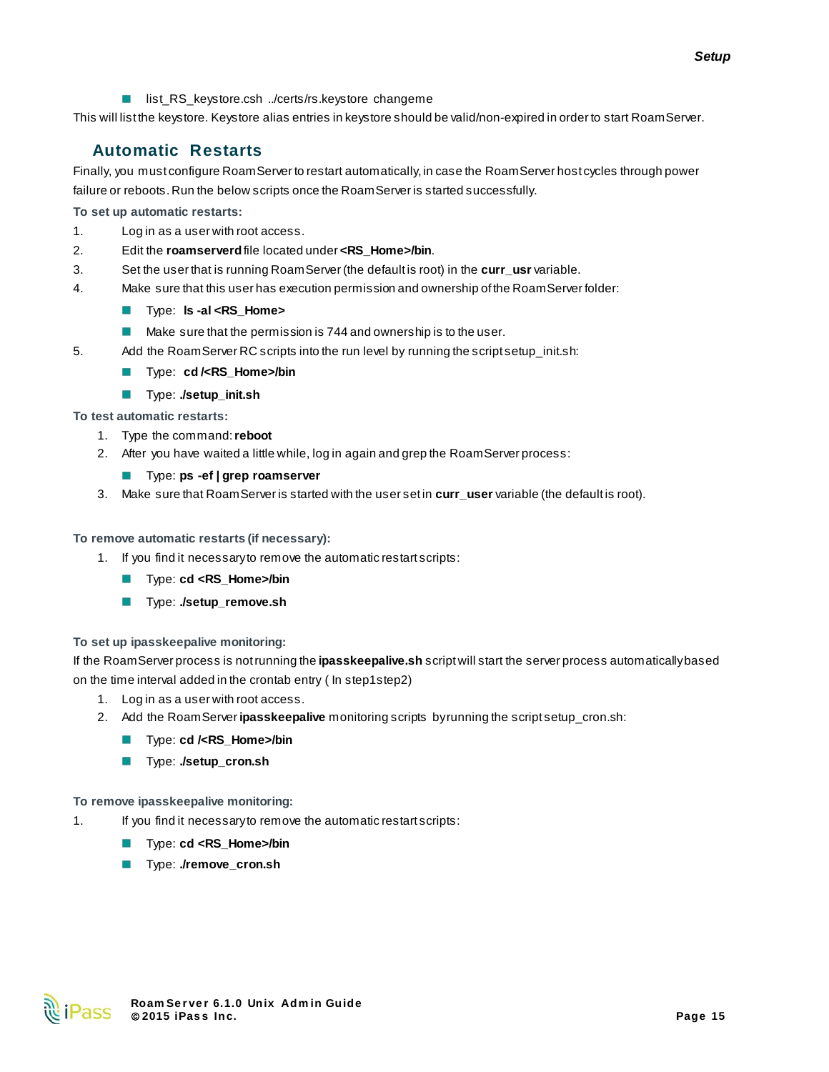- list_RS_keystore.csh ../certs/rs.keystore changeme

This will list the keystore. Keystore alias entries in keystore should be valid/non-expired in order to start RoamServer.

## Automatic Restarts

Finally, you must configure RoamServer to restart automatically, in case the RoamServer host cycles through power failure or reboots. Run the below scripts once the RoamServer is started successfully.

**To set up automatic restarts:**

1. Log in as a user with root access.
2. Edit the **roamserverd** file located under **<RS_Home>/bin**.
3. Set the user that is running RoamServer (the default is root) in the **curr_usr** variable.
4. Make sure that this user has execution permission and ownership of the RoamServer folder:
   - Type: **ls -al <RS_Home>**
   - Make sure that the permission is 744 and ownership is to the user.
5. Add the RoamServer RC scripts into the run level by running the script setup_init.sh:
   - Type: **cd /<RS_Home>/bin**
   - Type: **./setup_init.sh**

**To test automatic restarts:**

1. Type the command: **reboot**
2. After you have waited a little while, log in again and grep the RoamServer process:
   - Type: **ps -ef | grep roamserver**
3. Make sure that RoamServer is started with the user set in **curr_user** variable (the default is root).

**To remove automatic restarts (if necessary):**

1. If you find it necessary to remove the automatic restart scripts:
   - Type: **cd <RS_Home>/bin**
   - Type: **./setup_remove.sh**

**To set up ipasskeepalive monitoring:**

If the RoamServer process is not running the **ipasskeepalive.sh** script will start the server process automatically based on the time interval added in the crontab entry ( In step1step2)

1. Log in as a user with root access.
2. Add the RoamServer **ipasskeepalive** monitoring scripts by running the script setup_cron.sh:
   - Type: **cd /<RS_Home>/bin**
   - Type: **./setup_cron.sh**

**To remove ipasskeepalive monitoring:**

1. If you find it necessary to remove the automatic restart scripts:
   - Type: **cd <RS_Home>/bin**
   - Type: **./remove_cron.sh**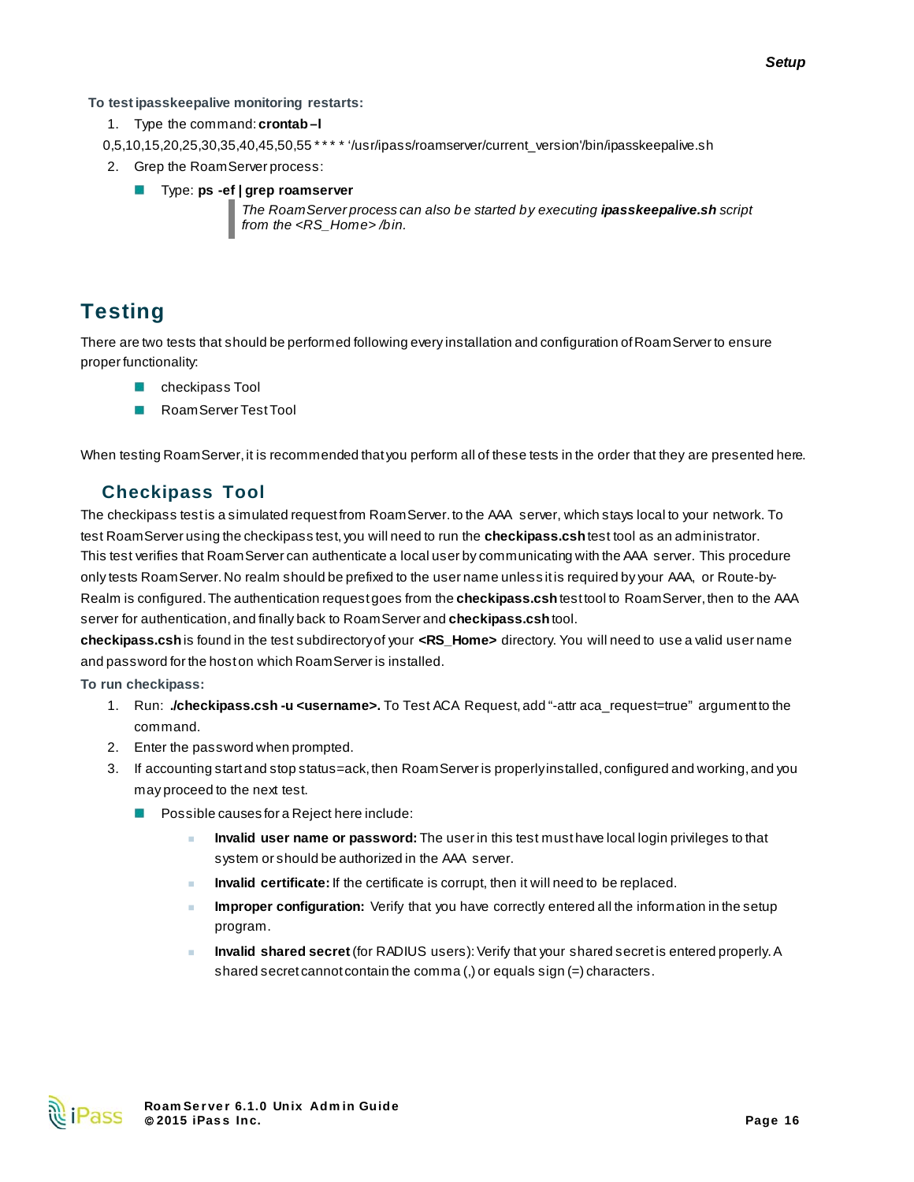**To test ipasskeepalive monitoring restarts:**

1. Type the command: **crontab –l**

0,5,10,15,20,25,30,35,40,45,50,55 * * * * '/usr/ipass/roamserver/current_version'/bin/ipasskeepalive.sh

2. Grep the RoamServer process:
   - Type: **ps -ef | grep roamserver**

> *The RoamServer process can also be started by executing **ipasskeepalive.sh** script from the <RS_Home> /bin.*

# Testing

There are two tests that should be performed following every installation and configuration of RoamServer to ensure proper functionality:

- checkipass Tool
- RoamServer Test Tool

When testing RoamServer, it is recommended that you perform all of these tests in the order that they are presented here.

## Checkipass Tool

The checkipass test is a simulated request from RoamServer. to the AAA server, which stays local to your network. To test RoamServer using the checkipass test, you will need to run the **checkipass.csh** test tool as an administrator. This test verifies that RoamServer can authenticate a local user by communicating with the AAA server. This procedure only tests RoamServer. No realm should be prefixed to the user name unless it is required by your AAA, or Route-by-Realm is configured. The authentication request goes from the **checkipass.csh** test tool to RoamServer, then to the AAA server for authentication, and finally back to RoamServer and **checkipass.csh** tool.

**checkipass.csh** is found in the test subdirectory of your **<RS_Home>** directory. You will need to use a valid user name and password for the host on which RoamServer is installed.

**To run checkipass:**

1. Run: **./checkipass.csh -u <username>.** To Test ACA Request, add "-attr aca_request=true" argument to the command.
2. Enter the password when prompted.
3. If accounting start and stop status=ack, then RoamServer is properly installed, configured and working, and you may proceed to the next test.
   - Possible causes for a Reject here include:
     - **Invalid user name or password:** The user in this test must have local login privileges to that system or should be authorized in the AAA server.
     - **Invalid certificate:** If the certificate is corrupt, then it will need to be replaced.
     - **Improper configuration:** Verify that you have correctly entered all the information in the setup program.
     - **Invalid shared secret** (for RADIUS users): Verify that your shared secret is entered properly. A shared secret cannot contain the comma (,) or equals sign (=) characters.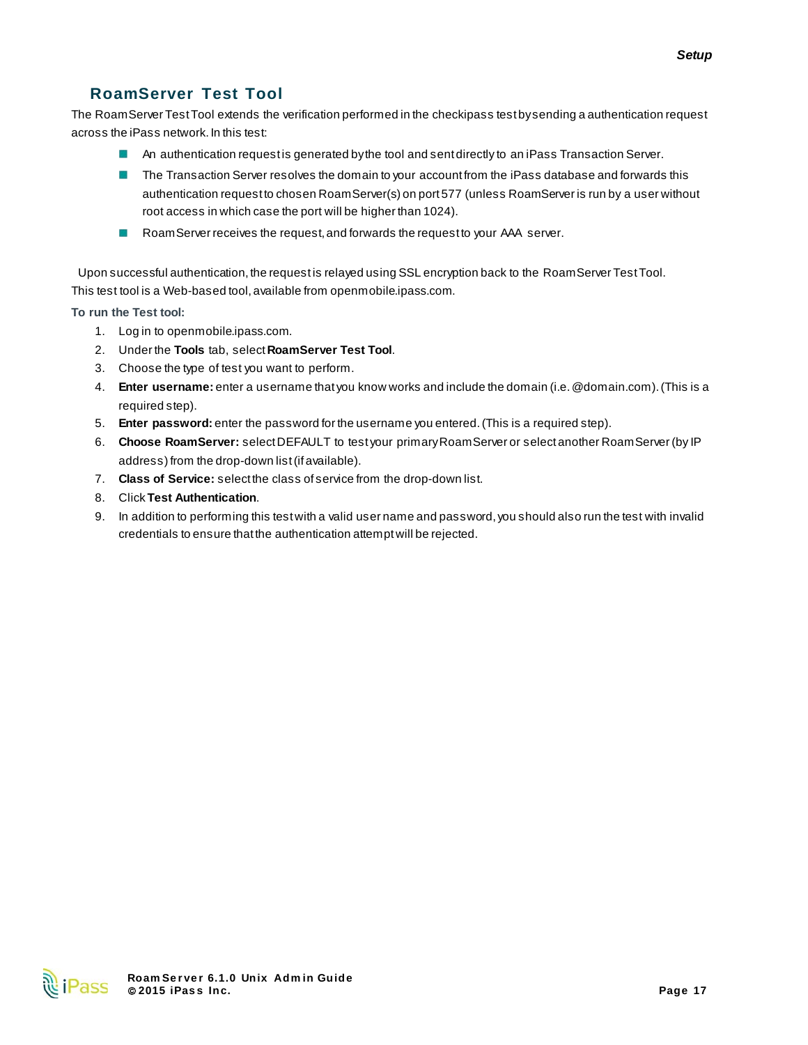## RoamServer Test Tool

The RoamServer Test Tool extends the verification performed in the checkipass test by sending a authentication request across the iPass network. In this test:

- An authentication request is generated by the tool and sent directly to an iPass Transaction Server.
- The Transaction Server resolves the domain to your account from the iPass database and forwards this authentication request to chosen RoamServer(s) on port 577 (unless RoamServer is run by a user without root access in which case the port will be higher than 1024).
- RoamServer receives the request, and forwards the request to your AAA server.

Upon successful authentication, the request is relayed using SSL encryption back to the RoamServer Test Tool. This test tool is a Web-based tool, available from openmobile.ipass.com.

**To run the Test tool:**

1. Log in to openmobile.ipass.com.
2. Under the **Tools** tab, select **RoamServer Test Tool**.
3. Choose the type of test you want to perform.
4. **Enter username:** enter a username that you know works and include the domain (i.e. @domain.com). (This is a required step).
5. **Enter password:** enter the password for the username you entered. (This is a required step).
6. **Choose RoamServer:** select DEFAULT to test your primary RoamServer or select another RoamServer (by IP address) from the drop-down list (if available).
7. **Class of Service:** select the class of service from the drop-down list.
8. Click **Test Authentication**.
9. In addition to performing this test with a valid user name and password, you should also run the test with invalid credentials to ensure that the authentication attempt will be rejected.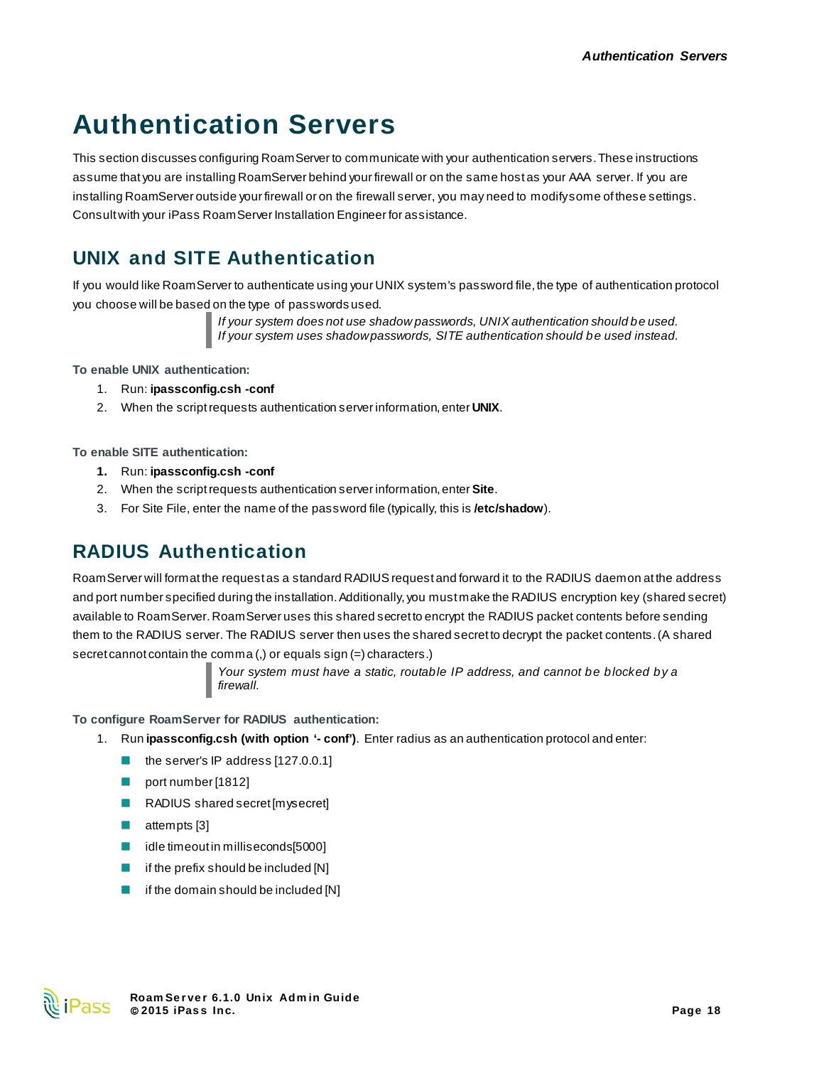# Authentication Servers

This section discusses configuring RoamServer to communicate with your authentication servers. These instructions assume that you are installing RoamServer behind your firewall or on the same host as your AAA server. If you are installing RoamServer outside your firewall or on the firewall server, you may need to modify some of these settings. Consult with your iPass RoamServer Installation Engineer for assistance.

## UNIX and SITE Authentication

If you would like RoamServer to authenticate using your UNIX system's password file, the type of authentication protocol you choose will be based on the type of passwords used.

> *If your system does not use shadow passwords, UNIX authentication should be used. If your system uses shadow passwords, SITE authentication should be used instead.*

**To enable UNIX authentication:**

1. Run: **ipassconfig.csh -conf**
2. When the script requests authentication server information, enter **UNIX**.

**To enable SITE authentication:**

1. Run: **ipassconfig.csh -conf**
2. When the script requests authentication server information, enter **Site**.
3. For Site File, enter the name of the password file (typically, this is **/etc/shadow**).

## RADIUS Authentication

RoamServer will format the request as a standard RADIUS request and forward it to the RADIUS daemon at the address and port number specified during the installation. Additionally, you must make the RADIUS encryption key (shared secret) available to RoamServer. RoamServer uses this shared secret to encrypt the RADIUS packet contents before sending them to the RADIUS server. The RADIUS server then uses the shared secret to decrypt the packet contents. (A shared secret cannot contain the comma (,) or equals sign (=) characters.)

> *Your system must have a static, routable IP address, and cannot be blocked by a firewall.*

**To configure RoamServer for RADIUS authentication:**

1. Run **ipassconfig.csh (with option '- conf')**. Enter radius as an authentication protocol and enter:
   - the server's IP address [127.0.0.1]
   - port number [1812]
   - RADIUS shared secret [mysecret]
   - attempts [3]
   - idle timeout in milliseconds [5000]
   - if the prefix should be included [N]
   - if the domain should be included [N]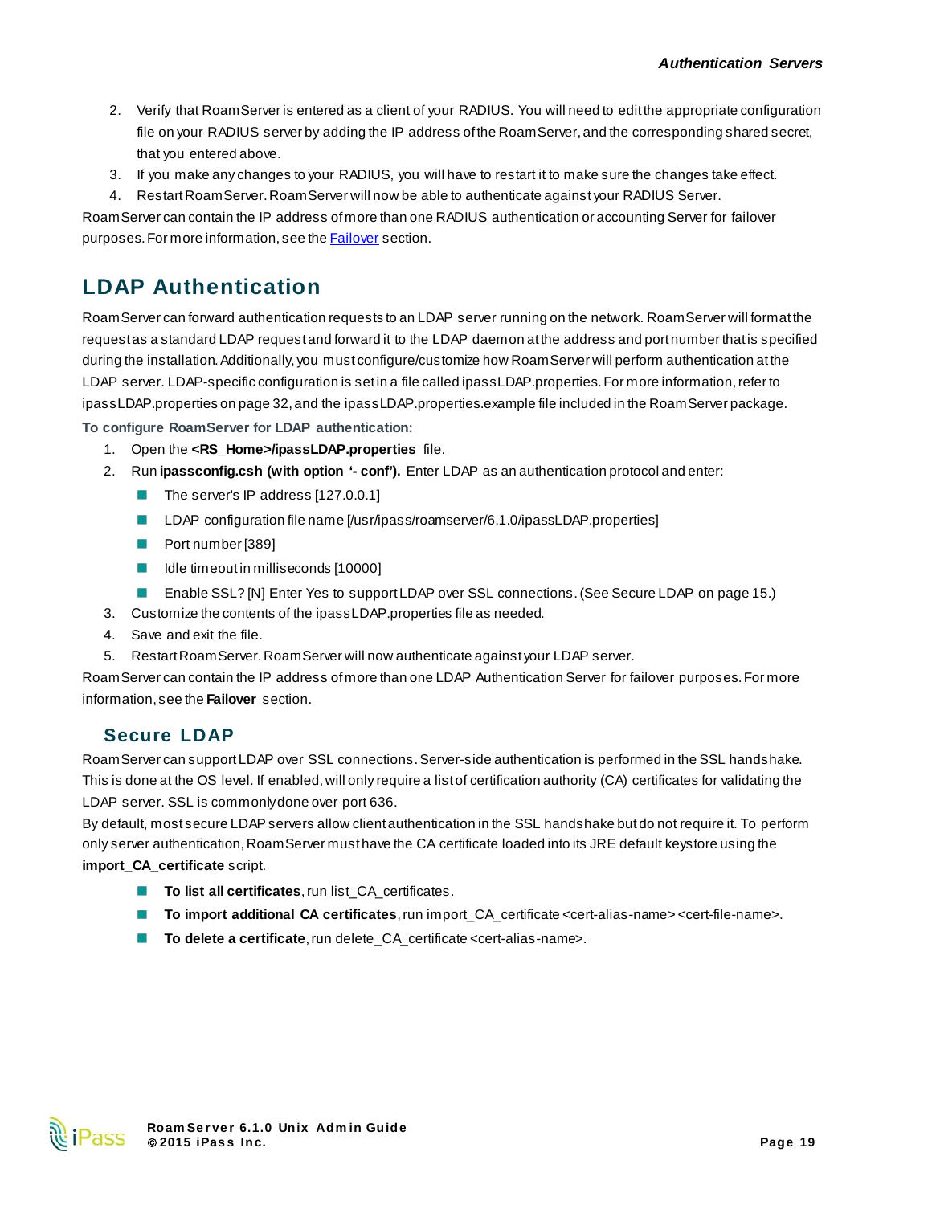2. Verify that RoamServer is entered as a client of your RADIUS. You will need to edit the appropriate configuration file on your RADIUS server by adding the IP address of the RoamServer, and the corresponding shared secret, that you entered above.
3. If you make any changes to your RADIUS, you will have to restart it to make sure the changes take effect.
4. Restart RoamServer. RoamServer will now be able to authenticate against your RADIUS Server.

RoamServer can contain the IP address of more than one RADIUS authentication or accounting Server for failover purposes. For more information, see the Failover section.

## LDAP Authentication

RoamServer can forward authentication requests to an LDAP server running on the network. RoamServer will format the request as a standard LDAP request and forward it to the LDAP daemon at the address and port number that is specified during the installation. Additionally, you must configure/customize how RoamServer will perform authentication at the LDAP server. LDAP-specific configuration is set in a file called ipassLDAP.properties. For more information, refer to ipassLDAP.properties on page 32, and the ipassLDAP.properties.example file included in the RoamServer package.

**To configure RoamServer for LDAP authentication:**

1. Open the **<RS_Home>/ipassLDAP.properties** file.
2. Run **ipassconfig.csh (with option '- conf').** Enter LDAP as an authentication protocol and enter:
   - The server's IP address [127.0.0.1]
   - LDAP configuration file name [/usr/ipass/roamserver/6.1.0/ipassLDAP.properties]
   - Port number [389]
   - Idle timeout in milliseconds [10000]
   - Enable SSL? [N] Enter Yes to support LDAP over SSL connections. (See Secure LDAP on page 15.)
3. Customize the contents of the ipassLDAP.properties file as needed.
4. Save and exit the file.
5. Restart RoamServer. RoamServer will now authenticate against your LDAP server.

RoamServer can contain the IP address of more than one LDAP Authentication Server for failover purposes. For more information, see the **Failover** section.

### Secure LDAP

RoamServer can support LDAP over SSL connections. Server-side authentication is performed in the SSL handshake. This is done at the OS level. If enabled, will only require a list of certification authority (CA) certificates for validating the LDAP server. SSL is commonly done over port 636.

By default, most secure LDAP servers allow client authentication in the SSL handshake but do not require it. To perform only server authentication, RoamServer must have the CA certificate loaded into its JRE default keystore using the **import_CA_certificate** script.

- **To list all certificates**, run list_CA_certificates.
- **To import additional CA certificates**, run import_CA_certificate <cert-alias-name> <cert-file-name>.
- **To delete a certificate**, run delete_CA_certificate <cert-alias-name>.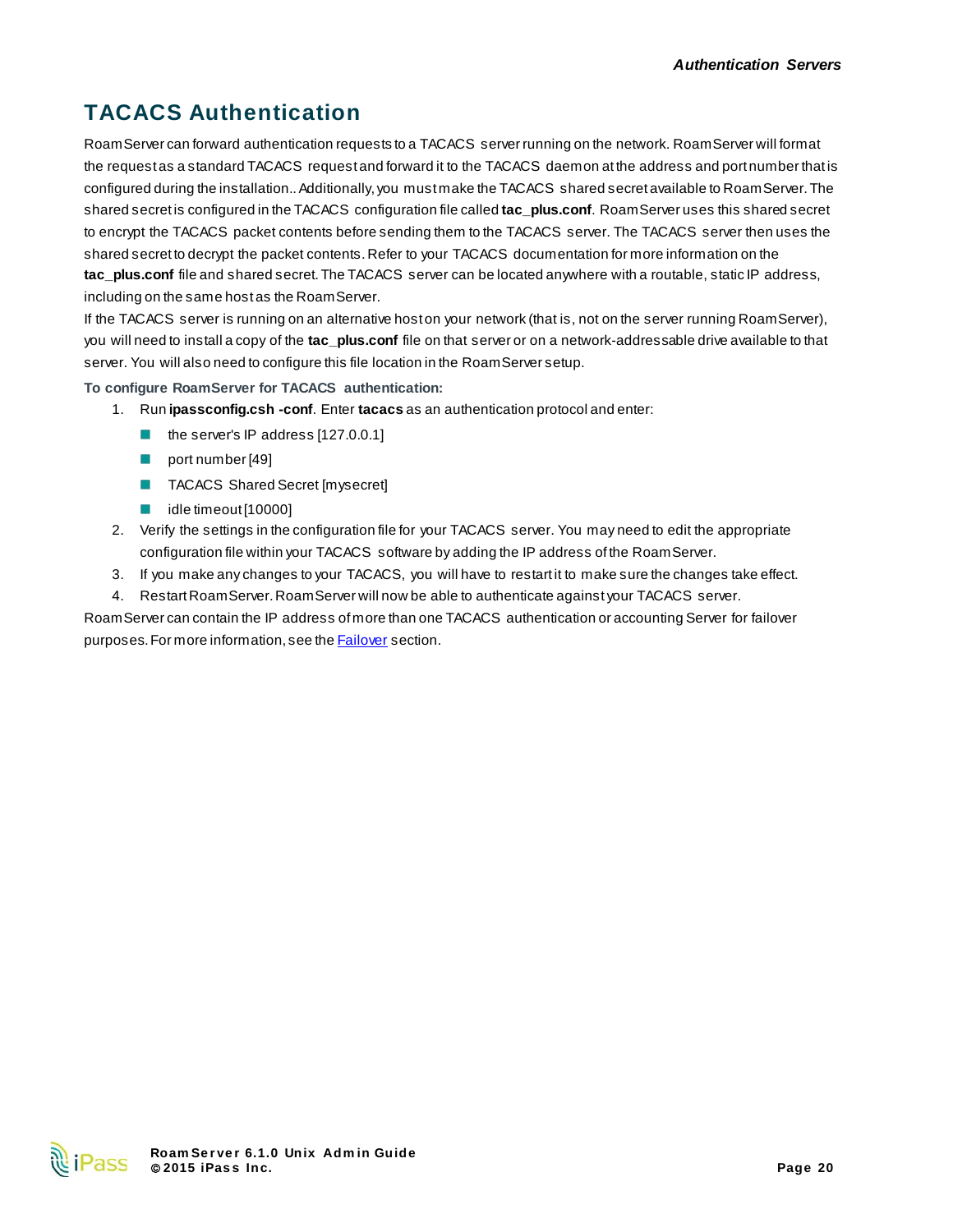# TACACS Authentication

RoamServer can forward authentication requests to a TACACS server running on the network. RoamServer will format the request as a standard TACACS request and forward it to the TACACS daemon at the address and port number that is configured during the installation.. Additionally, you must make the TACACS shared secret available to RoamServer. The shared secret is configured in the TACACS configuration file called **tac_plus.conf**. RoamServer uses this shared secret to encrypt the TACACS packet contents before sending them to the TACACS server. The TACACS server then uses the shared secret to decrypt the packet contents. Refer to your TACACS documentation for more information on the **tac_plus.conf** file and shared secret. The TACACS server can be located anywhere with a routable, static IP address, including on the same host as the RoamServer.

If the TACACS server is running on an alternative host on your network (that is, not on the server running RoamServer), you will need to install a copy of the **tac_plus.conf** file on that server or on a network-addressable drive available to that server. You will also need to configure this file location in the RoamServer setup.

**To configure RoamServer for TACACS authentication:**

1. Run **ipassconfig.csh -conf**. Enter **tacacs** as an authentication protocol and enter:
   - the server's IP address [127.0.0.1]
   - port number [49]
   - TACACS Shared Secret [mysecret]
   - idle timeout [10000]
2. Verify the settings in the configuration file for your TACACS server. You may need to edit the appropriate configuration file within your TACACS software by adding the IP address of the RoamServer.
3. If you make any changes to your TACACS, you will have to restart it to make sure the changes take effect.
4. Restart RoamServer. RoamServer will now be able to authenticate against your TACACS server.

RoamServer can contain the IP address of more than one TACACS authentication or accounting Server for failover purposes. For more information, see the Failover section.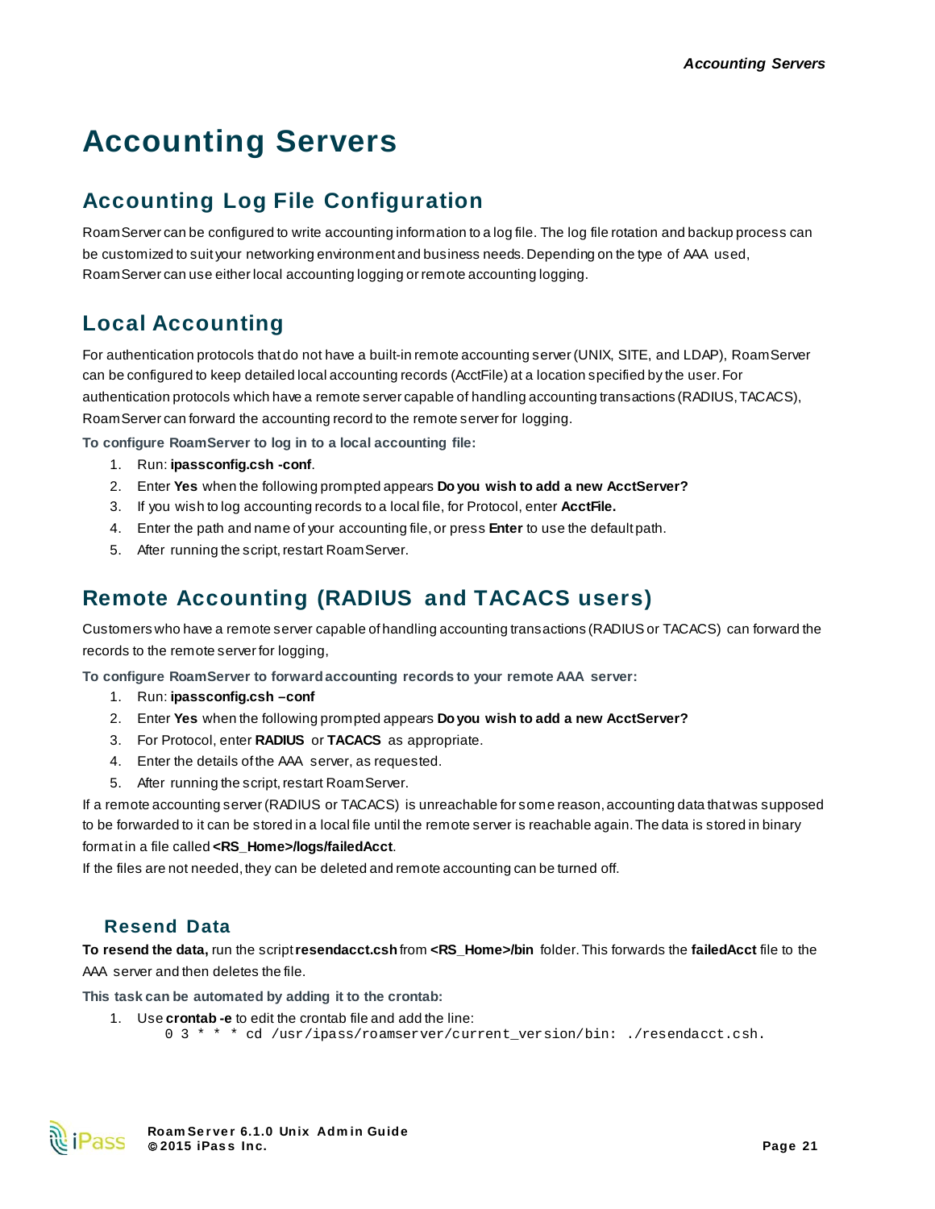# Accounting Servers

## Accounting Log File Configuration

RoamServer can be configured to write accounting information to a log file. The log file rotation and backup process can be customized to suit your networking environment and business needs. Depending on the type of AAA used, RoamServer can use either local accounting logging or remote accounting logging.

## Local Accounting

For authentication protocols that do not have a built-in remote accounting server (UNIX, SITE, and LDAP), RoamServer can be configured to keep detailed local accounting records (AcctFile) at a location specified by the user. For authentication protocols which have a remote server capable of handling accounting transactions (RADIUS, TACACS), RoamServer can forward the accounting record to the remote server for logging.

**To configure RoamServer to log in to a local accounting file:**

1. Run: **ipassconfig.csh -conf**.
2. Enter **Yes** when the following prompted appears **Do you wish to add a new AcctServer?**
3. If you wish to log accounting records to a local file, for Protocol, enter **AcctFile.**
4. Enter the path and name of your accounting file, or press **Enter** to use the default path.
5. After running the script, restart RoamServer.

## Remote Accounting (RADIUS and TACACS users)

Customers who have a remote server capable of handling accounting transactions (RADIUS or TACACS) can forward the records to the remote server for logging,

**To configure RoamServer to forward accounting records to your remote AAA server:**

1. Run: **ipassconfig.csh –conf**
2. Enter **Yes** when the following prompted appears **Do you wish to add a new AcctServer?**
3. For Protocol, enter **RADIUS** or **TACACS** as appropriate.
4. Enter the details of the AAA server, as requested.
5. After running the script, restart RoamServer.

If a remote accounting server (RADIUS or TACACS) is unreachable for some reason, accounting data that was supposed to be forwarded to it can be stored in a local file until the remote server is reachable again. The data is stored in binary format in a file called **<RS_Home>/logs/failedAcct**.

If the files are not needed, they can be deleted and remote accounting can be turned off.

### Resend Data

**To resend the data,** run the script **resendacct.csh** from **<RS_Home>/bin** folder. This forwards the **failedAcct** file to the AAA server and then deletes the file.

**This task can be automated by adding it to the crontab:**

1. Use **crontab -e** to edit the crontab file and add the line:

```
0 3 * * * cd /usr/ipass/roamserver/current_version/bin: ./resendacct.csh.
```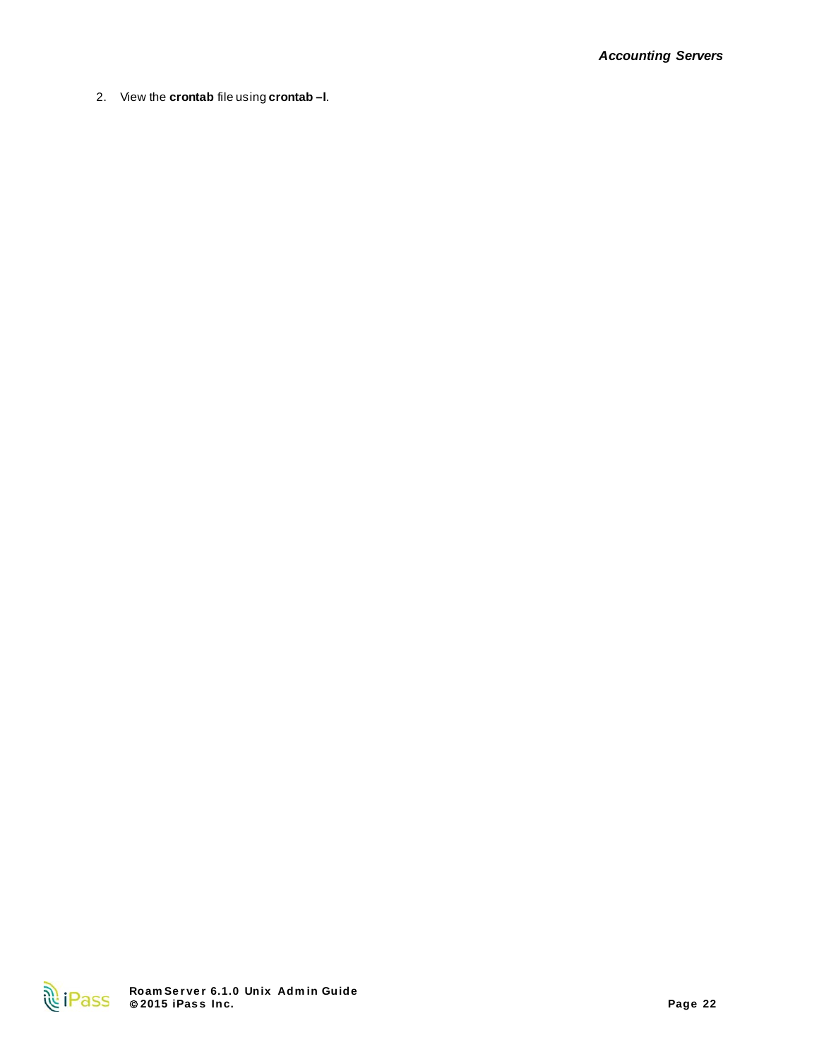2. View the **crontab** file using **crontab –l**.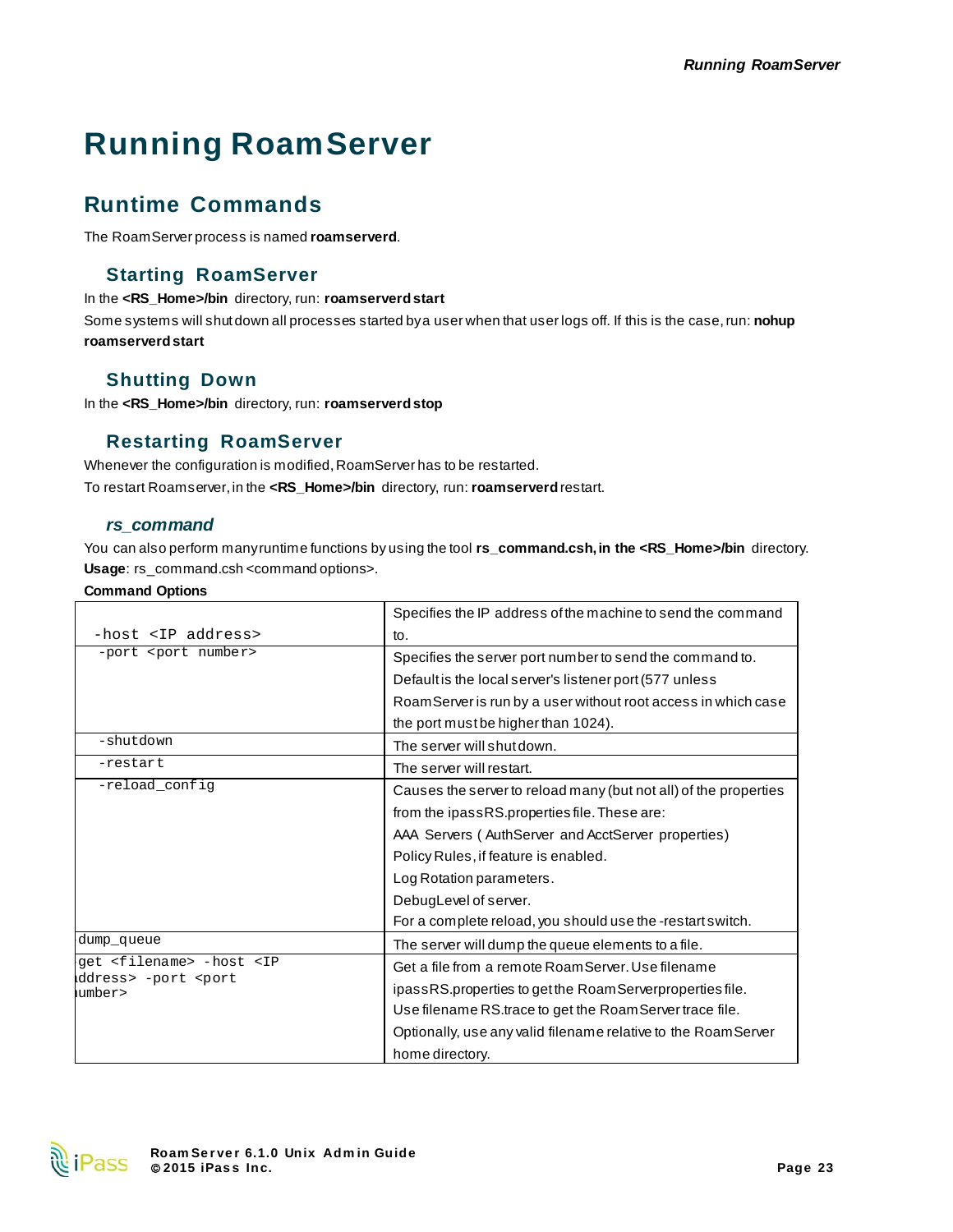# Running RoamServer

## Runtime Commands

The RoamServer process is named **roamserverd**.

### Starting RoamServer

In the **<RS_Home>/bin** directory, run: **roamserverd start**

Some systems will shut down all processes started by a user when that user logs off. If this is the case, run: **nohup roamserverd start**

### Shutting Down

In the **<RS_Home>/bin** directory, run: **roamserverd stop**

### Restarting RoamServer

Whenever the configuration is modified, RoamServer has to be restarted.

To restart Roamserver, in the **<RS_Home>/bin** directory, run: **roamserverd** restart.

### *rs_command*

You can also perform many runtime functions by using the tool **rs_command.csh, in the <RS_Home>/bin** directory.

**Usage**: rs_command.csh <command options>.

**Command Options**

| | |
|---|---|
| `-host <IP address>` | Specifies the IP address of the machine to send the command to. |
| `-port <port number>` | Specifies the server port number to send the command to. Default is the local server's listener port (577 unless RoamServer is run by a user without root access in which case the port must be higher than 1024). |
| `-shutdown` | The server will shut down. |
| `-restart` | The server will restart. |
| `-reload_config` | Causes the server to reload many (but not all) of the properties from the ipassRS.properties file. These are:<br>AAA Servers ( AuthServer and AcctServer properties)<br>Policy Rules, if feature is enabled.<br>Log Rotation parameters.<br>DebugLevel of server.<br>For a complete reload, you should use the -restart switch. |
| `dump_queue` | The server will dump the queue elements to a file. |
| `get <filename> -host <IP address> -port <port number>` | Get a file from a remote RoamServer. Use filename ipassRS.properties to get the RoamServerproperties file.<br>Use filename RS.trace to get the RoamServer trace file.<br>Optionally, use any valid filename relative to the RoamServer home directory. |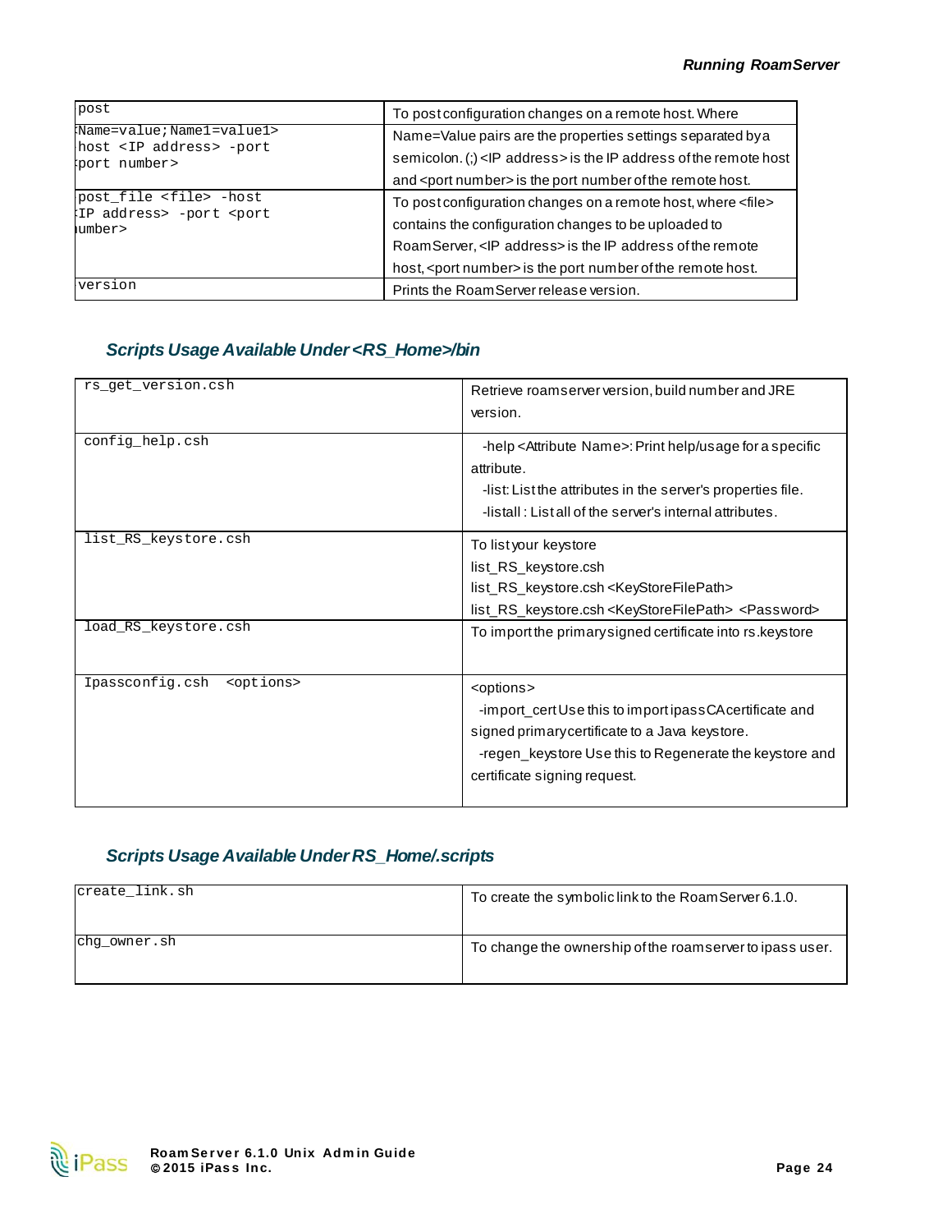| | |
|---|---|
| post <Name=value;Name1=value1> -host <IP address> -port <port number> | To post configuration changes on a remote host. Where Name=Value pairs are the properties settings separated by a semicolon. (;) <IP address> is the IP address of the remote host and <port number> is the port number of the remote host. |
| post_file <file> -host <IP address> -port <port number> | To post configuration changes on a remote host, where <file> contains the configuration changes to be uploaded to RoamServer, <IP address> is the IP address of the remote host, <port number> is the port number of the remote host. |
| version | Prints the RoamServer release version. |

## Scripts Usage Available Under <RS_Home>/bin

| | |
|---|---|
| rs_get_version.csh | Retrieve roamserver version, build number and JRE version. |
| config_help.csh | -help <Attribute Name>: Print help/usage for a specific attribute.<br>-list: List the attributes in the server's properties file.<br>-listall : List all of the server's internal attributes. |
| list_RS_keystore.csh | To list your keystore<br>list_RS_keystore.csh<br>list_RS_keystore.csh <KeyStoreFilePath><br>list_RS_keystore.csh <KeyStoreFilePath> <Password> |
| load_RS_keystore.csh | To import the primary signed certificate into rs.keystore |
| Ipassconfig.csh <options> | <options><br>-import_cert Use this to import ipass CA certificate and signed primary certificate to a Java keystore.<br>-regen_keystore Use this to Regenerate the keystore and certificate signing request. |

## Scripts Usage Available Under RS_Home/.scripts

| | |
|---|---|
| create_link.sh | To create the symbolic link to the RoamServer 6.1.0. |
| chg_owner.sh | To change the ownership of the roamserver to ipass user. |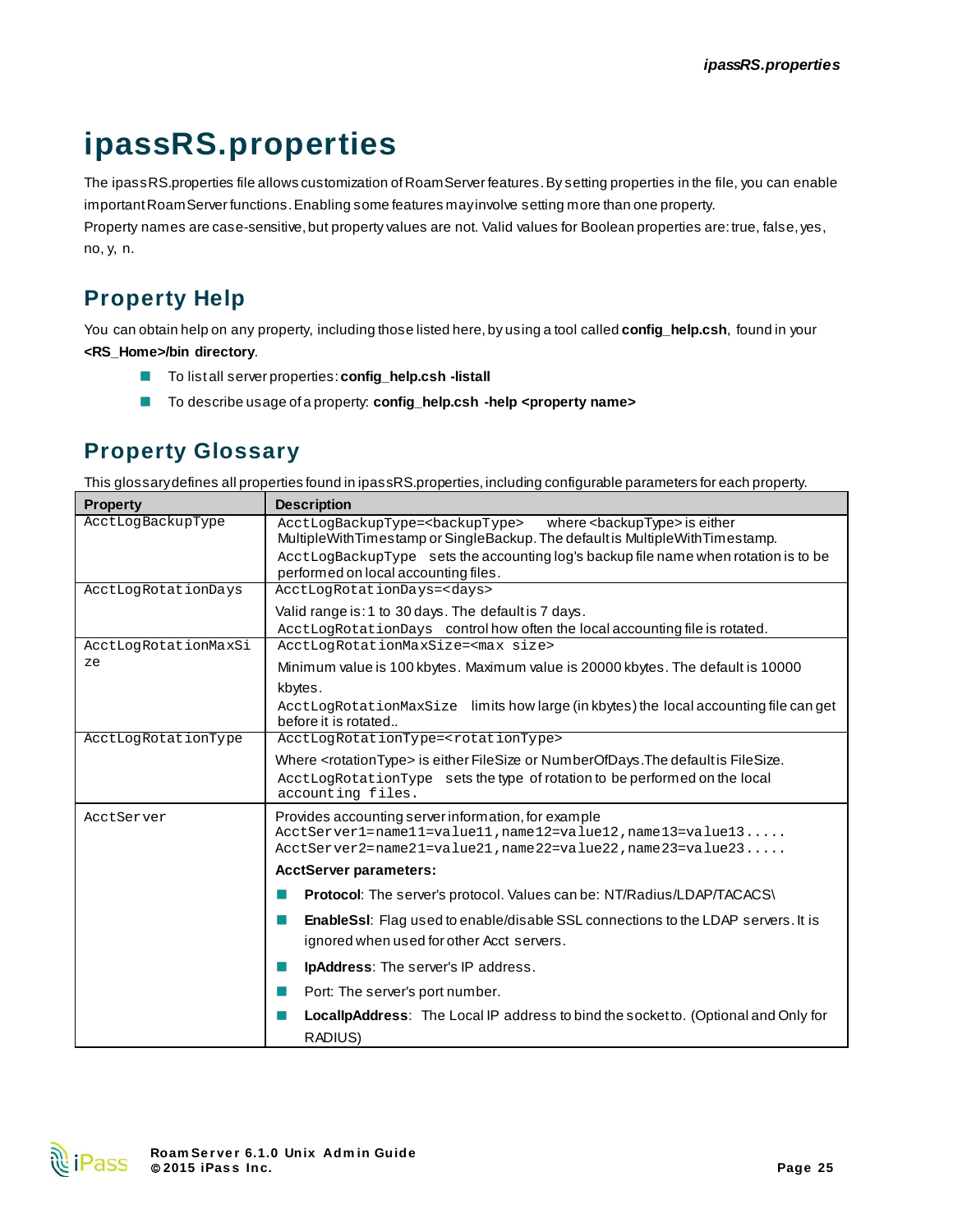# ipassRS.properties

The ipassRS.properties file allows customization of RoamServer features. By setting properties in the file, you can enable important RoamServer functions. Enabling some features may involve setting more than one property.
Property names are case-sensitive, but property values are not. Valid values for Boolean properties are: true, false, yes, no, y, n.

## Property Help

You can obtain help on any property, including those listed here, by using a tool called **config_help.csh**, found in your **<RS_Home>/bin directory**.

- To list all server properties: **config_help.csh -listall**
- To describe usage of a property: **config_help.csh -help <property name>**

## Property Glossary

This glossary defines all properties found in ipassRS.properties, including configurable parameters for each property.

| Property | Description |
|---|---|
| AcctLogBackupType | AcctLogBackupType=<backupType> where <backupType> is either MultipleWithTimestamp or SingleBackup. The default is MultipleWithTimestamp.<br>AcctLogBackupType sets the accounting log's backup file name when rotation is to be performed on local accounting files. |
| AcctLogRotationDays | AcctLogRotationDays=<days><br>Valid range is: 1 to 30 days. The default is 7 days.<br>AcctLogRotationDays control how often the local accounting file is rotated. |
| AcctLogRotationMaxSize | AcctLogRotationMaxSize=<max size><br>Minimum value is 100 kbytes. Maximum value is 20000 kbytes. The default is 10000 kbytes.<br>AcctLogRotationMaxSize limits how large (in kbytes) the local accounting file can get before it is rotated.. |
| AcctLogRotationType | AcctLogRotationType=<rotationType><br>Where <rotationType> is either FileSize or NumberOfDays.The default is FileSize.<br>AcctLogRotationType sets the type of rotation to be performed on the local accounting files. |
| AcctServer | Provides accounting server information, for example<br>AcctServer1=name11=value11,name12=value12,name13=value13.....<br>AcctServer2=name21=value21,name22=value22,name23=value23.....<br>**AcctServer parameters:**<br>- **Protocol**: The server's protocol. Values can be: NT/Radius/LDAP/TACACS\<br>- **EnableSsl**: Flag used to enable/disable SSL connections to the LDAP servers. It is ignored when used for other Acct servers.<br>- **IpAddress**: The server's IP address.<br>- Port: The server's port number.<br>- **LocalIpAddress**: The Local IP address to bind the socket to. (Optional and Only for RADIUS) |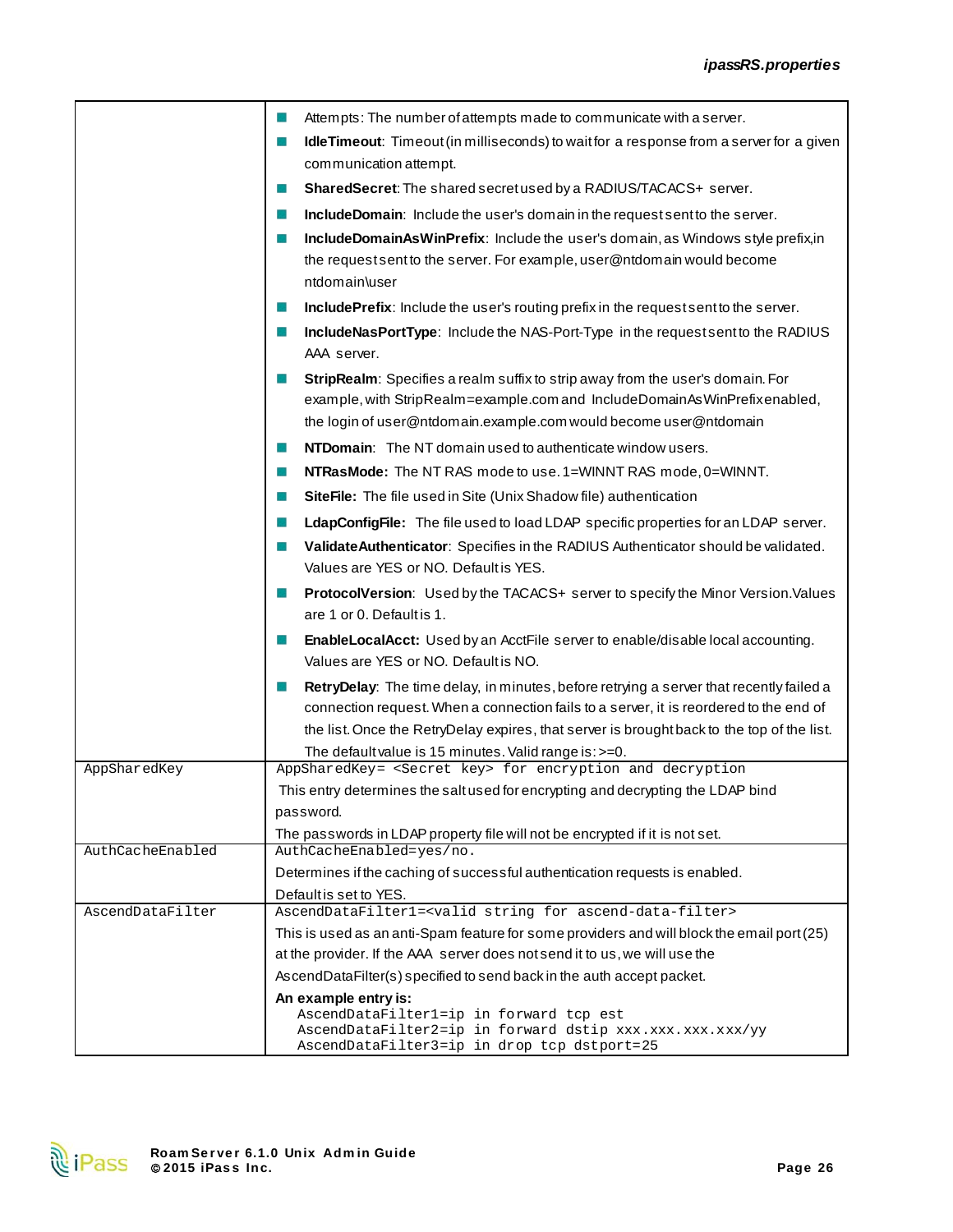| | |
|---|---|
| | - Attempts: The number of attempts made to communicate with a server.<br>- **IdleTimeout**: Timeout (in milliseconds) to wait for a response from a server for a given communication attempt.<br>- **SharedSecret**: The shared secret used by a RADIUS/TACACS+ server.<br>- **IncludeDomain**: Include the user's domain in the request sent to the server.<br>- **IncludeDomainAsWinPrefix**: Include the user's domain, as Windows style prefix,in the request sent to the server. For example, user@ntdomain would become ntdomain\user<br>- **IncludePrefix**: Include the user's routing prefix in the request sent to the server.<br>- **IncludeNasPortType**: Include the NAS-Port-Type in the request sent to the RADIUS AAA server.<br>- **StripRealm**: Specifies a realm suffix to strip away from the user's domain. For example, with StripRealm=example.com and IncludeDomainAsWinPrefix enabled, the login of user@ntdomain.example.com would become user@ntdomain<br>- **NTDomain**: The NT domain used to authenticate window users.<br>- **NTRasMode:** The NT RAS mode to use. 1=WINNT RAS mode, 0=WINNT.<br>- **SiteFile:** The file used in Site (Unix Shadow file) authentication<br>- **LdapConfigFile:** The file used to load LDAP specific properties for an LDAP server.<br>- **ValidateAuthenticator**: Specifies in the RADIUS Authenticator should be validated. Values are YES or NO. Default is YES.<br>- **ProtocolVersion**: Used by the TACACS+ server to specify the Minor Version.Values are 1 or 0. Default is 1.<br>- **EnableLocalAcct:** Used by an AcctFile server to enable/disable local accounting. Values are YES or NO. Default is NO.<br>- **RetryDelay**: The time delay, in minutes, before retrying a server that recently failed a connection request. When a connection fails to a server, it is reordered to the end of the list. Once the RetryDelay expires, that server is brought back to the top of the list. The default value is 15 minutes. Valid range is: >=0. |
| `AppSharedKey` | `AppSharedKey= <Secret key> for encryption and decryption`<br>This entry determines the salt used for encrypting and decrypting the LDAP bind password.<br>The passwords in LDAP property file will not be encrypted if it is not set. |
| `AuthCacheEnabled` | `AuthCacheEnabled=yes/no.`<br>Determines if the caching of successful authentication requests is enabled.<br>Default is set to YES. |
| `AscendDataFilter` | `AscendDataFilter1=<valid string for ascend-data-filter>`<br>This is used as an anti-Spam feature for some providers and will block the email port (25) at the provider. If the AAA server does not send it to us, we will use the AscendDataFilter(s) specified to send back in the auth accept packet.<br>**An example entry is:**<br>`AscendDataFilter1=ip in forward tcp est`<br>`AscendDataFilter2=ip in forward dstip xxx.xxx.xxx.xxx/yy`<br>`AscendDataFilter3=ip in drop tcp dstport=25` |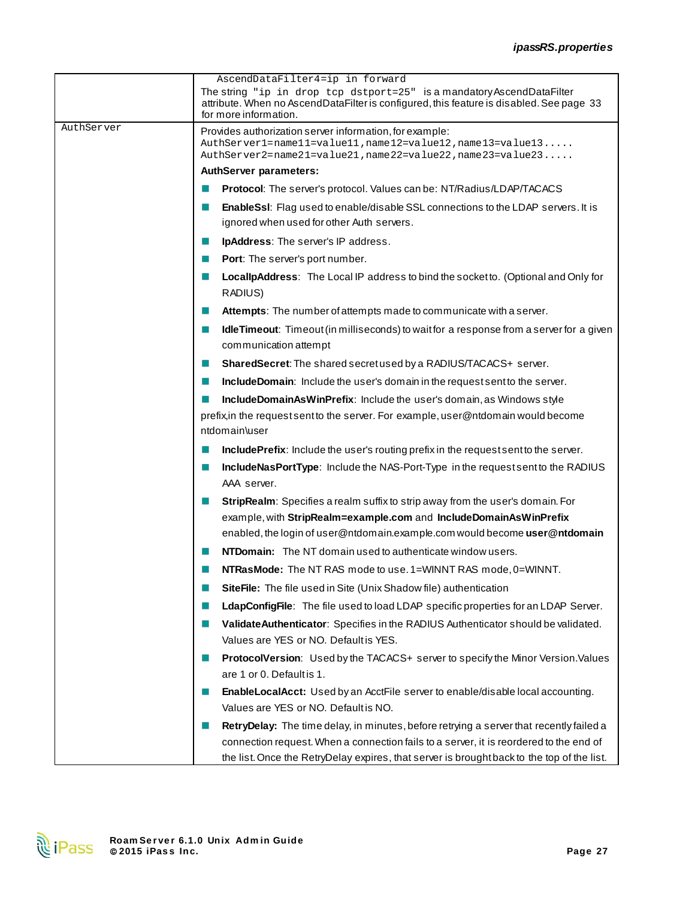| | |
|---|---|
| | `AscendDataFilter4=ip in forward`<br>The string `"ip in drop tcp dstport=25"` is a mandatory AscendDataFilter attribute. When no AscendDataFilter is configured, this feature is disabled. See page 33 for more information. |
| `AuthServer` | Provides authorization server information, for example:<br>`AuthServer1=name11=value11,name12=value12,name13=value13.....`<br>`AuthServer2=name21=value21,name22=value22,name23=value23.....`<br>**AuthServer parameters:**<br>■ **Protocol**: The server's protocol. Values can be: NT/Radius/LDAP/TACACS<br>■ **EnableSsl**: Flag used to enable/disable SSL connections to the LDAP servers. It is ignored when used for other Auth servers.<br>■ **IpAddress**: The server's IP address.<br>■ **Port**: The server's port number.<br>■ **LocalIpAddress**: The Local IP address to bind the socket to. (Optional and Only for RADIUS)<br>■ **Attempts**: The number of attempts made to communicate with a server.<br>■ **IdleTimeout**: Timeout (in milliseconds) to wait for a response from a server for a given communication attempt<br>■ **SharedSecret**: The shared secret used by a RADIUS/TACACS+ server.<br>■ **IncludeDomain**: Include the user's domain in the request sent to the server.<br>■ **IncludeDomainAsWinPrefix**: Include the user's domain, as Windows style prefix,in the request sent to the server. For example, user@ntdomain would become ntdomain\user<br>■ **IncludePrefix**: Include the user's routing prefix in the request sent to the server.<br>■ **IncludeNasPortType**: Include the NAS-Port-Type in the request sent to the RADIUS AAA server.<br>■ **StripRealm**: Specifies a realm suffix to strip away from the user's domain. For example, with **StripRealm=example.com** and **IncludeDomainAsWinPrefix** enabled, the login of user@ntdomain.example.com would become **user@ntdomain**<br>■ **NTDomain:** The NT domain used to authenticate window users.<br>■ **NTRasMode:** The NT RAS mode to use. 1=WINNT RAS mode, 0=WINNT.<br>■ **SiteFile:** The file used in Site (Unix Shadow file) authentication<br>■ **LdapConfigFile**: The file used to load LDAP specific properties for an LDAP Server.<br>■ **ValidateAuthenticator**: Specifies in the RADIUS Authenticator should be validated. Values are YES or NO. Default is YES.<br>■ **ProtocolVersion**: Used by the TACACS+ server to specify the Minor Version.Values are 1 or 0. Default is 1.<br>■ **EnableLocalAcct:** Used by an AcctFile server to enable/disable local accounting. Values are YES or NO. Default is NO.<br>■ **RetryDelay:** The time delay, in minutes, before retrying a server that recently failed a connection request. When a connection fails to a server, it is reordered to the end of the list. Once the RetryDelay expires, that server is brought back to the top of the list. |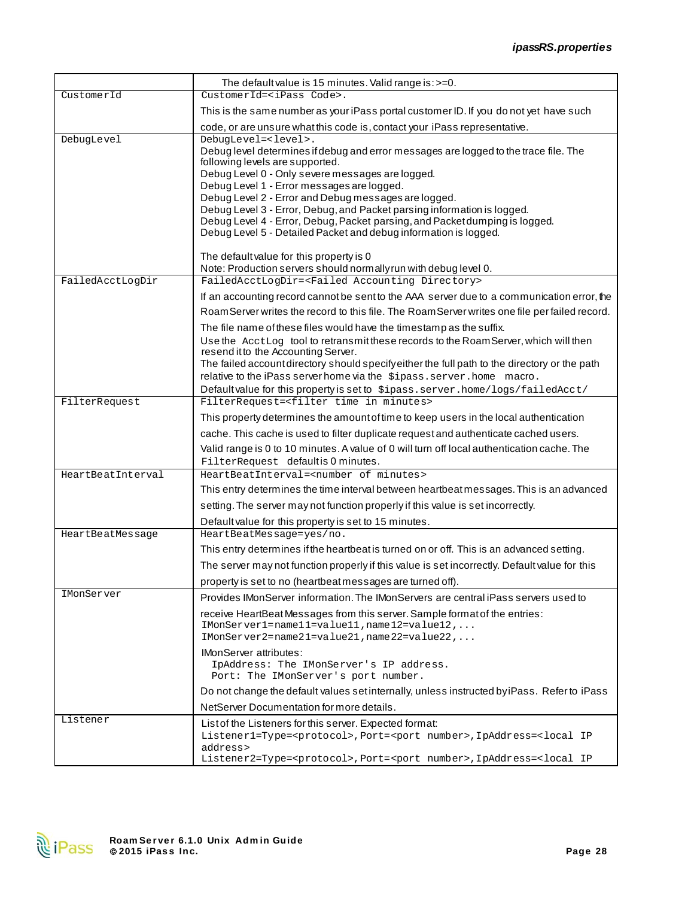| | |
|---|---|
| | The default value is 15 minutes. Valid range is: >=0. |
| CustomerId | `CustomerId=<iPass Code>.`<br>This is the same number as your iPass portal customer ID. If you do not yet have such code, or are unsure what this code is, contact your iPass representative. |
| DebugLevel | `DebugLevel=<level>.`<br>Debug level determines if debug and error messages are logged to the trace file. The following levels are supported.<br>Debug Level 0 - Only severe messages are logged.<br>Debug Level 1 - Error messages are logged.<br>Debug Level 2 - Error and Debug messages are logged.<br>Debug Level 3 - Error, Debug, and Packet parsing information is logged.<br>Debug Level 4 - Error, Debug, Packet parsing, and Packet dumping is logged.<br>Debug Level 5 - Detailed Packet and debug information is logged.<br><br>The default value for this property is 0<br>Note: Production servers should normally run with debug level 0. |
| FailedAcctLogDir | `FailedAcctLogDir=<Failed Accounting Directory>`<br>If an accounting record cannot be sent to the AAA server due to a communication error, the RoamServer writes the record to this file. The RoamServer writes one file per failed record.<br>The file name of these files would have the timestamp as the suffix.<br>Use the `AcctLog` tool to retransmit these records to the RoamServer, which will then resend it to the Accounting Server.<br>The failed account directory should specify either the full path to the directory or the path relative to the iPass server home via the `$ipass.server.home` macro.<br>Default value for this property is set to `$ipass.server.home/logs/failedAcct/` |
| FilterRequest | `FilterRequest=<filter time in minutes>`<br>This property determines the amount of time to keep users in the local authentication cache. This cache is used to filter duplicate request and authenticate cached users.<br>Valid range is 0 to 10 minutes. A value of 0 will turn off local authentication cache. The `FilterRequest` default is 0 minutes. |
| HeartBeatInterval | `HeartBeatInterval=<number of minutes>`<br>This entry determines the time interval between heartbeat messages. This is an advanced setting. The server may not function properly if this value is set incorrectly.<br>Default value for this property is set to 15 minutes. |
| HeartBeatMessage | `HeartBeatMessage=yes/no.`<br>This entry determines if the heartbeat is turned on or off. This is an advanced setting. The server may not function properly if this value is set incorrectly. Default value for this property is set to no (heartbeat messages are turned off). |
| IMonServer | Provides IMonServer information. The IMonServers are central iPass servers used to receive HeartBeat Messages from this server. Sample format of the entries:<br>`IMonServer1=name11=value11,name12=value12,...`<br>`IMonServer2=name21=value21,name22=value22,...`<br>IMonServer attributes:<br>`IpAddress: The IMonServer's IP address.`<br>`Port: The IMonServer's port number.`<br>Do not change the default values set internally, unless instructed by iPass. Refer to iPass NetServer Documentation for more details. |
| Listener | List of the Listeners for this server. Expected format:<br>`Listener1=Type=<protocol>,Port=<port number>,IpAddress=<local IP address>`<br>`Listener2=Type=<protocol>,Port=<port number>,IpAddress=<local IP` |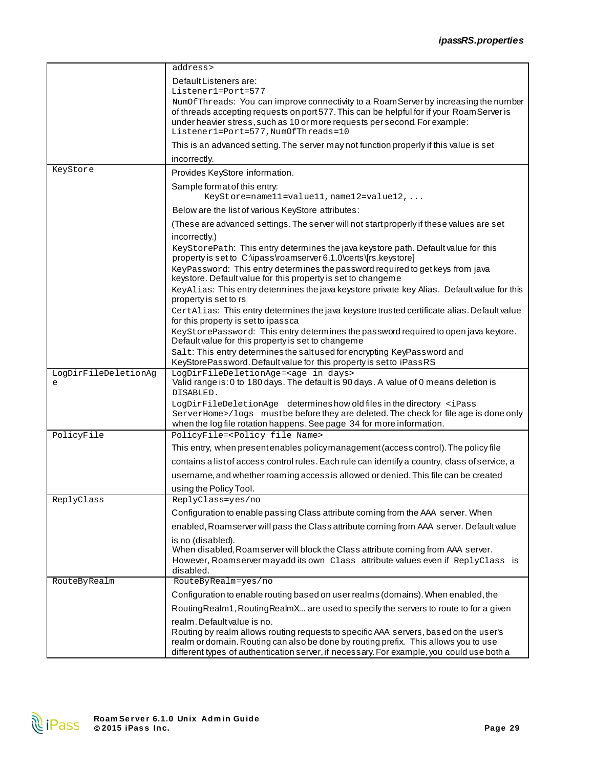| | |
|---|---|
| | address><br><br>Default Listeners are:<br>`Listener1=Port=577`<br>`NumOfThreads`: You can improve connectivity to a RoamServer by increasing the number of threads accepting requests on port 577. This can be helpful for if your RoamServer is under heavier stress, such as 10 or more requests per second. For example:<br>`Listener1=Port=577,NumOfThreads=10`<br><br>This is an advanced setting. The server may not function properly if this value is set incorrectly. |
| `KeyStore` | Provides KeyStore information.<br><br>Sample format of this entry:<br>`KeyStore=name11=value11,name12=value12,...`<br><br>Below are the list of various KeyStore attributes:<br><br>(These are advanced settings. The server will not start properly if these values are set incorrectly.)<br>`KeyStorePath`: This entry determines the java keystore path. Default value for this property is set to C:\ipass\roamserver 6.1.0\certs\[rs.keystore]<br>`KeyPassword`: This entry determines the password required to get keys from java keystore. Default value for this property is set to changeme<br>`KeyAlias`: This entry determines the java keystore private key Alias. Default value for this property is set to rs<br>`CertAlias`: This entry determines the java keystore trusted certificate alias. Default value for this property is set to ipassca<br>`KeyStorePassword`: This entry determines the password required to open java keytore. Default value for this property is set to changeme<br>`Salt`: This entry determines the salt used for encrypting KeyPassword and KeyStorePassword. Default value for this property is set to iPassRS |
| `LogDirFileDeletionAge` | `LogDirFileDeletionAge=<age in days>`<br>Valid range is: 0 to 180 days. The default is 90 days. A value of 0 means deletion is `DISABLED.`<br>`LogDirFileDeletionAge` determines how old files in the directory `<iPass ServerHome>/logs` must be before they are deleted. The check for file age is done only when the log file rotation happens. See page 34 for more information. |
| `PolicyFile` | `PolicyFile=<Policy file Name>`<br><br>This entry, when present enables policy management (access control). The policy file contains a list of access control rules. Each rule can identify a country, class of service, a username, and whether roaming access is allowed or denied. This file can be created using the Policy Tool. |
| `ReplyClass` | `ReplyClass=yes/no`<br><br>Configuration to enable passing Class attribute coming from the AAA server. When enabled, Roamserver will pass the Class attribute coming from AAA server. Default value is no (disabled).<br>When disabled, Roamserver will block the Class attribute coming from AAA server. However, Roamserver may add its own `Class` attribute values even if `ReplyClass` is disabled. |
| `RouteByRealm` | `RouteByRealm=yes/no`<br><br>Configuration to enable routing based on user realms (domains). When enabled, the RoutingRealm1, RoutingRealmX... are used to specify the servers to route to for a given realm. Default value is no.<br>Routing by realm allows routing requests to specific AAA servers, based on the user's realm or domain. Routing can also be done by routing prefix. This allows you to use different types of authentication server, if necessary. For example, you could use both a |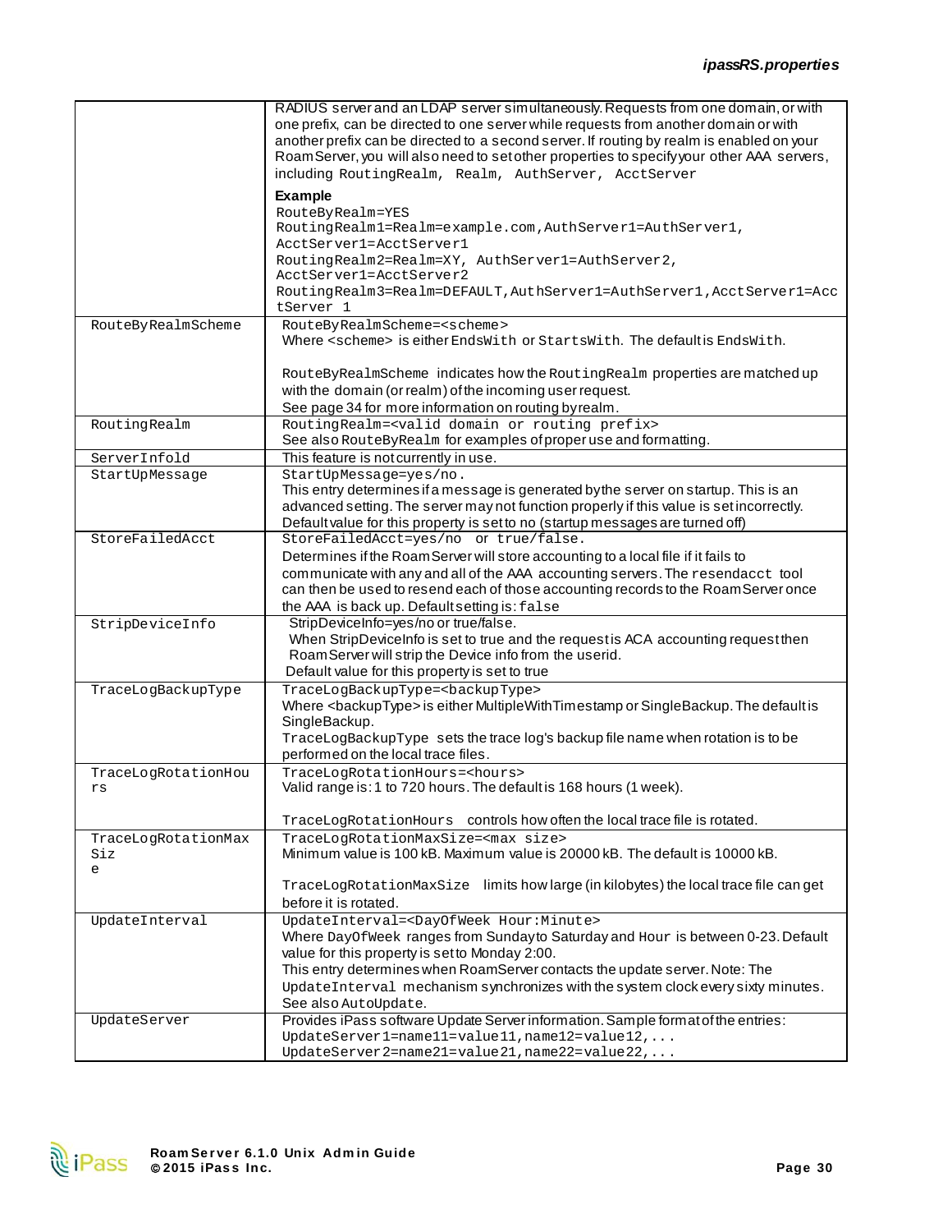| | |
|---|---|
| | RADIUS server and an LDAP server simultaneously. Requests from one domain, or with one prefix, can be directed to one server while requests from another domain or with another prefix can be directed to a second server. If routing by realm is enabled on your RoamServer, you will also need to set other properties to specify your other AAA servers, including `RoutingRealm, Realm, AuthServer, AcctServer`<br><br>**Example**<br>`RouteByRealm=YES`<br>`RoutingRealm1=Realm=example.com,AuthServer1=AuthServer1, AcctServer1=AcctServer1`<br>`RoutingRealm2=Realm=XY, AuthServer1=AuthServer2, AcctServer1=AcctServer2`<br>`RoutingRealm3=Realm=DEFAULT,AuthServer1=AuthServer1,AcctServer1=AcctServer 1` |
| `RouteByRealmScheme` | `RouteByRealmScheme=<scheme>`<br>Where <scheme> is either `EndsWith` or `StartsWith`. The default is `EndsWith`.<br><br>`RouteByRealmScheme` indicates how the `RoutingRealm` properties are matched up with the domain (or realm) of the incoming user request.<br>See page 34 for more information on routing by realm. |
| `RoutingRealm` | `RoutingRealm=<valid domain or routing prefix>`<br>See also `RouteByRealm` for examples of proper use and formatting. |
| `ServerInfold` | This feature is not currently in use. |
| `StartUpMessage` | `StartUpMessage=yes/no.`<br>This entry determines if a message is generated by the server on startup. This is an advanced setting. The server may not function properly if this value is set incorrectly. Default value for this property is set to no (startup messages are turned off) |
| `StoreFailedAcct` | `StoreFailedAcct=yes/no or true/false.`<br>Determines if the RoamServer will store accounting to a local file if it fails to communicate with any and all of the AAA accounting servers. The `resendacct` tool can then be used to resend each of those accounting records to the RoamServer once the AAA is back up. Default setting is: `false` |
| `StripDeviceInfo` | StripDeviceInfo=yes/no or true/false.<br>When StripDeviceInfo is set to true and the request is ACA accounting request then RoamServer will strip the Device info from the userid.<br>Default value for this property is set to true |
| `TraceLogBackupType` | `TraceLogBackupType=<backupType>`<br>Where <backupType> is either MultipleWithTimestamp or SingleBackup. The default is SingleBackup.<br>`TraceLogBackupType` sets the trace log's backup file name when rotation is to be performed on the local trace files. |
| `TraceLogRotationHours` | `TraceLogRotationHours=<hours>`<br>Valid range is: 1 to 720 hours. The default is 168 hours (1 week).<br><br>`TraceLogRotationHours` controls how often the local trace file is rotated. |
| `TraceLogRotationMaxSize` | `TraceLogRotationMaxSize=<max size>`<br>Minimum value is 100 kB. Maximum value is 20000 kB. The default is 10000 kB.<br><br>`TraceLogRotationMaxSize` limits how large (in kilobytes) the local trace file can get before it is rotated. |
| `UpdateInterval` | `UpdateInterval=<DayOfWeek Hour:Minute>`<br>Where `DayOfWeek` ranges from Sunday to Saturday and `Hour` is between 0-23. Default value for this property is set to Monday 2:00.<br>This entry determines when RoamServer contacts the update server. Note: The `UpdateInterval` mechanism synchronizes with the system clock every sixty minutes. See also `AutoUpdate`. |
| `UpdateServer` | Provides iPass software Update Server information. Sample format of the entries:<br>`UpdateServer1=name11=value11,name12=value12,...`<br>`UpdateServer2=name21=value21,name22=value22,...` |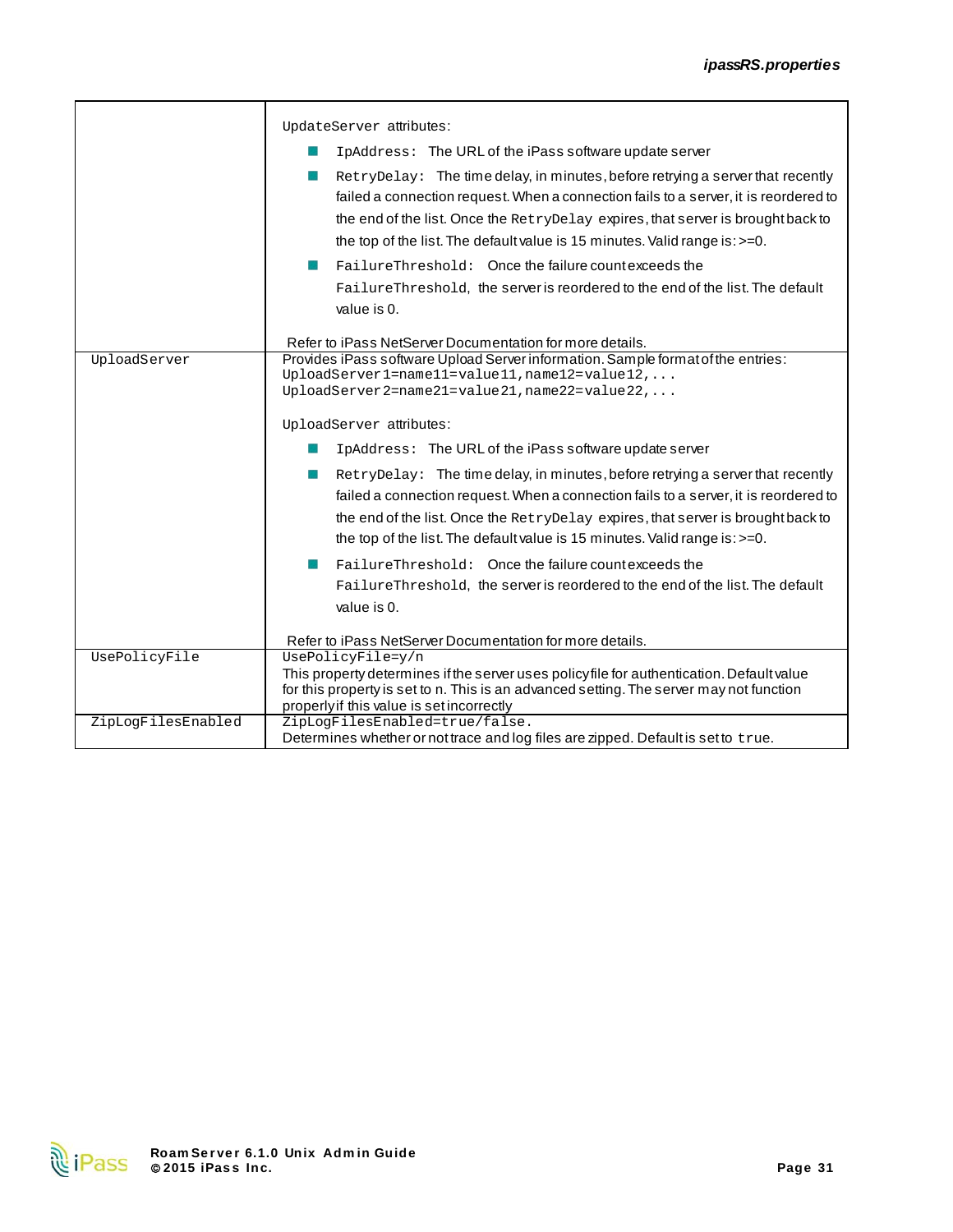| | |
|---|---|
| | `UpdateServer` attributes:<br>- `IpAddress:` The URL of the iPass software update server<br>- `RetryDelay:` The time delay, in minutes, before retrying a server that recently failed a connection request. When a connection fails to a server, it is reordered to the end of the list. Once the `RetryDelay` expires, that server is brought back to the top of the list. The default value is 15 minutes. Valid range is: >=0.<br>- `FailureThreshold:` Once the failure count exceeds the `FailureThreshold`, the server is reordered to the end of the list. The default value is 0.<br><br>Refer to iPass NetServer Documentation for more details. |
| `UploadServer` | Provides iPass software Upload Server information. Sample format of the entries:<br>`UploadServer1=name11=value11,name12=value12,...`<br>`UploadServer2=name21=value21,name22=value22,...`<br><br>`UploadServer` attributes:<br>- `IpAddress:` The URL of the iPass software update server<br>- `RetryDelay:` The time delay, in minutes, before retrying a server that recently failed a connection request. When a connection fails to a server, it is reordered to the end of the list. Once the `RetryDelay` expires, that server is brought back to the top of the list. The default value is 15 minutes. Valid range is: >=0.<br>- `FailureThreshold:` Once the failure count exceeds the `FailureThreshold`, the server is reordered to the end of the list. The default value is 0.<br><br>Refer to iPass NetServer Documentation for more details. |
| `UsePolicyFile` | `UsePolicyFile=y/n`<br>This property determines if the server uses policy file for authentication. Default value for this property is set to n. This is an advanced setting. The server may not function properly if this value is set incorrectly |
| `ZipLogFilesEnabled` | `ZipLogFilesEnabled=true/false.`<br>Determines whether or not trace and log files are zipped. Default is set to `true`. |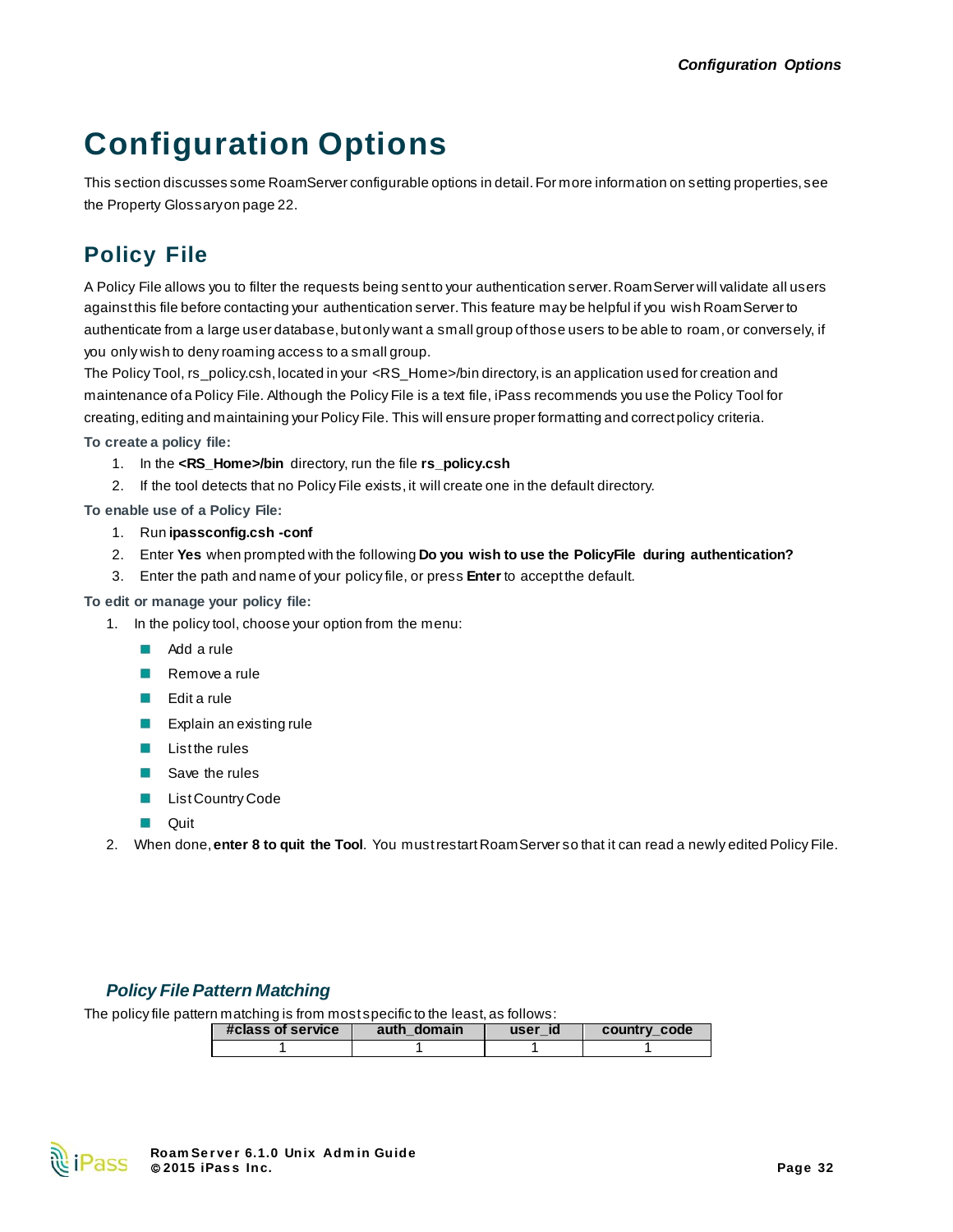# Configuration Options

This section discusses some RoamServer configurable options in detail. For more information on setting properties, see the Property Glossary on page 22.

## Policy File

A Policy File allows you to filter the requests being sent to your authentication server. RoamServer will validate all users against this file before contacting your authentication server. This feature may be helpful if you wish RoamServer to authenticate from a large user database, but only want a small group of those users to be able to roam, or conversely, if you only wish to deny roaming access to a small group.

The Policy Tool, rs_policy.csh, located in your <RS_Home>/bin directory, is an application used for creation and maintenance of a Policy File. Although the Policy File is a text file, iPass recommends you use the Policy Tool for creating, editing and maintaining your Policy File. This will ensure proper formatting and correct policy criteria.

**To create a policy file:**

1. In the **<RS_Home>/bin** directory, run the file **rs_policy.csh**
2. If the tool detects that no Policy File exists, it will create one in the default directory.

**To enable use of a Policy File:**

1. Run **ipassconfig.csh -conf**
2. Enter **Yes** when prompted with the following **Do you wish to use the PolicyFile during authentication?**
3. Enter the path and name of your policy file, or press **Enter** to accept the default.

**To edit or manage your policy file:**

1. In the policy tool, choose your option from the menu:
   - Add a rule
   - Remove a rule
   - Edit a rule
   - Explain an existing rule
   - List the rules
   - Save the rules
   - List Country Code
   - Quit
2. When done, **enter 8 to quit the Tool**. You must restart RoamServer so that it can read a newly edited Policy File.

### *Policy File Pattern Matching*

The policy file pattern matching is from most specific to the least, as follows:

| #class of service | auth_domain | user_id | country_code |
|---|---|---|---|
| 1 | 1 | 1 | 1 |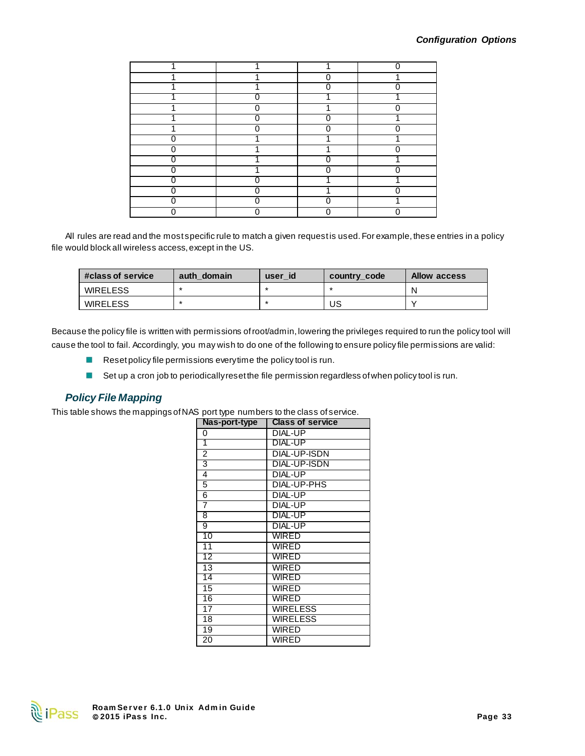| 1 | 1 | 1 | 0 |
|---|---|---|---|
| 1 | 1 | 0 | 1 |
| 1 | 1 | 0 | 0 |
| 1 | 0 | 1 | 1 |
| 1 | 0 | 1 | 0 |
| 1 | 0 | 0 | 1 |
| 1 | 0 | 0 | 0 |
| 0 | 1 | 1 | 1 |
| 0 | 1 | 1 | 0 |
| 0 | 1 | 0 | 1 |
| 0 | 1 | 0 | 0 |
| 0 | 0 | 1 | 1 |
| 0 | 0 | 1 | 0 |
| 0 | 0 | 0 | 1 |
| 0 | 0 | 0 | 0 |

All rules are read and the most specific rule to match a given request is used. For example, these entries in a policy file would block all wireless access, except in the US.

| #class of service | auth_domain | user_id | country_code | Allow access |
|---|---|---|---|---|
| WIRELESS | * | * | * | N |
| WIRELESS | * | * | US | Y |

Because the policy file is written with permissions of root/admin, lowering the privileges required to run the policy tool will cause the tool to fail. Accordingly, you may wish to do one of the following to ensure policy file permissions are valid:

- Reset policy file permissions every time the policy tool is run.
- Set up a cron job to periodically reset the file permission regardless of when policy tool is run.

## Policy File Mapping

This table shows the mappings of NAS port type numbers to the class of service.

| Nas-port-type | Class of service |
|---|---|
| 0 | DIAL-UP |
| 1 | DIAL-UP |
| 2 | DIAL-UP-ISDN |
| 3 | DIAL-UP-ISDN |
| 4 | DIAL-UP |
| 5 | DIAL-UP-PHS |
| 6 | DIAL-UP |
| 7 | DIAL-UP |
| 8 | DIAL-UP |
| 9 | DIAL-UP |
| 10 | WIRED |
| 11 | WIRED |
| 12 | WIRED |
| 13 | WIRED |
| 14 | WIRED |
| 15 | WIRED |
| 16 | WIRED |
| 17 | WIRELESS |
| 18 | WIRELESS |
| 19 | WIRED |
| 20 | WIRED |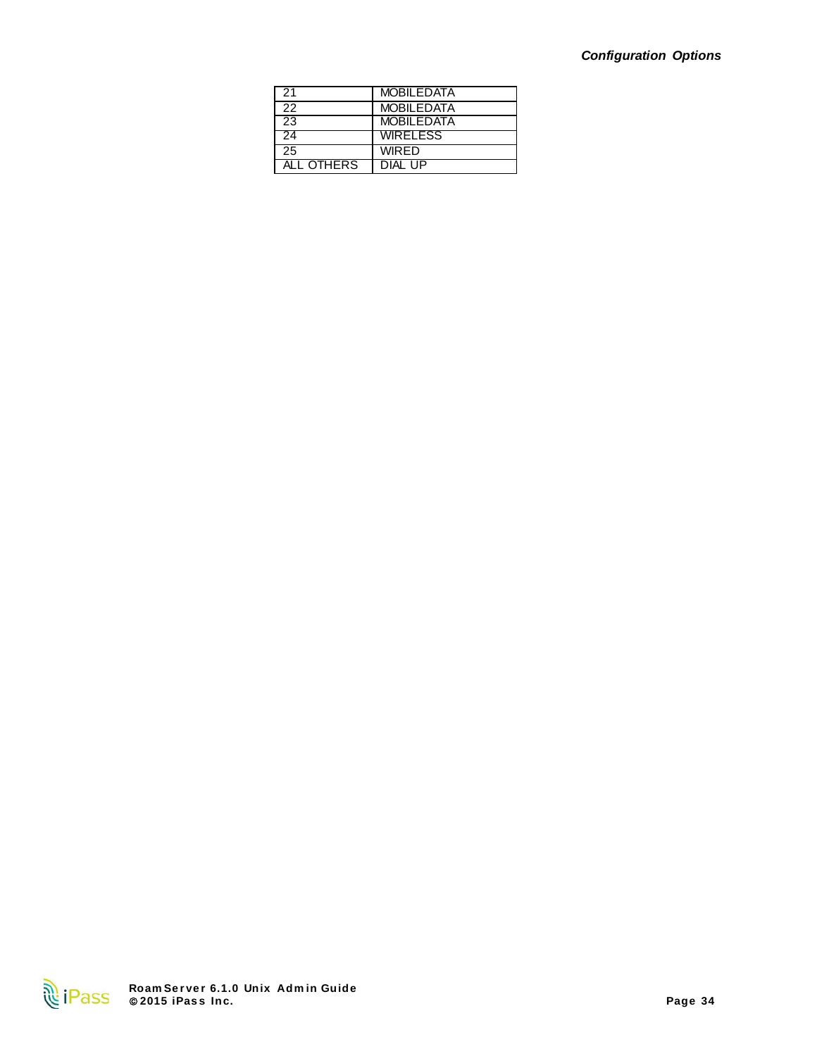| 21 | MOBILEDATA |
|---|---|
| 22 | MOBILEDATA |
| 23 | MOBILEDATA |
| 24 | WIRELESS |
| 25 | WIRED |
| ALL OTHERS | DIAL UP |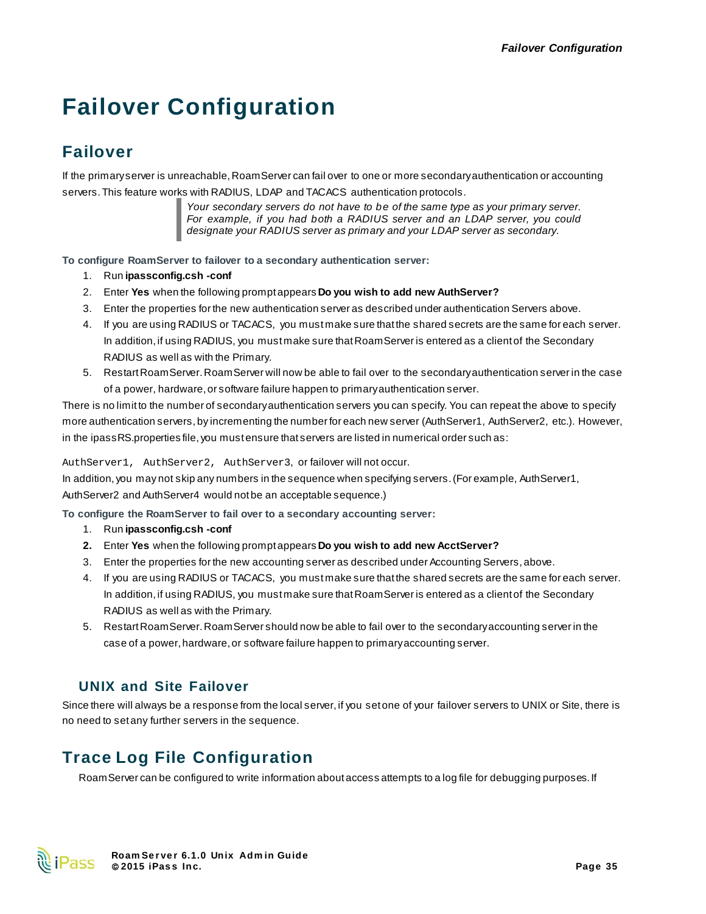# Failover Configuration

## Failover

If the primary server is unreachable, RoamServer can fail over to one or more secondary authentication or accounting servers. This feature works with RADIUS, LDAP and TACACS authentication protocols.

> *Your secondary servers do not have to be of the same type as your primary server. For example, if you had both a RADIUS server and an LDAP server, you could designate your RADIUS server as primary and your LDAP server as secondary.*

**To configure RoamServer to failover to a secondary authentication server:**

1. Run **ipassconfig.csh -conf**
2. Enter **Yes** when the following prompt appears **Do you wish to add new AuthServer?**
3. Enter the properties for the new authentication server as described under authentication Servers above.
4. If you are using RADIUS or TACACS, you must make sure that the shared secrets are the same for each server. In addition, if using RADIUS, you must make sure that RoamServer is entered as a client of the Secondary RADIUS as well as with the Primary.
5. Restart RoamServer. RoamServer will now be able to fail over to the secondary authentication server in the case of a power, hardware, or software failure happen to primary authentication server.

There is no limit to the number of secondary authentication servers you can specify. You can repeat the above to specify more authentication servers, by incrementing the number for each new server (AuthServer1, AuthServer2, etc.). However, in the ipassRS.properties file, you must ensure that servers are listed in numerical order such as:

`AuthServer1, AuthServer2, AuthServer3`, or failover will not occur.

In addition, you may not skip any numbers in the sequence when specifying servers. (For example, AuthServer1, AuthServer2 and AuthServer4 would not be an acceptable sequence.)

**To configure the RoamServer to fail over to a secondary accounting server:**

1. Run **ipassconfig.csh -conf**
2. Enter **Yes** when the following prompt appears **Do you wish to add new AcctServer?**
3. Enter the properties for the new accounting server as described under Accounting Servers, above.
4. If you are using RADIUS or TACACS, you must make sure that the shared secrets are the same for each server. In addition, if using RADIUS, you must make sure that RoamServer is entered as a client of the Secondary RADIUS as well as with the Primary.
5. Restart RoamServer. RoamServer should now be able to fail over to the secondary accounting server in the case of a power, hardware, or software failure happen to primary accounting server.

### UNIX and Site Failover

Since there will always be a response from the local server, if you set one of your failover servers to UNIX or Site, there is no need to set any further servers in the sequence.

## Trace Log File Configuration

RoamServer can be configured to write information about access attempts to a log file for debugging purposes. If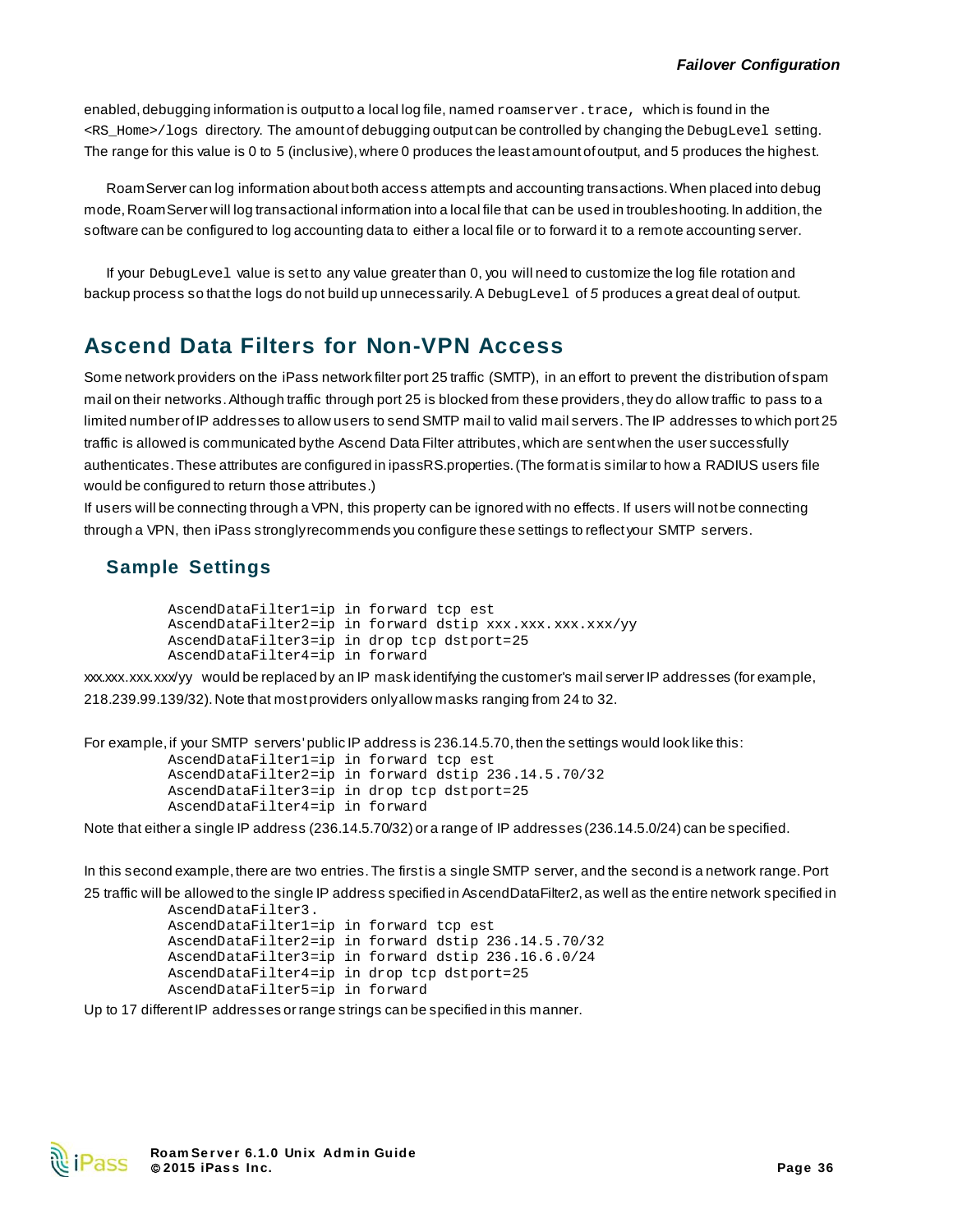enabled, debugging information is output to a local log file, named `roamserver.trace,` which is found in the `<RS_Home>/logs` directory. The amount of debugging output can be controlled by changing the `DebugLevel` setting. The range for this value is 0 to 5 (inclusive), where 0 produces the least amount of output, and 5 produces the highest.

RoamServer can log information about both access attempts and accounting transactions. When placed into debug mode, RoamServer will log transactional information into a local file that can be used in troubleshooting. In addition, the software can be configured to log accounting data to either a local file or to forward it to a remote accounting server.

If your `DebugLevel` value is set to any value greater than 0, you will need to customize the log file rotation and backup process so that the logs do not build up unnecessarily. A `DebugLevel` of *5* produces a great deal of output.

## Ascend Data Filters for Non-VPN Access

Some network providers on the iPass network filter port 25 traffic (SMTP), in an effort to prevent the distribution of spam mail on their networks. Although traffic through port 25 is blocked from these providers, they do allow traffic to pass to a limited number of IP addresses to allow users to send SMTP mail to valid mail servers. The IP addresses to which port 25 traffic is allowed is communicated by the Ascend Data Filter attributes, which are sent when the user successfully authenticates. These attributes are configured in ipassRS.properties. (The format is similar to how a RADIUS users file would be configured to return those attributes.)

If users will be connecting through a VPN, this property can be ignored with no effects. If users will not be connecting through a VPN, then iPass strongly recommends you configure these settings to reflect your SMTP servers.

### Sample Settings

```
AscendDataFilter1=ip in forward tcp est
AscendDataFilter2=ip in forward dstip xxx.xxx.xxx.xxx/yy
AscendDataFilter3=ip in drop tcp dstport=25
AscendDataFilter4=ip in forward
```

xxx.xxx.xxx.xxx/yy would be replaced by an IP mask identifying the customer's mail server IP addresses (for example, 218.239.99.139/32). Note that most providers only allow masks ranging from 24 to 32.

For example, if your SMTP servers' public IP address is 236.14.5.70, then the settings would look like this:

```
AscendDataFilter1=ip in forward tcp est
AscendDataFilter2=ip in forward dstip 236.14.5.70/32
AscendDataFilter3=ip in drop tcp dstport=25
AscendDataFilter4=ip in forward
```

Note that either a single IP address (236.14.5.70/32) or a range of IP addresses (236.14.5.0/24) can be specified.

In this second example, there are two entries. The first is a single SMTP server, and the second is a network range. Port 25 traffic will be allowed to the single IP address specified in AscendDataFilter2, as well as the entire network specified in `AscendDataFilter3.`

```
AscendDataFilter1=ip in forward tcp est
AscendDataFilter2=ip in forward dstip 236.14.5.70/32
AscendDataFilter3=ip in forward dstip 236.16.6.0/24
AscendDataFilter4=ip in drop tcp dstport=25
AscendDataFilter5=ip in forward
```

Up to 17 different IP addresses or range strings can be specified in this manner.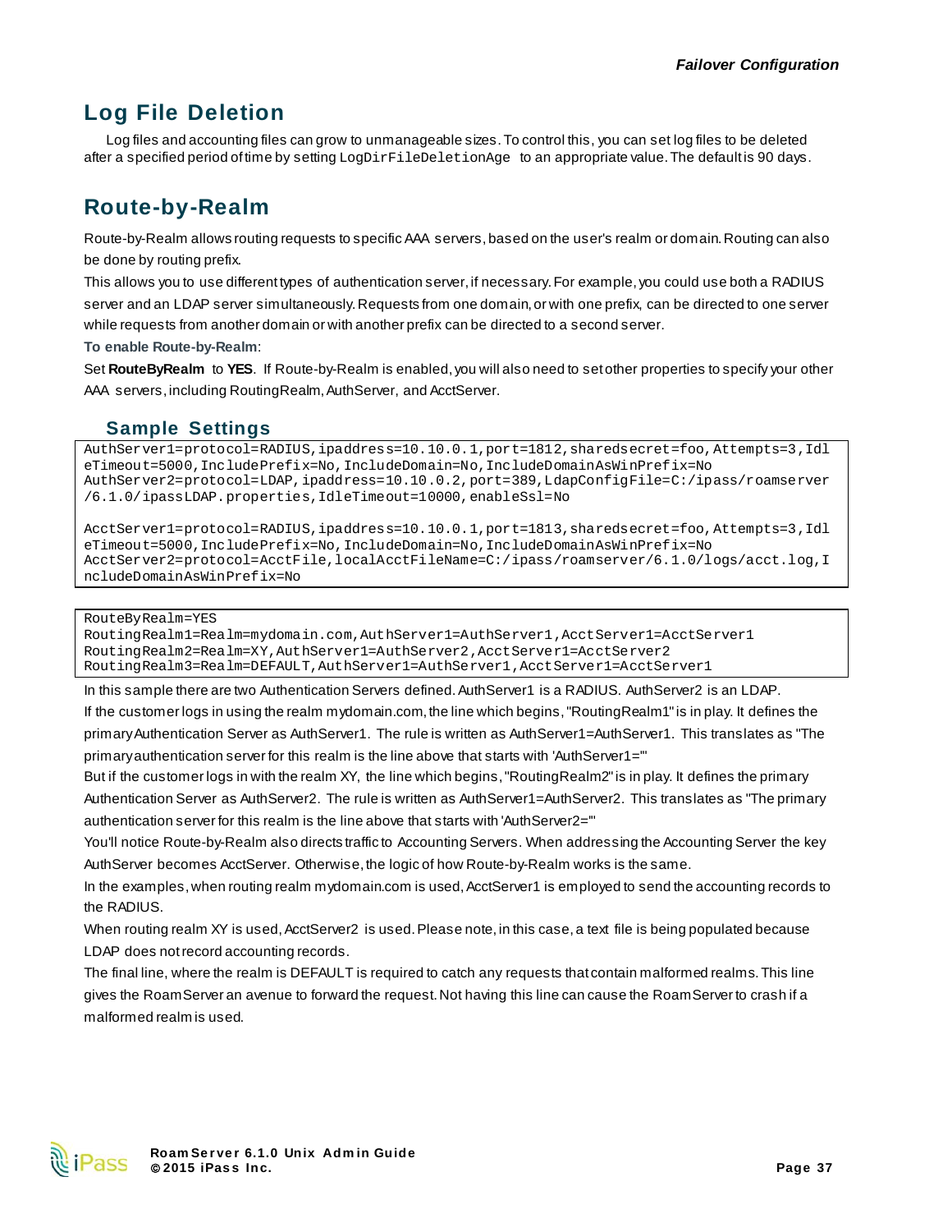## Log File Deletion

Log files and accounting files can grow to unmanageable sizes. To control this, you can set log files to be deleted after a specified period of time by setting `LogDirFileDeletionAge` to an appropriate value. The default is 90 days.

## Route-by-Realm

Route-by-Realm allows routing requests to specific AAA servers, based on the user's realm or domain. Routing can also be done by routing prefix.

This allows you to use different types of authentication server, if necessary. For example, you could use both a RADIUS server and an LDAP server simultaneously. Requests from one domain, or with one prefix, can be directed to one server while requests from another domain or with another prefix can be directed to a second server.

**To enable Route-by-Realm**:

Set **RouteByRealm** to **YES**. If Route-by-Realm is enabled, you will also need to set other properties to specify your other AAA servers, including RoutingRealm, AuthServer, and AcctServer.

### Sample Settings

```
AuthServer1=protocol=RADIUS,ipaddress=10.10.0.1,port=1812,sharedsecret=foo,Attempts=3,IdleTimeout=5000,IncludePrefix=No,IncludeDomain=No,IncludeDomainAsWinPrefix=No
AuthServer2=protocol=LDAP,ipaddress=10.10.0.2,port=389,LdapConfigFile=C:/ipass/roamserver/6.1.0/ipassLDAP.properties,IdleTimeout=10000,enableSsl=No

AcctServer1=protocol=RADIUS,ipaddress=10.10.0.1,port=1813,sharedsecret=foo,Attempts=3,IdleTimeout=5000,IncludePrefix=No,IncludeDomain=No,IncludeDomainAsWinPrefix=No
AcctServer2=protocol=AcctFile,localAcctFileName=C:/ipass/roamserver/6.1.0/logs/acct.log,IncludeDomainAsWinPrefix=No
```

```
RouteByRealm=YES
RoutingRealm1=Realm=mydomain.com,AuthServer1=AuthServer1,AcctServer1=AcctServer1
RoutingRealm2=Realm=XY,AuthServer1=AuthServer2,AcctServer1=AcctServer2
RoutingRealm3=Realm=DEFAULT,AuthServer1=AuthServer1,AcctServer1=AcctServer1
```

In this sample there are two Authentication Servers defined. AuthServer1 is a RADIUS. AuthServer2 is an LDAP.

If the customer logs in using the realm mydomain.com, the line which begins, "RoutingRealm1" is in play. It defines the primary Authentication Server as AuthServer1. The rule is written as AuthServer1=AuthServer1. This translates as "The primary authentication server for this realm is the line above that starts with 'AuthServer1='"

But if the customer logs in with the realm XY, the line which begins, "RoutingRealm2" is in play. It defines the primary Authentication Server as AuthServer2. The rule is written as AuthServer1=AuthServer2. This translates as "The primary authentication server for this realm is the line above that starts with 'AuthServer2='"

You'll notice Route-by-Realm also directs traffic to Accounting Servers. When addressing the Accounting Server the key AuthServer becomes AcctServer. Otherwise, the logic of how Route-by-Realm works is the same.

In the examples, when routing realm mydomain.com is used, AcctServer1 is employed to send the accounting records to the RADIUS.

When routing realm XY is used, AcctServer2 is used. Please note, in this case, a text file is being populated because LDAP does not record accounting records.

The final line, where the realm is DEFAULT is required to catch any requests that contain malformed realms. This line gives the RoamServer an avenue to forward the request. Not having this line can cause the RoamServer to crash if a malformed realm is used.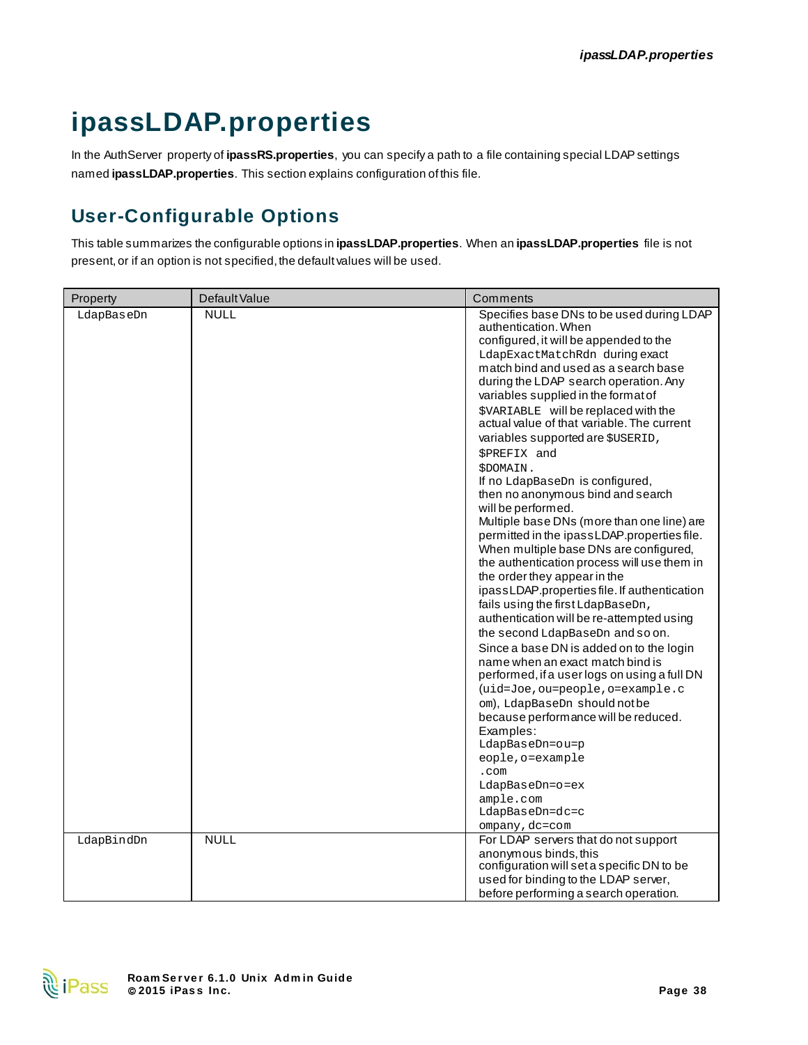# ipassLDAP.properties

In the AuthServer property of **ipassRS.properties**, you can specify a path to a file containing special LDAP settings named **ipassLDAP.properties**. This section explains configuration of this file.

## User-Configurable Options

This table summarizes the configurable options in **ipassLDAP.properties**. When an **ipassLDAP.properties** file is not present, or if an option is not specified, the default values will be used.

| Property | Default Value | Comments |
|---|---|---|
| `LdapBaseDn` | NULL | Specifies base DNs to be used during LDAP authentication. When configured, it will be appended to the `LdapExactMatchRdn` during exact match bind and used as a search base during the LDAP search operation. Any variables supplied in the format of `$VARIABLE` will be replaced with the actual value of that variable. The current variables supported are `$USERID`, `$PREFIX` and `$DOMAIN`. If no `LdapBaseDn` is configured, then no anonymous bind and search will be performed. Multiple base DNs (more than one line) are permitted in the ipassLDAP.properties file. When multiple base DNs are configured, the authentication process will use them in the order they appear in the ipassLDAP.properties file. If authentication fails using the first `LdapBaseDn`, authentication will be re-attempted using the second `LdapBaseDn` and so on. Since a base DN is added on to the login name when an exact match bind is performed, if a user logs on using a full DN (`uid=Joe,ou=people,o=example.com`), `LdapBaseDn` should not be because performance will be reduced. Examples: `LdapBaseDn=ou=people,o=example.com` `LdapBaseDn=o=example.com` `LdapBaseDn=dc=company,dc=com` |
| `LdapBindDn` | NULL | For LDAP servers that do not support anonymous binds, this configuration will set a specific DN to be used for binding to the LDAP server, before performing a search operation. |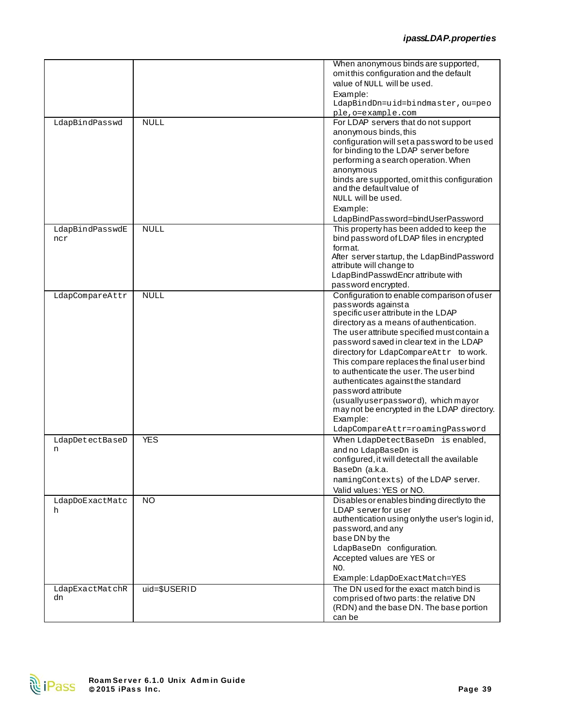| | | |
|---|---|---|
| | | When anonymous binds are supported, omit this configuration and the default value of NULL will be used.<br>Example:<br>LdapBindDn=uid=bindmaster, ou=people,o=example.com |
| LdapBindPasswd | NULL | For LDAP servers that do not support anonymous binds, this configuration will set a password to be used for binding to the LDAP server before performing a search operation. When anonymous binds are supported, omit this configuration and the default value of NULL will be used.<br>Example:<br>LdapBindPassword=bindUserPassword |
| LdapBindPasswdEncr | NULL | This property has been added to keep the bind password of LDAP files in encrypted format.<br>After server startup, the LdapBindPassword attribute will change to LdapBindPasswdEncr attribute with password encrypted. |
| LdapCompareAttr | NULL | Configuration to enable comparison of user passwords against a specific user attribute in the LDAP directory as a means of authentication. The user attribute specified must contain a password saved in clear text in the LDAP directory for LdapCompareAttr to work. This compare replaces the final user bind to authenticate the user. The user bind authenticates against the standard password attribute (usually userpassword), which may or may not be encrypted in the LDAP directory.<br>Example:<br>LdapCompareAttr=roamingPassword |
| LdapDetectBaseDn | YES | When LdapDetectBaseDn is enabled, and no LdapBaseDn is configured, it will detect all the available BaseDn (a.k.a. namingContexts) of the LDAP server.<br>Valid values: YES or NO. |
| LdapDoExactMatch | NO | Disables or enables binding directly to the LDAP server for user authentication using only the user's login id, password, and any base DN by the LdapBaseDn configuration.<br>Accepted values are YES or NO.<br>Example: LdapDoExactMatch=YES |
| LdapExactMatchRdn | uid=$USERID | The DN used for the exact match bind is comprised of two parts: the relative DN (RDN) and the base DN. The base portion can be |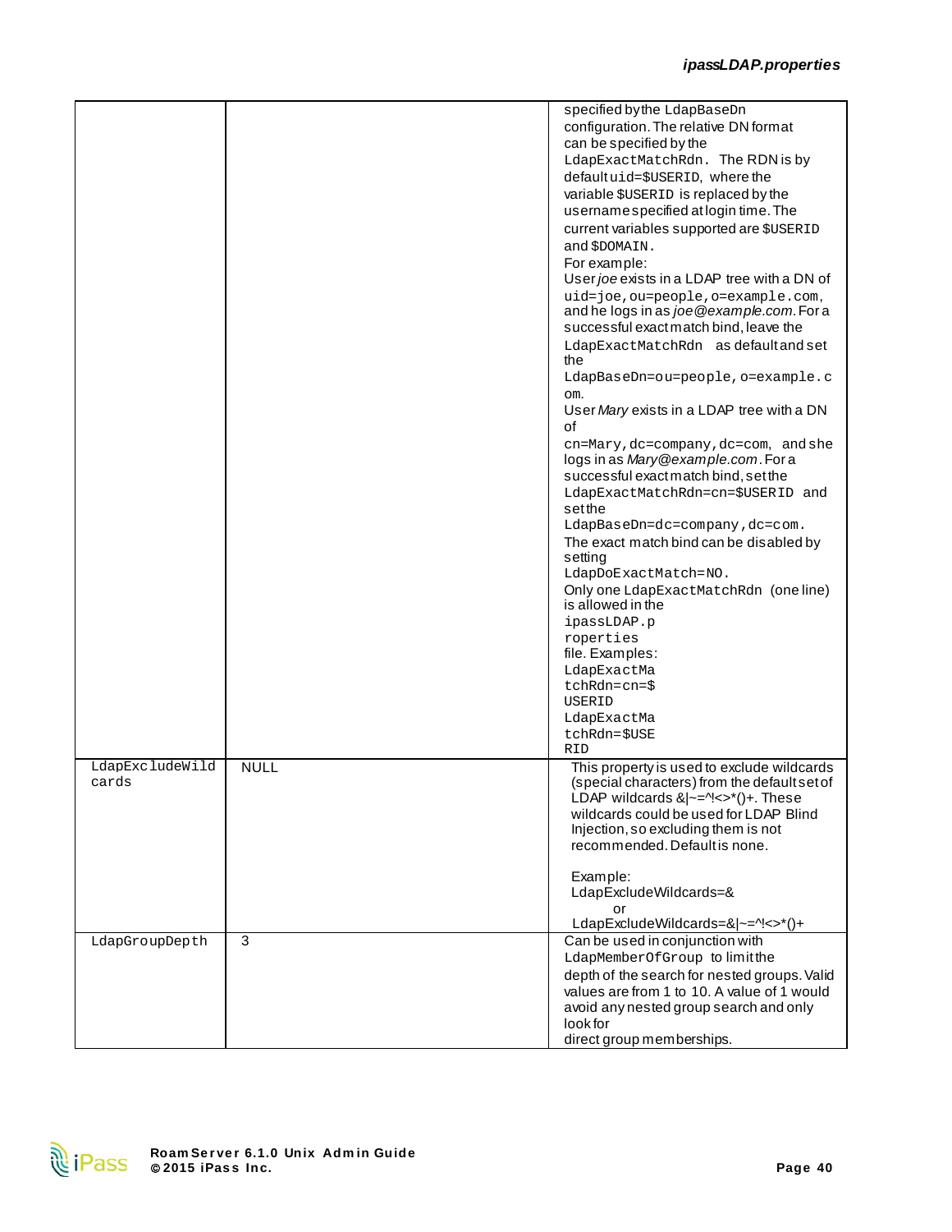| | | |
|---|---|---|
| | | specified by the LdapBaseDn configuration. The relative DN format can be specified by the LdapExactMatchRdn. The RDN is by default uid=$USERID, where the variable $USERID is replaced by the username specified at login time. The current variables supported are $USERID and $DOMAIN.<br>For example:<br>User *joe* exists in a LDAP tree with a DN of uid=joe,ou=people,o=example.com, and he logs in as *joe@example.com*. For a successful exact match bind, leave the LdapExactMatchRdn as default and set the LdapBaseDn=ou=people,o=example.com.<br>User *Mary* exists in a LDAP tree with a DN of cn=Mary,dc=company,dc=com, and she logs in as *Mary@example.com*. For a successful exact match bind, set the LdapExactMatchRdn=cn=$USERID and set the LdapBaseDn=dc=company,dc=com.<br>The exact match bind can be disabled by setting LdapDoExactMatch=NO.<br>Only one LdapExactMatchRdn (one line) is allowed in the ipassLDAP.properties file. Examples:<br>LdapExactMatchRdn=cn=$USERID<br>LdapExactMatchRdn=$USERID |
| LdapExcludeWildcards | NULL | This property is used to exclude wildcards (special characters) from the default set of LDAP wildcards &\|~=^!<>*()+. These wildcards could be used for LDAP Blind Injection, so excluding them is not recommended. Default is none.<br><br>Example:<br>LdapExcludeWildcards=&<br>or<br>LdapExcludeWildcards=&\|~=^!<>*()+ |
| LdapGroupDepth | 3 | Can be used in conjunction with LdapMemberOfGroup to limit the depth of the search for nested groups. Valid values are from 1 to 10. A value of 1 would avoid any nested group search and only look for direct group memberships. |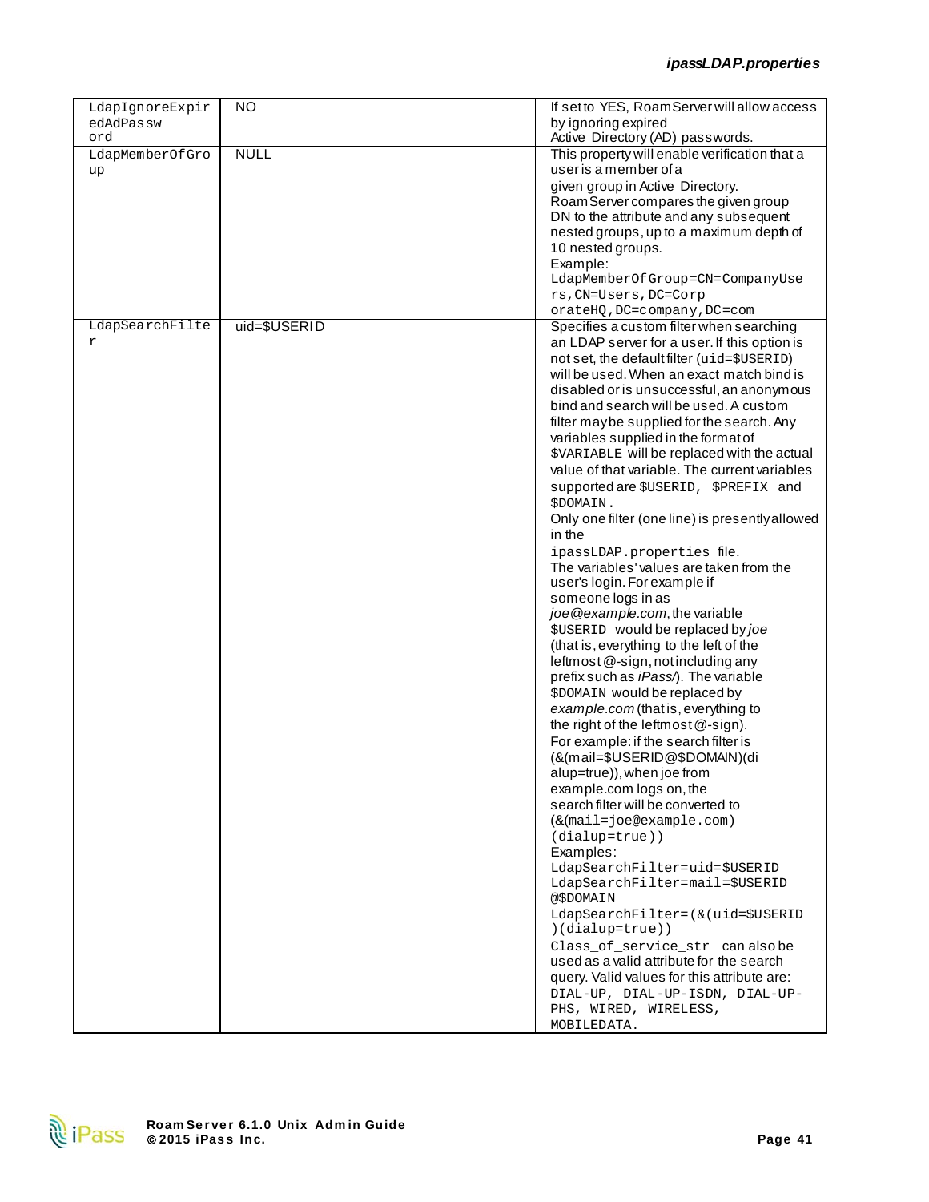| | | |
|---|---|---|
| LdapIgnoreExpiredAdPassword | NO | If set to YES, RoamServer will allow access by ignoring expired Active Directory (AD) passwords. |
| LdapMemberOfGroup | NULL | This property will enable verification that a user is a member of a given group in Active Directory. RoamServer compares the given group DN to the attribute and any subsequent nested groups, up to a maximum depth of 10 nested groups.<br>Example:<br>`LdapMemberOfGroup=CN=CompanyUsers,CN=Users,DC=CorporateHQ,DC=company,DC=com` |
| LdapSearchFilter | uid=$USERID | Specifies a custom filter when searching an LDAP server for a user. If this option is not set, the default filter (`uid=$USERID`) will be used. When an exact match bind is disabled or is unsuccessful, an anonymous bind and search will be used. A custom filter may be supplied for the search. Any variables supplied in the format of `$VARIABLE` will be replaced with the actual value of that variable. The current variables supported are `$USERID, $PREFIX` and `$DOMAIN`.<br>Only one filter (one line) is presently allowed in the `ipassLDAP.properties` file.<br>The variables' values are taken from the user's login. For example if someone logs in as *joe@example.com*, the variable `$USERID` would be replaced by *joe* (that is, everything to the left of the leftmost @-sign, not including any prefix such as *iPass/*). The variable `$DOMAIN` would be replaced by *example.com* (that is, everything to the right of the leftmost @-sign).<br>For example: if the search filter is (&(mail=$USERID@$DOMAIN)(dialup=true)), when joe from example.com logs on, the search filter will be converted to `(&(mail=joe@example.com)(dialup=true))`<br>Examples:<br>`LdapSearchFilter=uid=$USERID`<br>`LdapSearchFilter=mail=$USERID@$DOMAIN`<br>`LdapSearchFilter=(&(uid=$USERID)(dialup=true))`<br>`Class_of_service_str` can also be used as a valid attribute for the search query. Valid values for this attribute are: `DIAL-UP, DIAL-UP-ISDN, DIAL-UP-PHS, WIRED, WIRELESS, MOBILEDATA.` |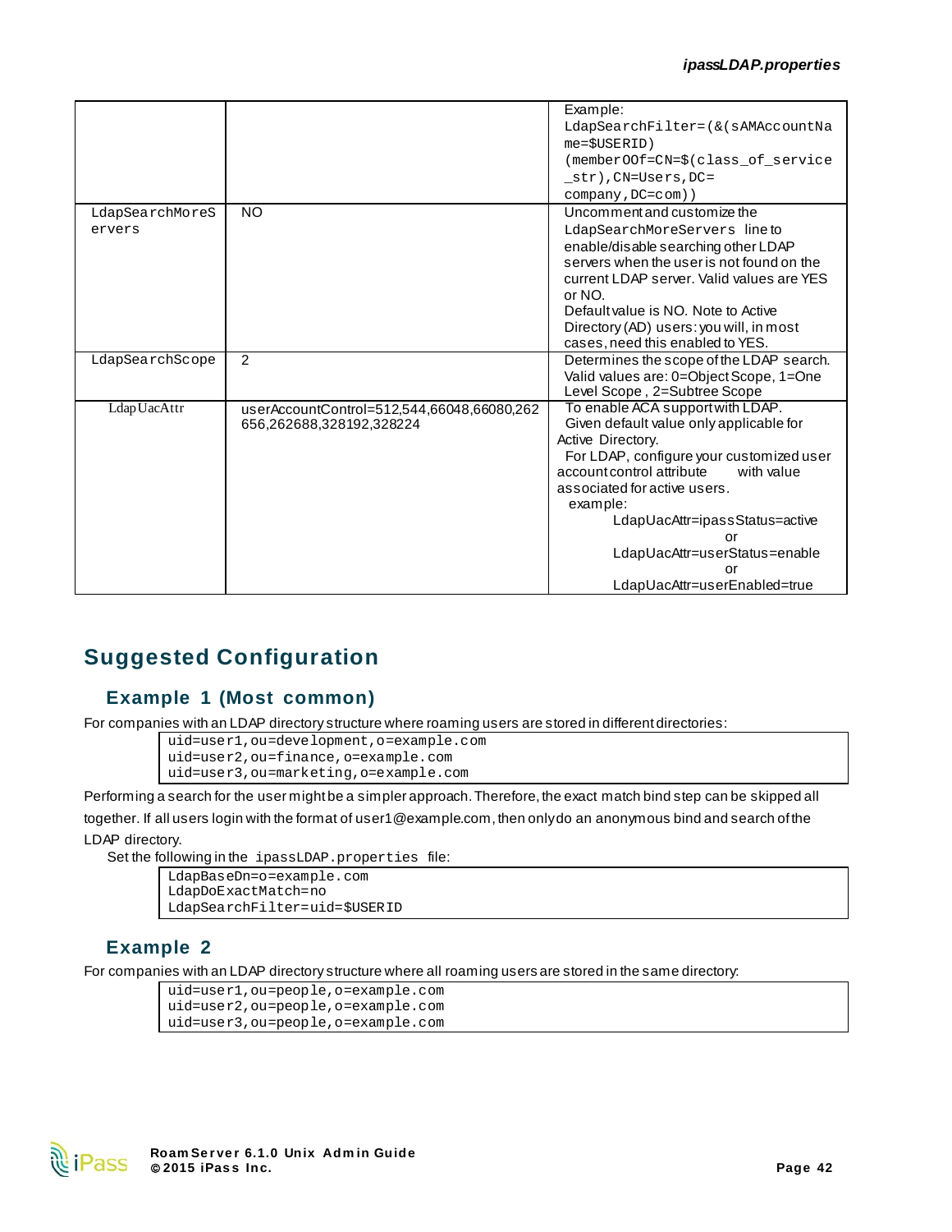| | | |
|---|---|---|
| | | Example: `LdapSearchFilter=(&(sAMAccountName=$USERID)(memberOOf=CN=$(class_of_service_str),CN=Users,DC=company,DC=com))` |
| `LdapSearchMoreServers` | NO | Uncomment and customize the `LdapSearchMoreServers` line to enable/disable searching other LDAP servers when the user is not found on the current LDAP server. Valid values are YES or NO.<br>Default value is NO. Note to Active Directory (AD) users: you will, in most cases, need this enabled to YES. |
| `LdapSearchScope` | 2 | Determines the scope of the LDAP search. Valid values are: 0=Object Scope, 1=One Level Scope , 2=Subtree Scope |
| LdapUacAttr | userAccountControl=512,544,66048,66080,262656,262688,328192,328224 | To enable ACA support with LDAP.<br>Given default value only applicable for Active Directory.<br>For LDAP, configure your customized user account control attribute with value associated for active users.<br>example:<br>LdapUacAttr=ipassStatus=active<br>or<br>LdapUacAttr=userStatus=enable<br>or<br>LdapUacAttr=userEnabled=true |

## Suggested Configuration

### Example 1 (Most common)

For companies with an LDAP directory structure where roaming users are stored in different directories:

```
uid=user1,ou=development,o=example.com
uid=user2,ou=finance,o=example.com
uid=user3,ou=marketing,o=example.com
```

Performing a search for the user might be a simpler approach. Therefore, the exact match bind step can be skipped all together. If all users login with the format of user1@example.com, then only do an anonymous bind and search of the LDAP directory.

Set the following in the `ipassLDAP.properties` file:

```
LdapBaseDn=o=example.com
LdapDoExactMatch=no
LdapSearchFilter=uid=$USERID
```

### Example 2

For companies with an LDAP directory structure where all roaming users are stored in the same directory:

```
uid=user1,ou=people,o=example.com
uid=user2,ou=people,o=example.com
uid=user3,ou=people,o=example.com
```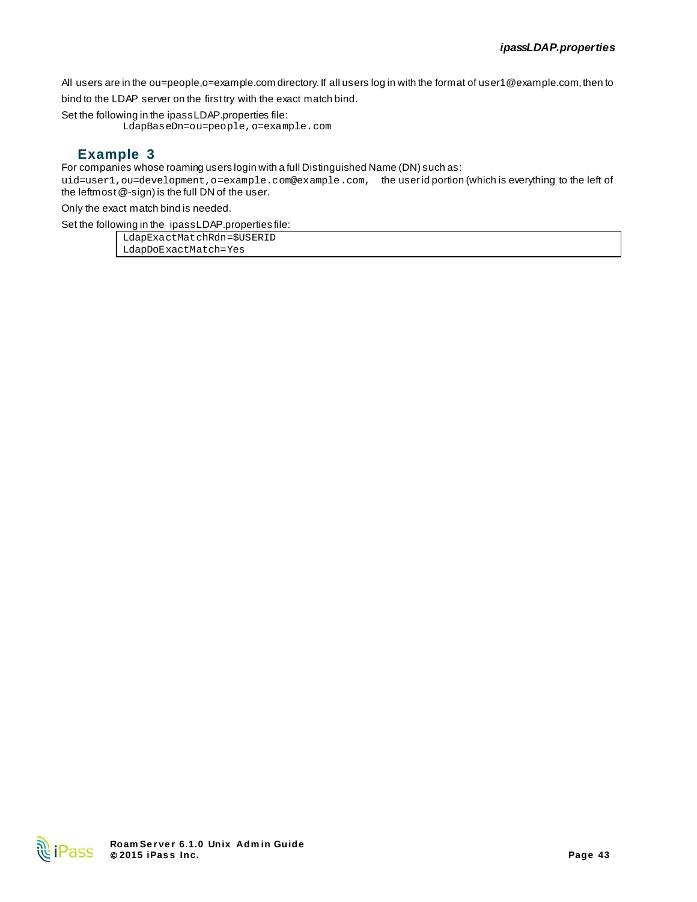All users are in the ou=people,o=example.com directory. If all users log in with the format of user1@example.com, then to bind to the LDAP server on the first try with the exact match bind.

Set the following in the ipassLDAP.properties file:

```
LdapBaseDn=ou=people,o=example.com
```

## Example 3

For companies whose roaming users login with a full Distinguished Name (DN) such as: `uid=user1,ou=development,o=example.com@example.com`, the user id portion (which is everything to the left of the leftmost @-sign) is the full DN of the user.

Only the exact match bind is needed.

Set the following in the ipassLDAP.properties file:

```
LdapExactMatchRdn=$USERID
LdapDoExactMatch=Yes
```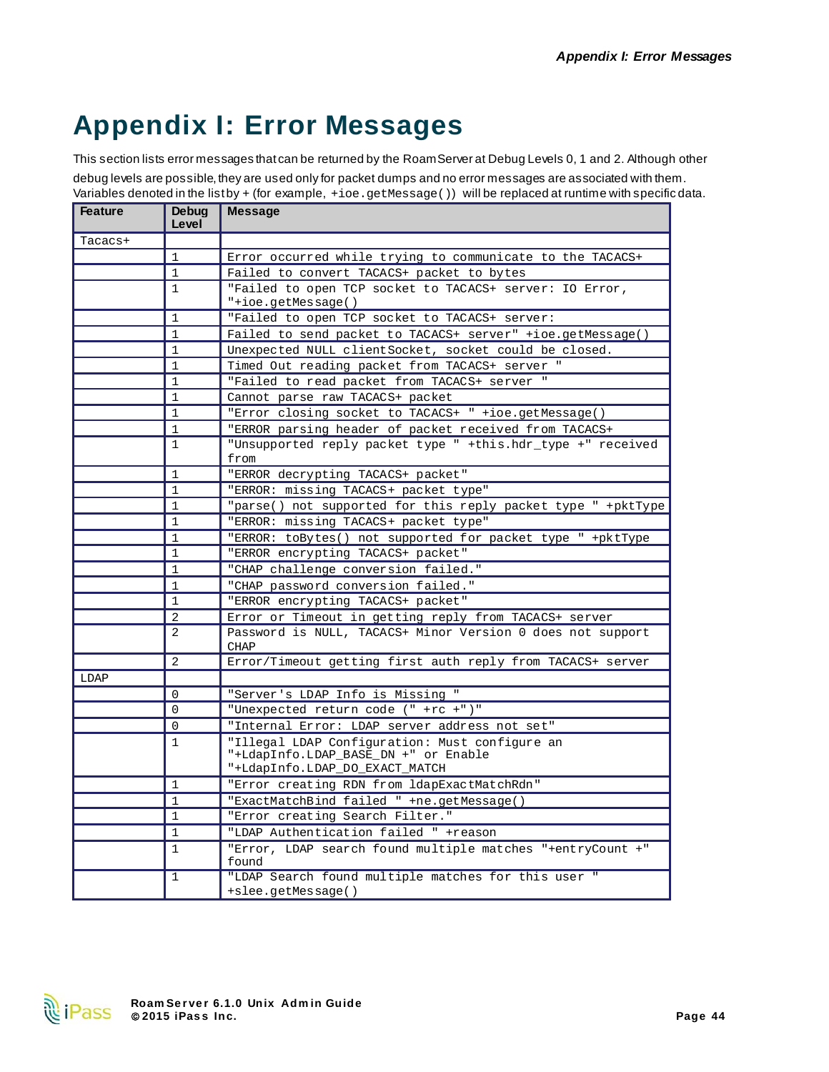# Appendix I: Error Messages

This section lists error messages that can be returned by the RoamServer at Debug Levels 0, 1 and 2. Although other debug levels are possible, they are used only for packet dumps and no error messages are associated with them. Variables denoted in the list by + (for example, `+ioe.getMessage()`) will be replaced at runtime with specific data.

| Feature | Debug Level | Message |
|---|---|---|
| Tacacs+ | | |
| | 1 | Error occurred while trying to communicate to the TACACS+ |
| | 1 | Failed to convert TACACS+ packet to bytes |
| | 1 | "Failed to open TCP socket to TACACS+ server: IO Error, "+ioe.getMessage() |
| | 1 | "Failed to open TCP socket to TACACS+ server: |
| | 1 | Failed to send packet to TACACS+ server" +ioe.getMessage() |
| | 1 | Unexpected NULL clientSocket, socket could be closed. |
| | 1 | Timed Out reading packet from TACACS+ server " |
| | 1 | "Failed to read packet from TACACS+ server " |
| | 1 | Cannot parse raw TACACS+ packet |
| | 1 | "Error closing socket to TACACS+ " +ioe.getMessage() |
| | 1 | "ERROR parsing header of packet received from TACACS+ |
| | 1 | "Unsupported reply packet type " +this.hdr_type +" received from |
| | 1 | "ERROR decrypting TACACS+ packet" |
| | 1 | "ERROR: missing TACACS+ packet type" |
| | 1 | "parse() not supported for this reply packet type " +pktType |
| | 1 | "ERROR: missing TACACS+ packet type" |
| | 1 | "ERROR: toBytes() not supported for packet type " +pktType |
| | 1 | "ERROR encrypting TACACS+ packet" |
| | 1 | "CHAP challenge conversion failed." |
| | 1 | "CHAP password conversion failed." |
| | 1 | "ERROR encrypting TACACS+ packet" |
| | 2 | Error or Timeout in getting reply from TACACS+ server |
| | 2 | Password is NULL, TACACS+ Minor Version 0 does not support CHAP |
| | 2 | Error/Timeout getting first auth reply from TACACS+ server |
| LDAP | | |
| | 0 | "Server's LDAP Info is Missing " |
| | 0 | "Unexpected return code (" +rc +")" |
| | 0 | "Internal Error: LDAP server address not set" |
| | 1 | "Illegal LDAP Configuration: Must configure an "+LdapInfo.LDAP_BASE_DN +" or Enable "+LdapInfo.LDAP_DO_EXACT_MATCH |
| | 1 | "Error creating RDN from ldapExactMatchRdn" |
| | 1 | "ExactMatchBind failed " +ne.getMessage() |
| | 1 | "Error creating Search Filter." |
| | 1 | "LDAP Authentication failed " +reason |
| | 1 | "Error, LDAP search found multiple matches "+entryCount +" found |
| | 1 | "LDAP Search found multiple matches for this user " +slee.getMessage() |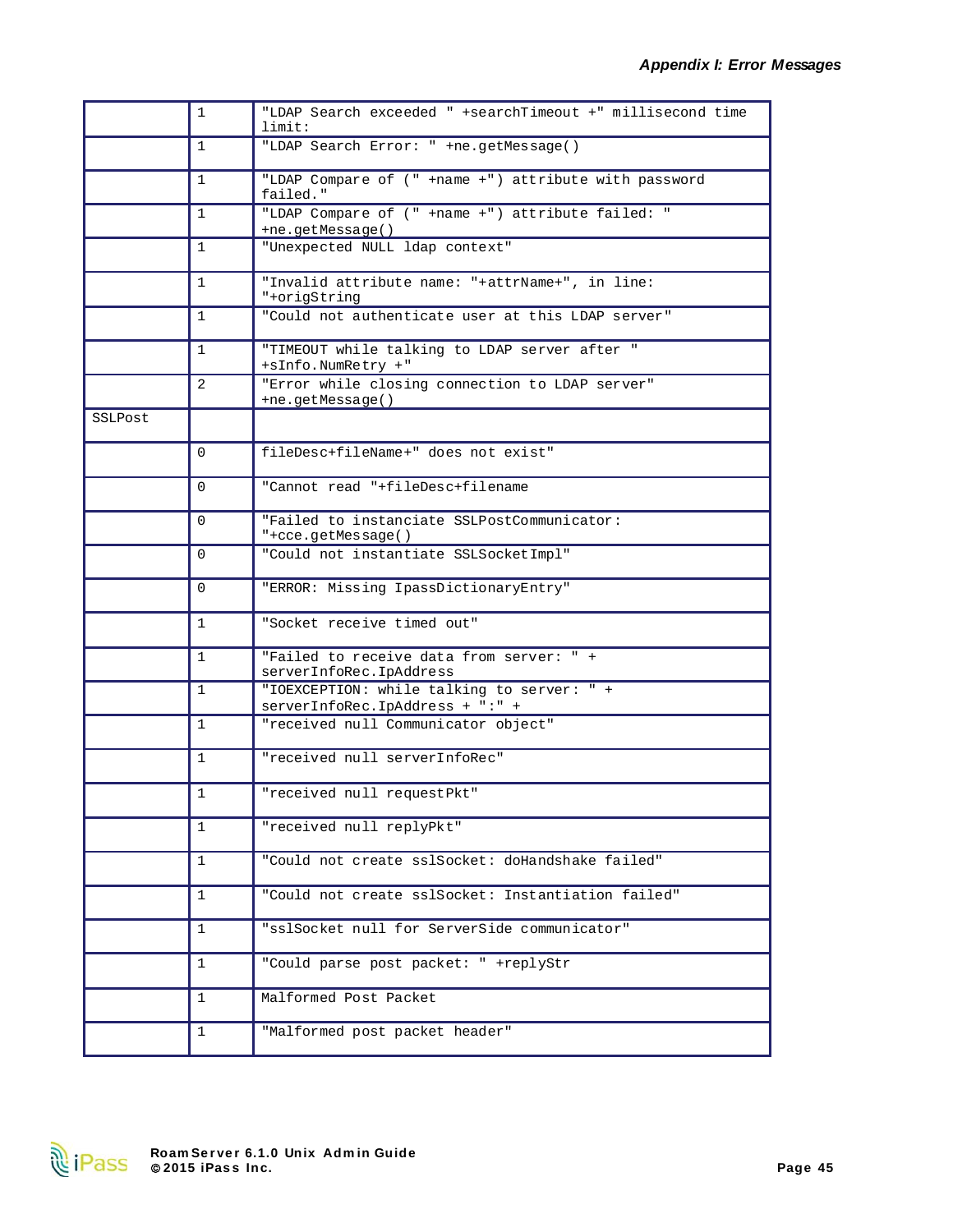| | | |
|---|---|---|
| | 1 | "LDAP Search exceeded " +searchTimeout +" millisecond time limit: |
| | 1 | "LDAP Search Error: " +ne.getMessage() |
| | 1 | "LDAP Compare of (" +name +") attribute with password failed." |
| | 1 | "LDAP Compare of (" +name +") attribute failed: " +ne.getMessage() |
| | 1 | "Unexpected NULL ldap context" |
| | 1 | "Invalid attribute name: "+attrName+", in line: "+origString |
| | 1 | "Could not authenticate user at this LDAP server" |
| | 1 | "TIMEOUT while talking to LDAP server after " +sInfo.NumRetry +" |
| | 2 | "Error while closing connection to LDAP server" +ne.getMessage() |
| SSLPost | | |
| | 0 | fileDesc+fileName+" does not exist" |
| | 0 | "Cannot read "+fileDesc+filename |
| | 0 | "Failed to instanciate SSLPostCommunicator: "+cce.getMessage() |
| | 0 | "Could not instantiate SSLSocketImpl" |
| | 0 | "ERROR: Missing IpassDictionaryEntry" |
| | 1 | "Socket receive timed out" |
| | 1 | "Failed to receive data from server: " + serverInfoRec.IpAddress |
| | 1 | "IOEXCEPTION: while talking to server: " + serverInfoRec.IpAddress + ":" + |
| | 1 | "received null Communicator object" |
| | 1 | "received null serverInfoRec" |
| | 1 | "received null requestPkt" |
| | 1 | "received null replyPkt" |
| | 1 | "Could not create sslSocket: doHandshake failed" |
| | 1 | "Could not create sslSocket: Instantiation failed" |
| | 1 | "sslSocket null for ServerSide communicator" |
| | 1 | "Could parse post packet: " +replyStr |
| | 1 | Malformed Post Packet |
| | 1 | "Malformed post packet header" |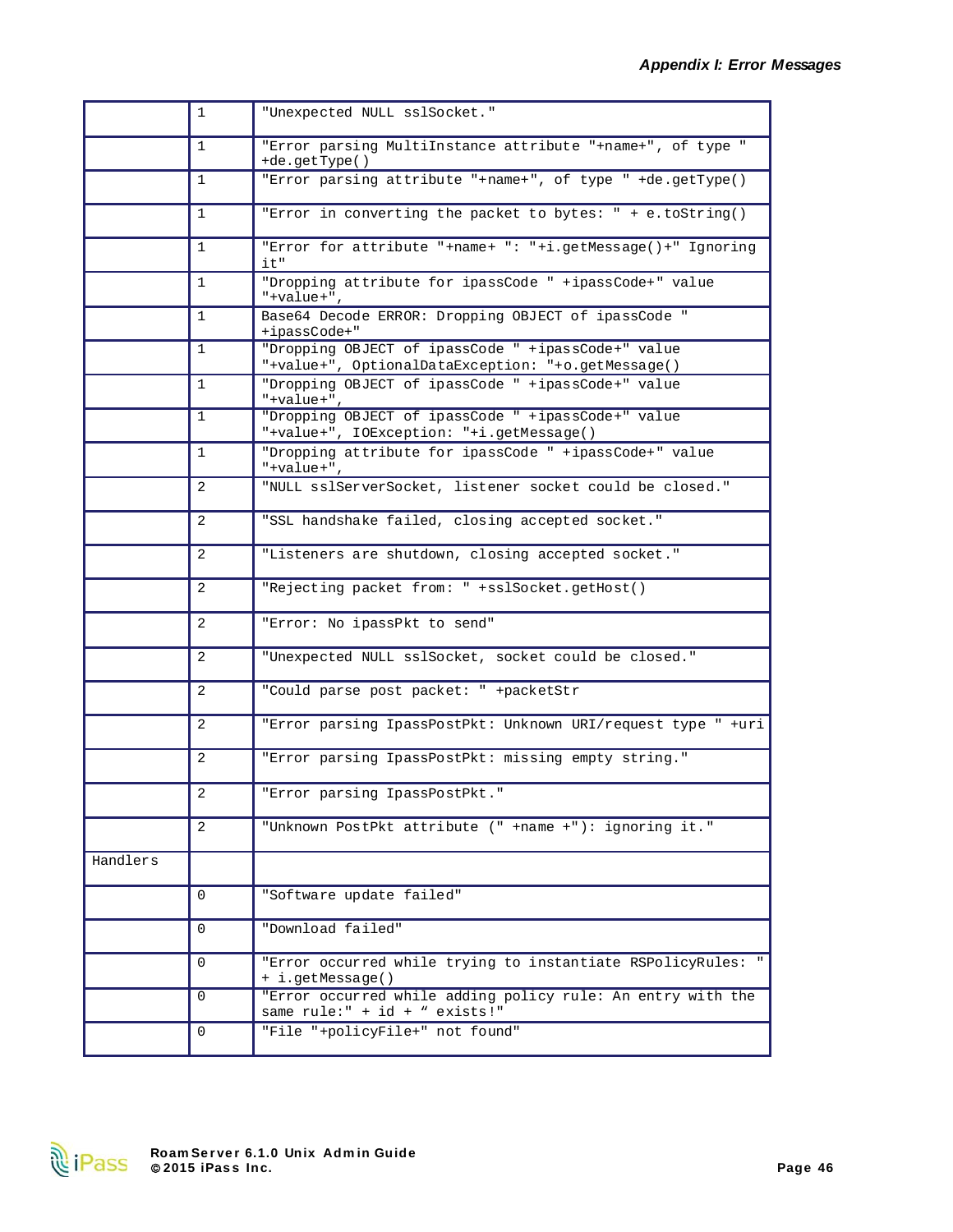| | | |
|---|---|---|
| | 1 | "Unexpected NULL sslSocket." |
| | 1 | "Error parsing MultiInstance attribute "+name+", of type " +de.getType() |
| | 1 | "Error parsing attribute "+name+", of type " +de.getType() |
| | 1 | "Error in converting the packet to bytes: " + e.toString() |
| | 1 | "Error for attribute "+name+ ": "+i.getMessage()+" Ignoring it" |
| | 1 | "Dropping attribute for ipassCode " +ipassCode+" value "+value+", |
| | 1 | Base64 Decode ERROR: Dropping OBJECT of ipassCode " +ipassCode+" |
| | 1 | "Dropping OBJECT of ipassCode " +ipassCode+" value "+value+", OptionalDataException: "+o.getMessage() |
| | 1 | "Dropping OBJECT of ipassCode " +ipassCode+" value "+value+", |
| | 1 | "Dropping OBJECT of ipassCode " +ipassCode+" value "+value+", IOException: "+i.getMessage() |
| | 1 | "Dropping attribute for ipassCode " +ipassCode+" value "+value+", |
| | 2 | "NULL sslServerSocket, listener socket could be closed." |
| | 2 | "SSL handshake failed, closing accepted socket." |
| | 2 | "Listeners are shutdown, closing accepted socket." |
| | 2 | "Rejecting packet from: " +sslSocket.getHost() |
| | 2 | "Error: No ipassPkt to send" |
| | 2 | "Unexpected NULL sslSocket, socket could be closed." |
| | 2 | "Could parse post packet: " +packetStr |
| | 2 | "Error parsing IpassPostPkt: Unknown URI/request type " +uri |
| | 2 | "Error parsing IpassPostPkt: missing empty string." |
| | 2 | "Error parsing IpassPostPkt." |
| | 2 | "Unknown PostPkt attribute (" +name +"): ignoring it." |
| Handlers | | |
| | 0 | "Software update failed" |
| | 0 | "Download failed" |
| | 0 | "Error occurred while trying to instantiate RSPolicyRules: " + i.getMessage() |
| | 0 | "Error occurred while adding policy rule: An entry with the same rule:" + id + " exists!" |
| | 0 | "File "+policyFile+" not found" |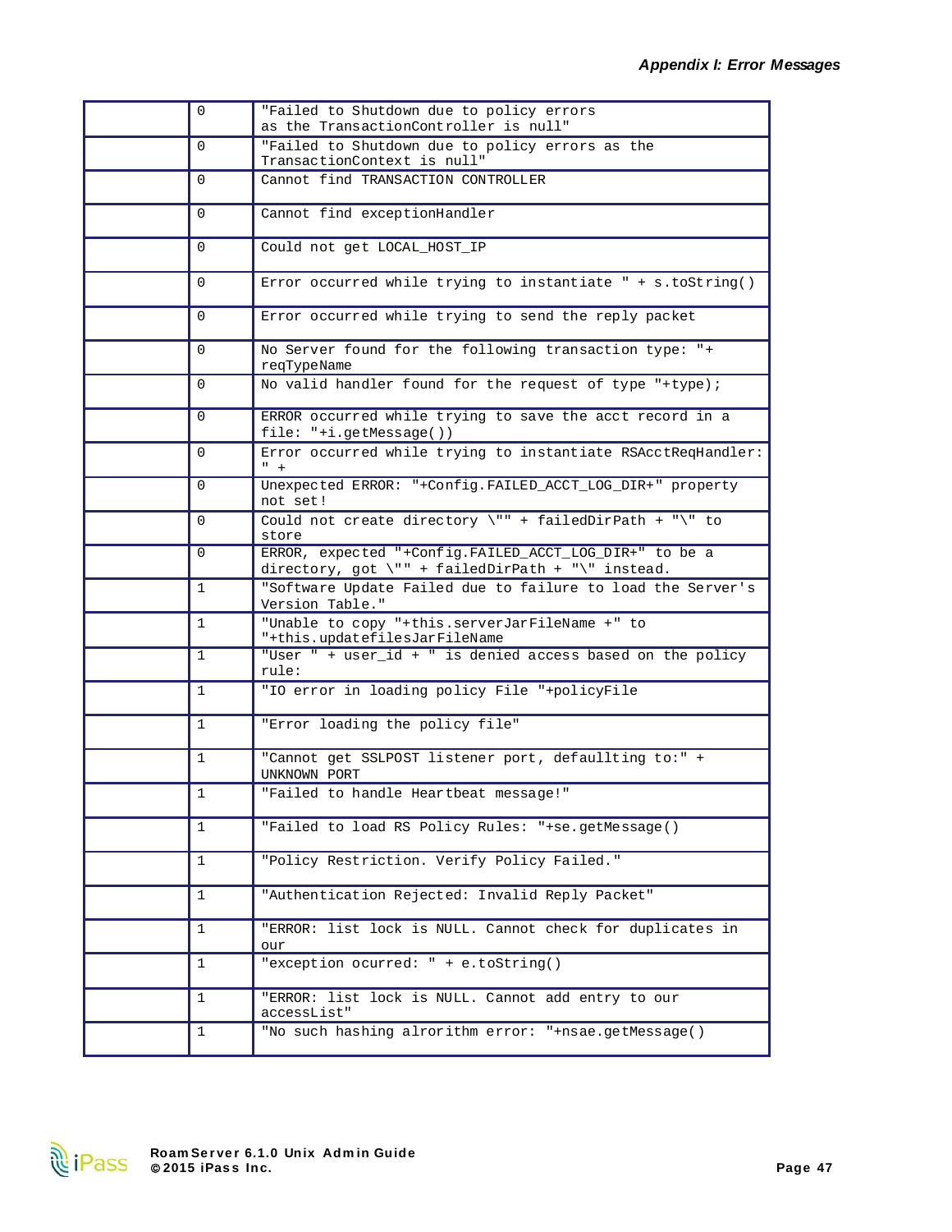| | | |
|---|---|---|
| | 0 | "Failed to Shutdown due to policy errors as the TransactionController is null" |
| | 0 | "Failed to Shutdown due to policy errors as the TransactionContext is null" |
| | 0 | Cannot find TRANSACTION CONTROLLER |
| | 0 | Cannot find exceptionHandler |
| | 0 | Could not get LOCAL_HOST_IP |
| | 0 | Error occurred while trying to instantiate " + s.toString() |
| | 0 | Error occurred while trying to send the reply packet |
| | 0 | No Server found for the following transaction type: "+ reqTypeName |
| | 0 | No valid handler found for the request of type "+type); |
| | 0 | ERROR occurred while trying to save the acct record in a file: "+i.getMessage()) |
| | 0 | Error occurred while trying to instantiate RSAcctReqHandler: " + |
| | 0 | Unexpected ERROR: "+Config.FAILED_ACCT_LOG_DIR+" property not set! |
| | 0 | Could not create directory \"" + failedDirPath + "\" to store |
| | 0 | ERROR, expected "+Config.FAILED_ACCT_LOG_DIR+" to be a directory, got \"" + failedDirPath + "\" instead. |
| | 1 | "Software Update Failed due to failure to load the Server's Version Table." |
| | 1 | "Unable to copy "+this.serverJarFileName +" to "+this.updatefilesJarFileName |
| | 1 | "User " + user_id + " is denied access based on the policy rule: |
| | 1 | "IO error in loading policy File "+policyFile |
| | 1 | "Error loading the policy file" |
| | 1 | "Cannot get SSLPOST listener port, defaullting to:" + UNKNOWN_PORT |
| | 1 | "Failed to handle Heartbeat message!" |
| | 1 | "Failed to load RS Policy Rules: "+se.getMessage() |
| | 1 | "Policy Restriction. Verify Policy Failed." |
| | 1 | "Authentication Rejected: Invalid Reply Packet" |
| | 1 | "ERROR: list lock is NULL. Cannot check for duplicates in our |
| | 1 | "exception ocurred: " + e.toString() |
| | 1 | "ERROR: list lock is NULL. Cannot add entry to our accessList" |
| | 1 | "No such hashing alrorithm error: "+nsae.getMessage() |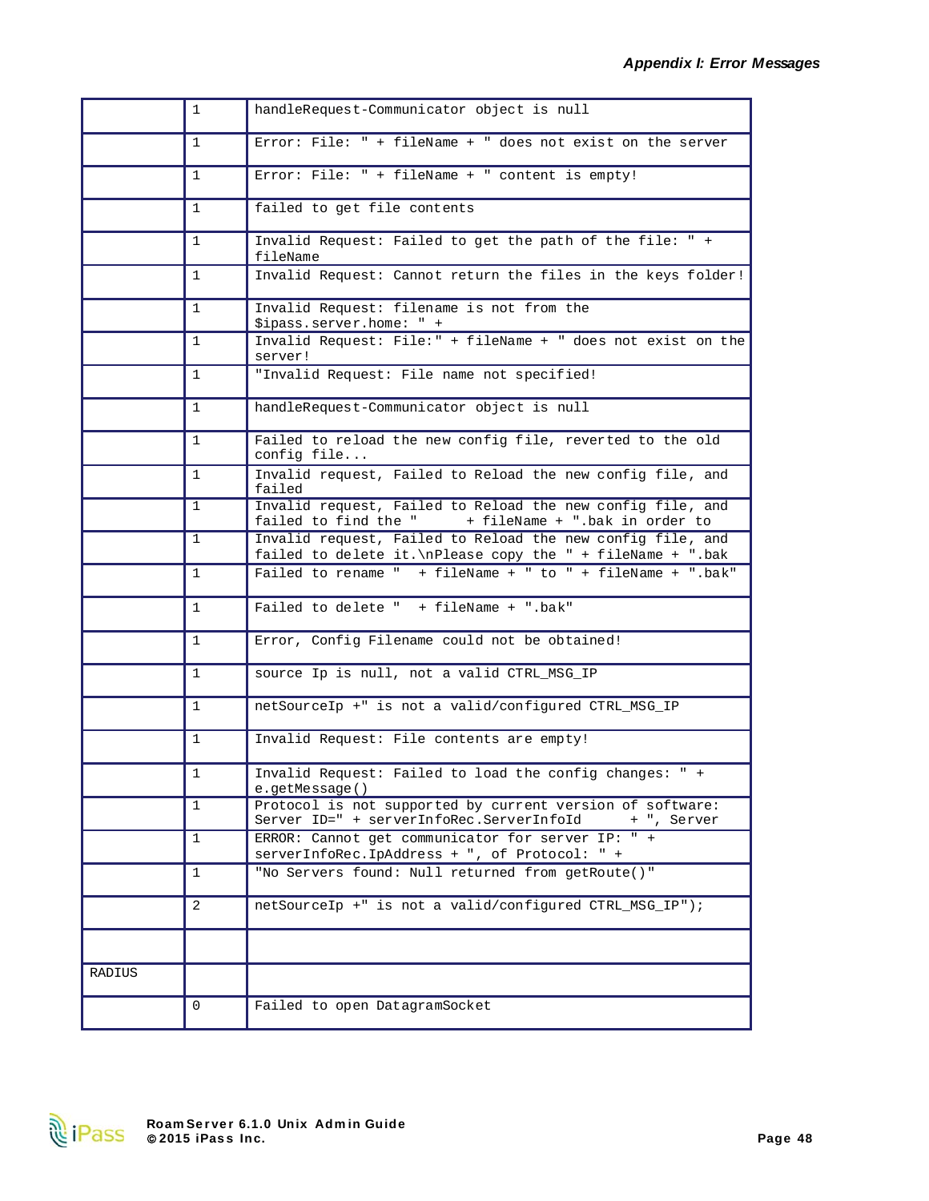| | | |
|---|---|---|
| | 1 | handleRequest-Communicator object is null |
| | 1 | Error: File: " + fileName + " does not exist on the server |
| | 1 | Error: File: " + fileName + " content is empty! |
| | 1 | failed to get file contents |
| | 1 | Invalid Request: Failed to get the path of the file: " + fileName |
| | 1 | Invalid Request: Cannot return the files in the keys folder! |
| | 1 | Invalid Request: filename is not from the $ipass.server.home: " + |
| | 1 | Invalid Request: File:" + fileName + " does not exist on the server! |
| | 1 | "Invalid Request: File name not specified! |
| | 1 | handleRequest-Communicator object is null |
| | 1 | Failed to reload the new config file, reverted to the old config file... |
| | 1 | Invalid request, Failed to Reload the new config file, and failed |
| | 1 | Invalid request, Failed to Reload the new config file, and failed to find the " + fileName + ".bak in order to |
| | 1 | Invalid request, Failed to Reload the new config file, and failed to delete it.\nPlease copy the " + fileName + ".bak |
| | 1 | Failed to rename " + fileName + " to " + fileName + ".bak" |
| | 1 | Failed to delete " + fileName + ".bak" |
| | 1 | Error, Config Filename could not be obtained! |
| | 1 | source Ip is null, not a valid CTRL_MSG_IP |
| | 1 | netSourceIp +" is not a valid/configured CTRL_MSG_IP |
| | 1 | Invalid Request: File contents are empty! |
| | 1 | Invalid Request: Failed to load the config changes: " + e.getMessage() |
| | 1 | Protocol is not supported by current version of software: Server ID=" + serverInfoRec.ServerInfoId + ", Server |
| | 1 | ERROR: Cannot get communicator for server IP: " + serverInfoRec.IpAddress + ", of Protocol: " + |
| | 1 | "No Servers found: Null returned from getRoute()" |
| | 2 | netSourceIp +" is not a valid/configured CTRL_MSG_IP"); |
| | | |
| RADIUS | | |
| | 0 | Failed to open DatagramSocket |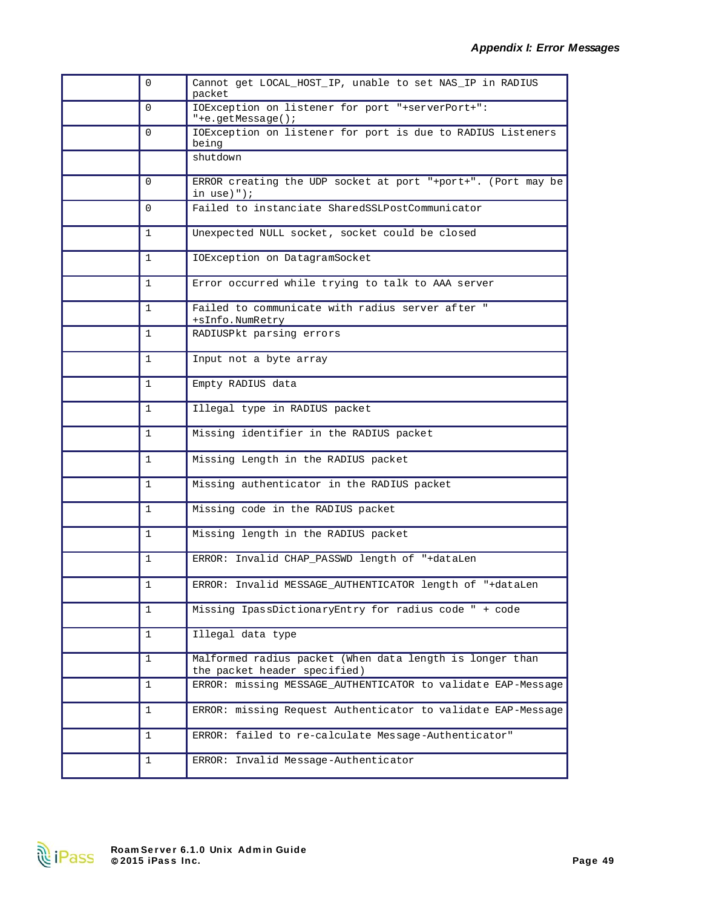| | | |
|---|---|---|
| | 0 | Cannot get LOCAL_HOST_IP, unable to set NAS_IP in RADIUS packet |
| | 0 | IOException on listener for port "+serverPort+": "+e.getMessage(); |
| | 0 | IOException on listener for port is due to RADIUS Listeners being |
| | | shutdown |
| | 0 | ERROR creating the UDP socket at port "+port+". (Port may be in use)"); |
| | 0 | Failed to instanciate SharedSSLPostCommunicator |
| | 1 | Unexpected NULL socket, socket could be closed |
| | 1 | IOException on DatagramSocket |
| | 1 | Error occurred while trying to talk to AAA server |
| | 1 | Failed to communicate with radius server after " +sInfo.NumRetry |
| | 1 | RADIUSPkt parsing errors |
| | 1 | Input not a byte array |
| | 1 | Empty RADIUS data |
| | 1 | Illegal type in RADIUS packet |
| | 1 | Missing identifier in the RADIUS packet |
| | 1 | Missing Length in the RADIUS packet |
| | 1 | Missing authenticator in the RADIUS packet |
| | 1 | Missing code in the RADIUS packet |
| | 1 | Missing length in the RADIUS packet |
| | 1 | ERROR: Invalid CHAP_PASSWD length of "+dataLen |
| | 1 | ERROR: Invalid MESSAGE_AUTHENTICATOR length of "+dataLen |
| | 1 | Missing IpassDictionaryEntry for radius code " + code |
| | 1 | Illegal data type |
| | 1 | Malformed radius packet (When data length is longer than the packet header specified) |
| | 1 | ERROR: missing MESSAGE_AUTHENTICATOR to validate EAP-Message |
| | 1 | ERROR: missing Request Authenticator to validate EAP-Message |
| | 1 | ERROR: failed to re-calculate Message-Authenticator" |
| | 1 | ERROR: Invalid Message-Authenticator |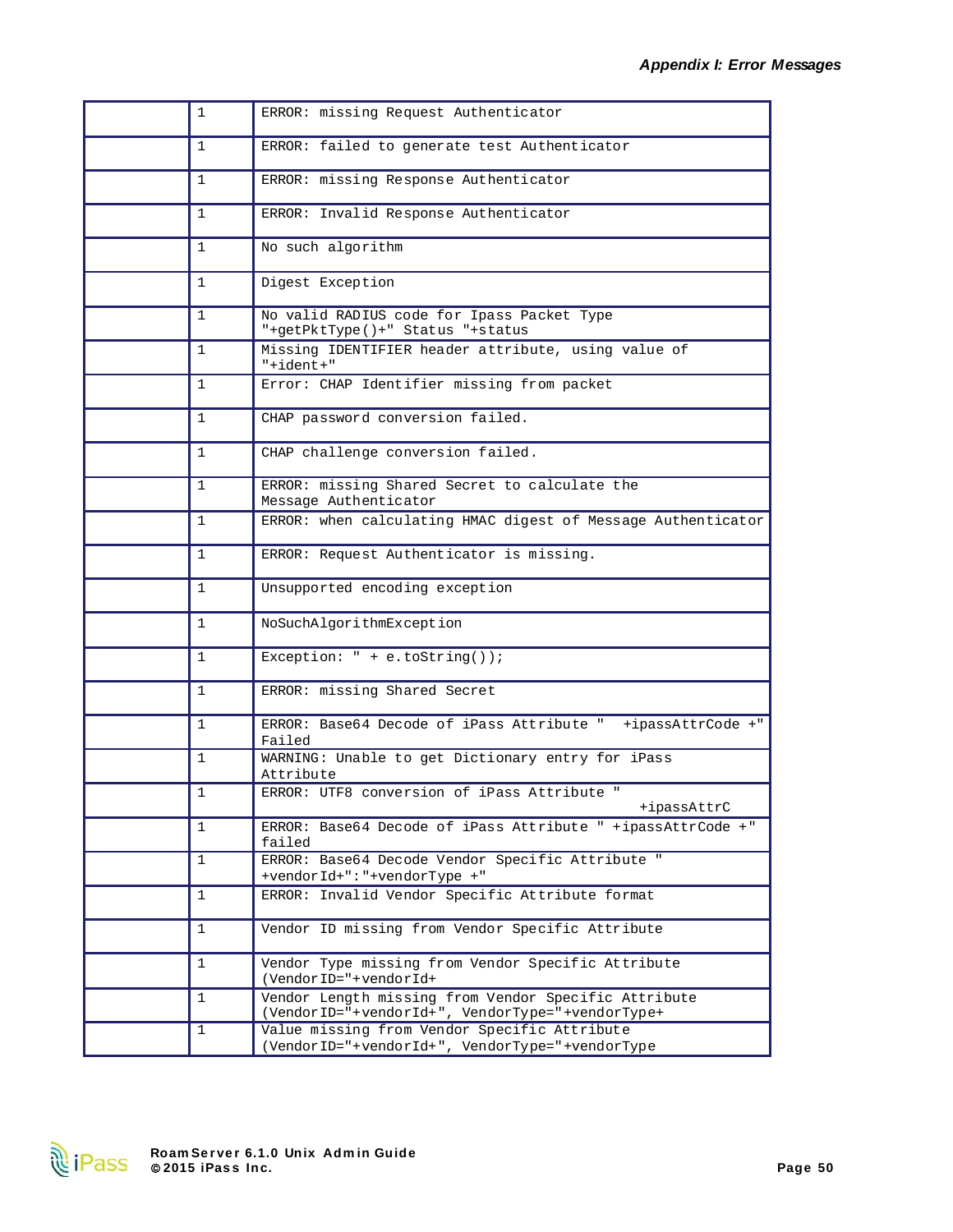| | | |
|---|---|---|
| | 1 | ERROR: missing Request Authenticator |
| | 1 | ERROR: failed to generate test Authenticator |
| | 1 | ERROR: missing Response Authenticator |
| | 1 | ERROR: Invalid Response Authenticator |
| | 1 | No such algorithm |
| | 1 | Digest Exception |
| | 1 | No valid RADIUS code for Ipass Packet Type "+getPktType()+" Status "+status |
| | 1 | Missing IDENTIFIER header attribute, using value of "+ident+" |
| | 1 | Error: CHAP Identifier missing from packet |
| | 1 | CHAP password conversion failed. |
| | 1 | CHAP challenge conversion failed. |
| | 1 | ERROR: missing Shared Secret to calculate the Message Authenticator |
| | 1 | ERROR: when calculating HMAC digest of Message Authenticator |
| | 1 | ERROR: Request Authenticator is missing. |
| | 1 | Unsupported encoding exception |
| | 1 | NoSuchAlgorithmException |
| | 1 | Exception: " + e.toString()); |
| | 1 | ERROR: missing Shared Secret |
| | 1 | ERROR: Base64 Decode of iPass Attribute " +ipassAttrCode +" Failed |
| | 1 | WARNING: Unable to get Dictionary entry for iPass Attribute |
| | 1 | ERROR: UTF8 conversion of iPass Attribute " +ipassAttrC |
| | 1 | ERROR: Base64 Decode of iPass Attribute " +ipassAttrCode +" failed |
| | 1 | ERROR: Base64 Decode Vendor Specific Attribute " +vendorId+":"+vendorType +" |
| | 1 | ERROR: Invalid Vendor Specific Attribute format |
| | 1 | Vendor ID missing from Vendor Specific Attribute |
| | 1 | Vendor Type missing from Vendor Specific Attribute (VendorID="+vendorId+ |
| | 1 | Vendor Length missing from Vendor Specific Attribute (VendorID="+vendorId+", VendorType="+vendorType+ |
| | 1 | Value missing from Vendor Specific Attribute (VendorID="+vendorId+", VendorType="+vendorType |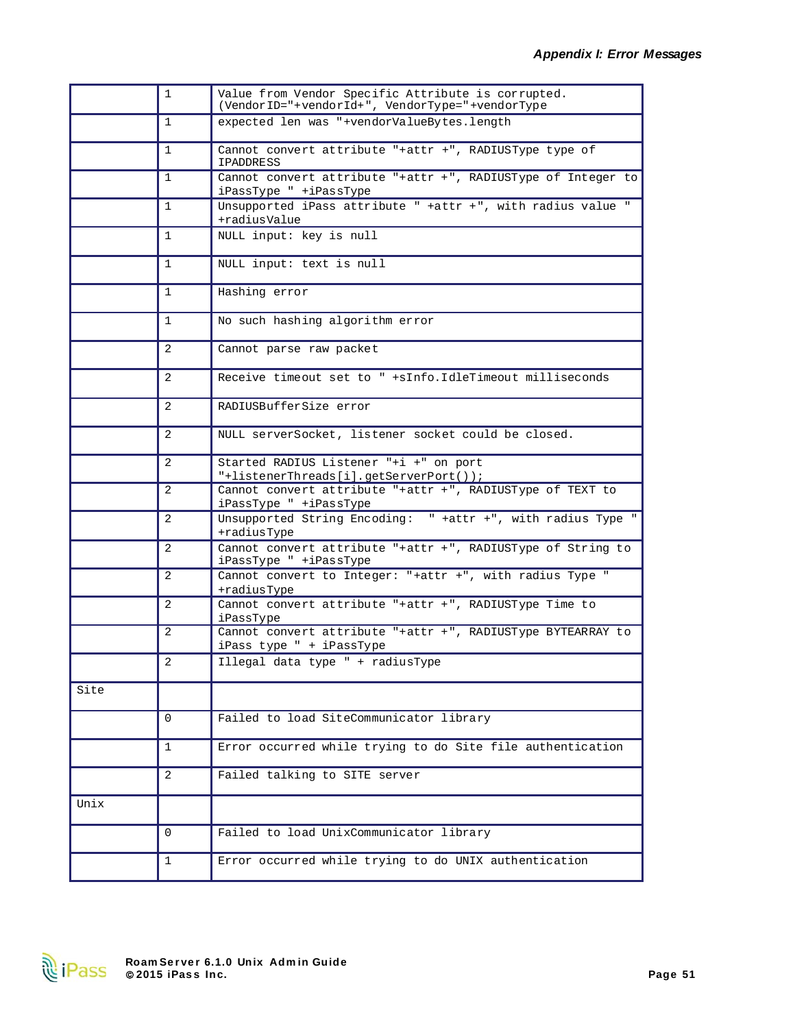| | | |
|---|---|---|
| | 1 | Value from Vendor Specific Attribute is corrupted. (VendorID="+vendorId+", VendorType="+vendorType |
| | 1 | expected len was "+vendorValueBytes.length |
| | 1 | Cannot convert attribute "+attr +", RADIUSType type of IPADDRESS |
| | 1 | Cannot convert attribute "+attr +", RADIUSType of Integer to iPassType " +iPassType |
| | 1 | Unsupported iPass attribute " +attr +", with radius value " +radiusValue |
| | 1 | NULL input: key is null |
| | 1 | NULL input: text is null |
| | 1 | Hashing error |
| | 1 | No such hashing algorithm error |
| | 2 | Cannot parse raw packet |
| | 2 | Receive timeout set to " +sInfo.IdleTimeout milliseconds |
| | 2 | RADIUSBufferSize error |
| | 2 | NULL serverSocket, listener socket could be closed. |
| | 2 | Started RADIUS Listener "+i +" on port "+listenerThreads[i].getServerPort()); |
| | 2 | Cannot convert attribute "+attr +", RADIUSType of TEXT to iPassType " +iPassType |
| | 2 | Unsupported String Encoding:  " +attr +", with radius Type " +radiusType |
| | 2 | Cannot convert attribute "+attr +", RADIUSType of String to iPassType " +iPassType |
| | 2 | Cannot convert to Integer: "+attr +", with radius Type " +radiusType |
| | 2 | Cannot convert attribute "+attr +", RADIUSType Time to iPassType |
| | 2 | Cannot convert attribute "+attr +", RADIUSType BYTEARRAY to iPass type " + iPassType |
| | 2 | Illegal data type " + radiusType |
| Site | | |
| | 0 | Failed to load SiteCommunicator library |
| | 1 | Error occurred while trying to do Site file authentication |
| | 2 | Failed talking to SITE server |
| Unix | | |
| | 0 | Failed to load UnixCommunicator library |
| | 1 | Error occurred while trying to do UNIX authentication |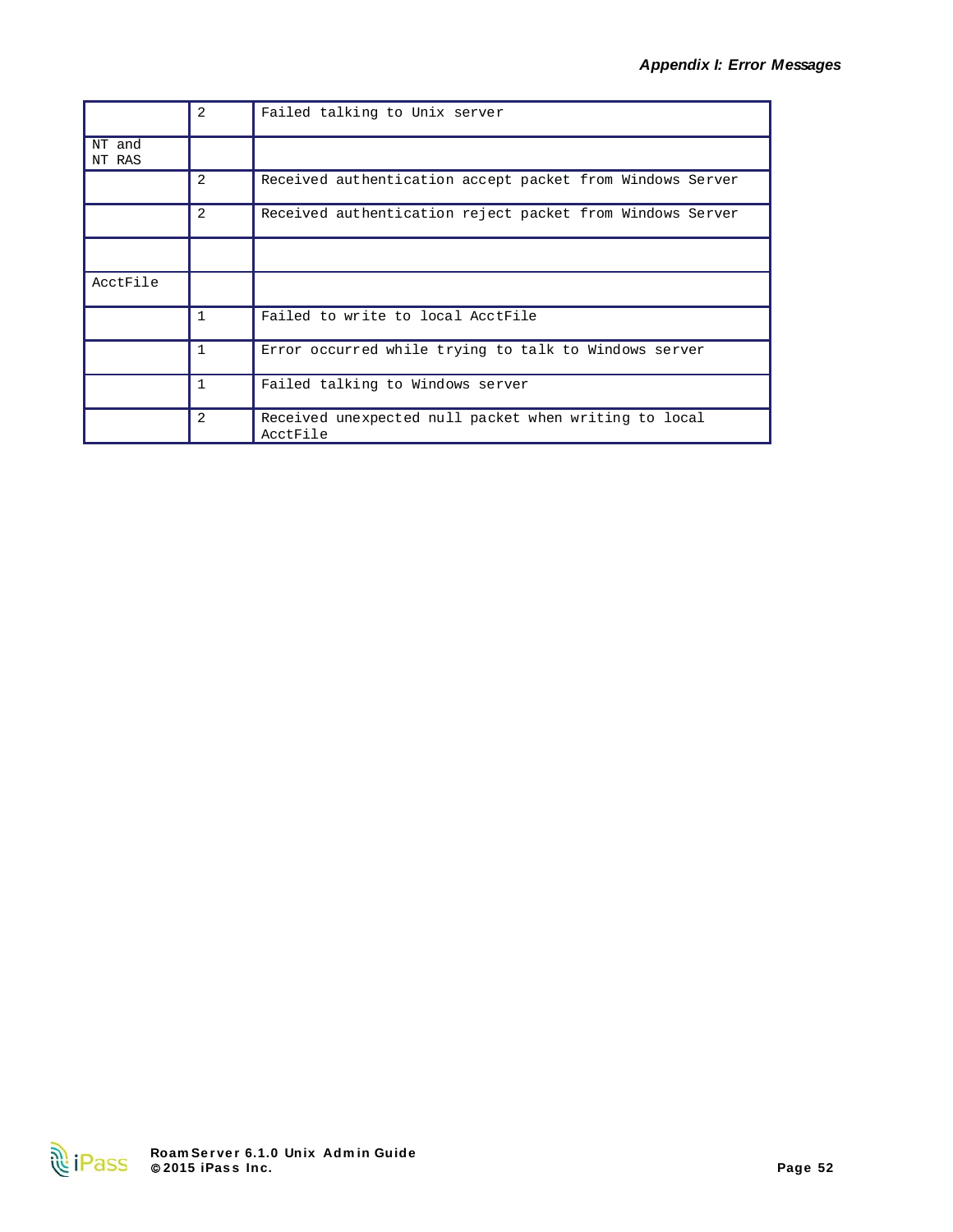| | | |
|---|---|---|
| | 2 | Failed talking to Unix server |
| NT and NT RAS | | |
| | 2 | Received authentication accept packet from Windows Server |
| | 2 | Received authentication reject packet from Windows Server |
| | | |
| AcctFile | | |
| | 1 | Failed to write to local AcctFile |
| | 1 | Error occurred while trying to talk to Windows server |
| | 1 | Failed talking to Windows server |
| | 2 | Received unexpected null packet when writing to local AcctFile |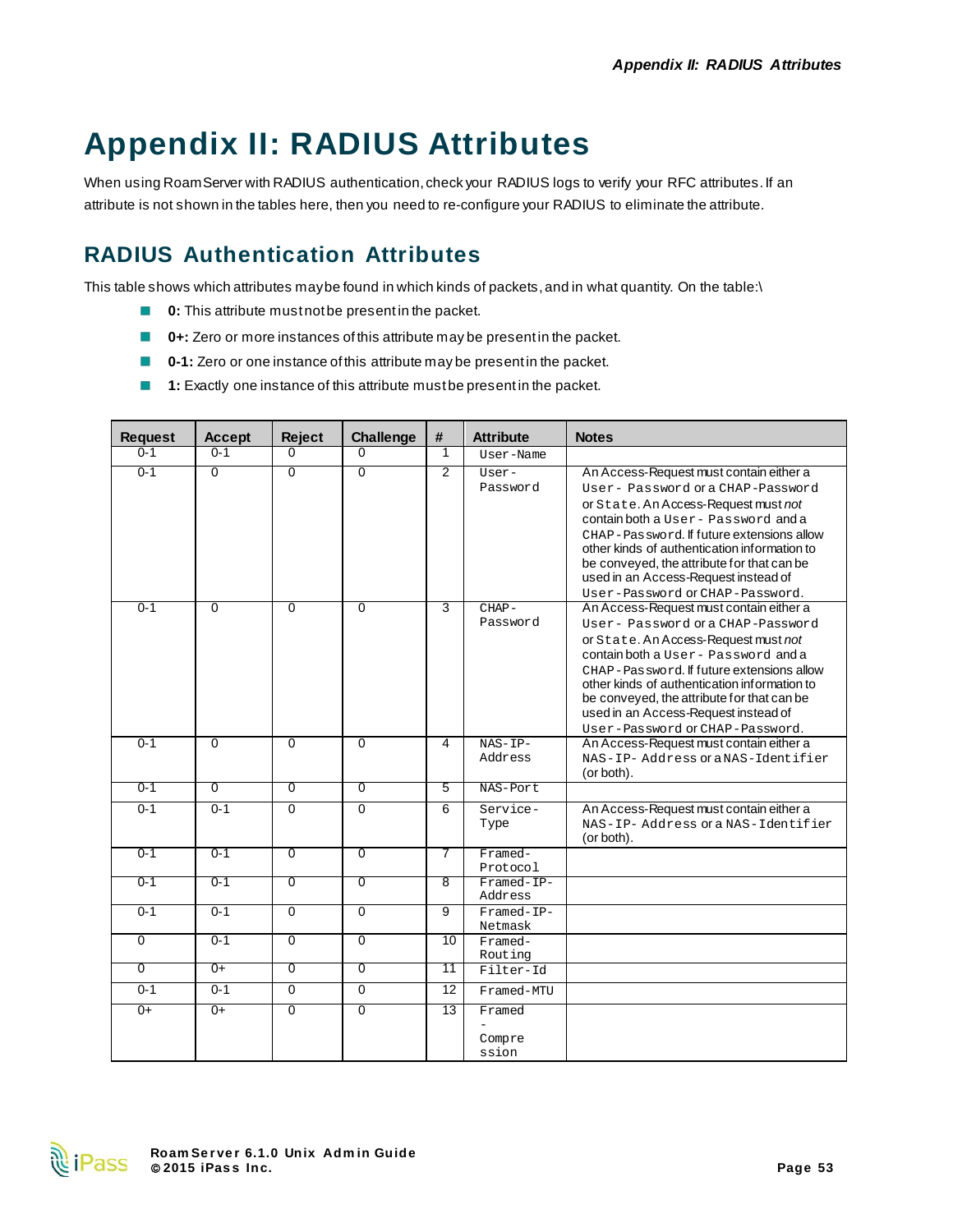# Appendix II: RADIUS Attributes

When using RoamServer with RADIUS authentication, check your RADIUS logs to verify your RFC attributes. If an attribute is not shown in the tables here, then you need to re-configure your RADIUS to eliminate the attribute.

## RADIUS Authentication Attributes

This table shows which attributes may be found in which kinds of packets, and in what quantity. On the table:\

- **0:** This attribute must not be present in the packet.
- **0+:** Zero or more instances of this attribute may be present in the packet.
- **0-1:** Zero or one instance of this attribute may be present in the packet.
- **1:** Exactly one instance of this attribute must be present in the packet.

| Request | Accept | Reject | Challenge | # | Attribute | Notes |
|---|---|---|---|---|---|---|
| 0-1 | 0-1 | 0 | 0 | 1 | `User-Name` | |
| 0-1 | 0 | 0 | 0 | 2 | `User-Password` | An Access-Request must contain either a `User-Password` or a `CHAP-Password` or `State`. An Access-Request must *not* contain both a `User-Password` and a `CHAP-Password`. If future extensions allow other kinds of authentication information to be conveyed, the attribute for that can be used in an Access-Request instead of `User-Password` or `CHAP-Password`. |
| 0-1 | 0 | 0 | 0 | 3 | `CHAP-Password` | An Access-Request must contain either a `User-Password` or a `CHAP-Password` or `State`. An Access-Request must *not* contain both a `User-Password` and a `CHAP-Password`. If future extensions allow other kinds of authentication information to be conveyed, the attribute for that can be used in an Access-Request instead of `User-Password` or `CHAP-Password`. |
| 0-1 | 0 | 0 | 0 | 4 | `NAS-IP-Address` | An Access-Request must contain either a `NAS-IP-Address` or a `NAS-Identifier` (or both). |
| 0-1 | 0 | 0 | 0 | 5 | `NAS-Port` | |
| 0-1 | 0-1 | 0 | 0 | 6 | `Service-Type` | An Access-Request must contain either a `NAS-IP-Address` or a `NAS-Identifier` (or both). |
| 0-1 | 0-1 | 0 | 0 | 7 | `Framed-Protocol` | |
| 0-1 | 0-1 | 0 | 0 | 8 | `Framed-IP-Address` | |
| 0-1 | 0-1 | 0 | 0 | 9 | `Framed-IP-Netmask` | |
| 0 | 0-1 | 0 | 0 | 10 | `Framed-Routing` | |
| 0 | 0+ | 0 | 0 | 11 | `Filter-Id` | |
| 0-1 | 0-1 | 0 | 0 | 12 | `Framed-MTU` | |
| 0+ | 0+ | 0 | 0 | 13 | `Framed-Compression` | |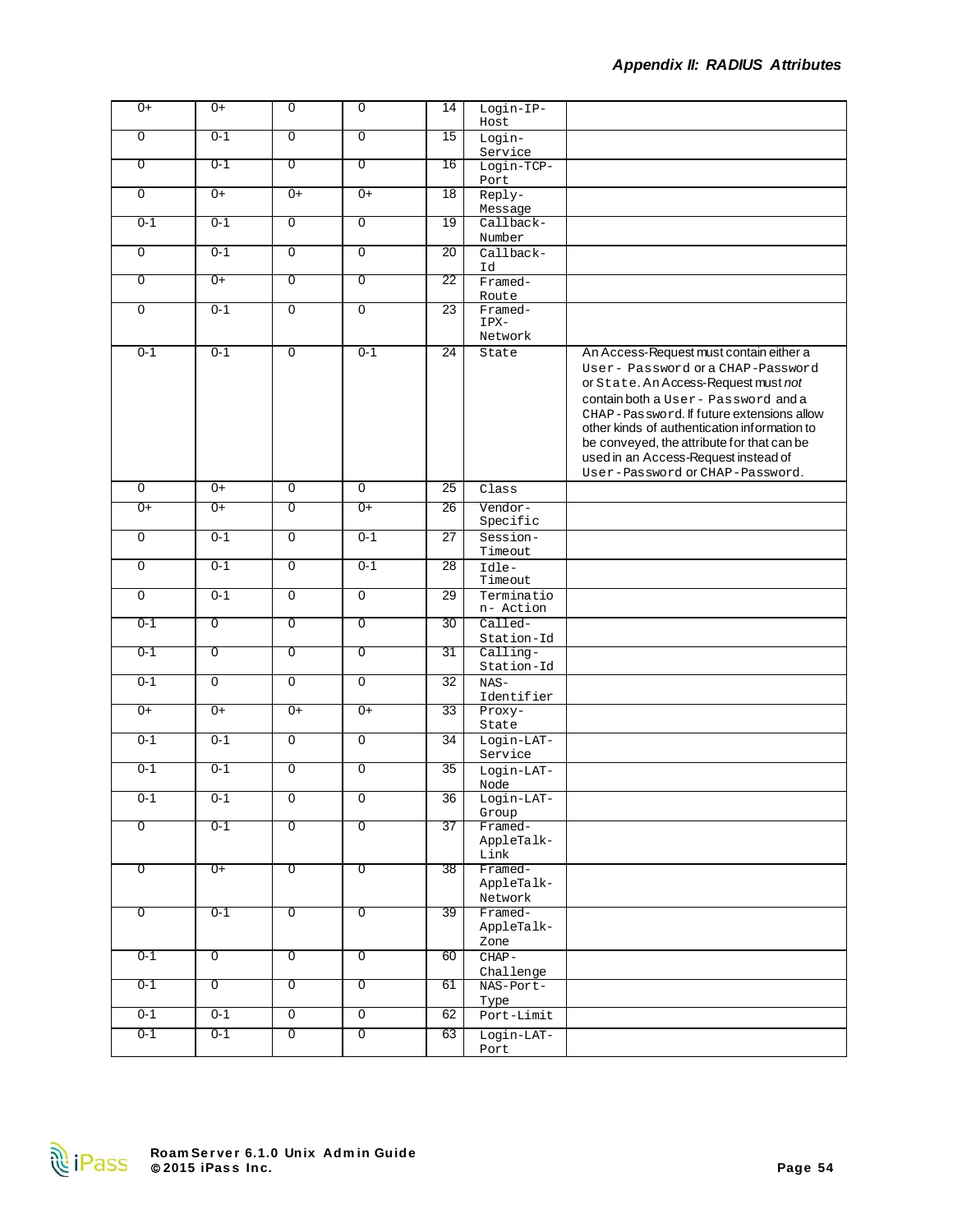| 0+ | 0+ | 0 | 0 | 14 | Login-IP-Host | |
|---|---|---|---|---|---|---|
| 0 | 0-1 | 0 | 0 | 15 | Login-Service | |
| 0 | 0-1 | 0 | 0 | 16 | Login-TCP-Port | |
| 0 | 0+ | 0+ | 0+ | 18 | Reply-Message | |
| 0-1 | 0-1 | 0 | 0 | 19 | Callback-Number | |
| 0 | 0-1 | 0 | 0 | 20 | Callback-Id | |
| 0 | 0+ | 0 | 0 | 22 | Framed-Route | |
| 0 | 0-1 | 0 | 0 | 23 | Framed-IPX-Network | |
| 0-1 | 0-1 | 0 | 0-1 | 24 | State | An Access-Request must contain either a User-Password or a CHAP-Password or State. An Access-Request must *not* contain both a User-Password and a CHAP-Password. If future extensions allow other kinds of authentication information to be conveyed, the attribute for that can be used in an Access-Request instead of User-Password or CHAP-Password. |
| 0 | 0+ | 0 | 0 | 25 | Class | |
| 0+ | 0+ | 0 | 0+ | 26 | Vendor-Specific | |
| 0 | 0-1 | 0 | 0-1 | 27 | Session-Timeout | |
| 0 | 0-1 | 0 | 0-1 | 28 | Idle-Timeout | |
| 0 | 0-1 | 0 | 0 | 29 | Termination-Action | |
| 0-1 | 0 | 0 | 0 | 30 | Called-Station-Id | |
| 0-1 | 0 | 0 | 0 | 31 | Calling-Station-Id | |
| 0-1 | 0 | 0 | 0 | 32 | NAS-Identifier | |
| 0+ | 0+ | 0+ | 0+ | 33 | Proxy-State | |
| 0-1 | 0-1 | 0 | 0 | 34 | Login-LAT-Service | |
| 0-1 | 0-1 | 0 | 0 | 35 | Login-LAT-Node | |
| 0-1 | 0-1 | 0 | 0 | 36 | Login-LAT-Group | |
| 0 | 0-1 | 0 | 0 | 37 | Framed-AppleTalk-Link | |
| 0 | 0+ | 0 | 0 | 38 | Framed-AppleTalk-Network | |
| 0 | 0-1 | 0 | 0 | 39 | Framed-AppleTalk-Zone | |
| 0-1 | 0 | 0 | 0 | 60 | CHAP-Challenge | |
| 0-1 | 0 | 0 | 0 | 61 | NAS-Port-Type | |
| 0-1 | 0-1 | 0 | 0 | 62 | Port-Limit | |
| 0-1 | 0-1 | 0 | 0 | 63 | Login-LAT-Port | |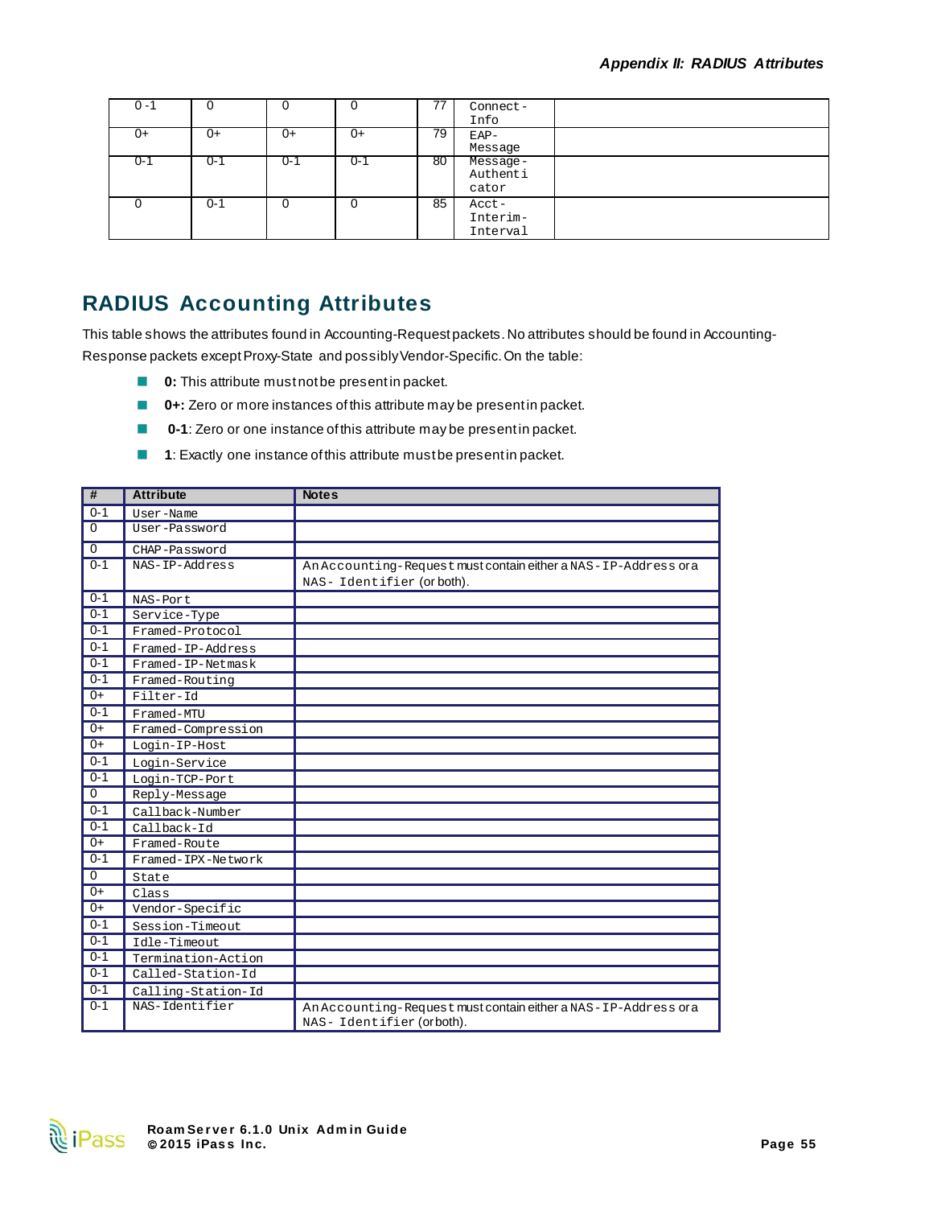| 0-1 | 0 | 0 | 0 | 77 | Connect-Info | |
|---|---|---|---|---|---|---|
| 0+ | 0+ | 0+ | 0+ | 79 | EAP-Message | |
| 0-1 | 0-1 | 0-1 | 0-1 | 80 | Message-Authenticator | |
| 0 | 0-1 | 0 | 0 | 85 | Acct-Interim-Interval | |

## RADIUS Accounting Attributes

This table shows the attributes found in Accounting-Request packets. No attributes should be found in Accounting-Response packets except Proxy-State and possibly Vendor-Specific. On the table:

- **0:** This attribute must not be present in packet.
- **0+:** Zero or more instances of this attribute may be present in packet.
- **0-1**: Zero or one instance of this attribute may be present in packet.
- **1**: Exactly one instance of this attribute must be present in packet.

| # | Attribute | Notes |
|---|---|---|
| 0-1 | User-Name | |
| 0 | User-Password | |
| 0 | CHAP-Password | |
| 0-1 | NAS-IP-Address | An Accounting-Request must contain either a NAS-IP-Address or a NAS-Identifier (or both). |
| 0-1 | NAS-Port | |
| 0-1 | Service-Type | |
| 0-1 | Framed-Protocol | |
| 0-1 | Framed-IP-Address | |
| 0-1 | Framed-IP-Netmask | |
| 0-1 | Framed-Routing | |
| 0+ | Filter-Id | |
| 0-1 | Framed-MTU | |
| 0+ | Framed-Compression | |
| 0+ | Login-IP-Host | |
| 0-1 | Login-Service | |
| 0-1 | Login-TCP-Port | |
| 0 | Reply-Message | |
| 0-1 | Callback-Number | |
| 0-1 | Callback-Id | |
| 0+ | Framed-Route | |
| 0-1 | Framed-IPX-Network | |
| 0 | State | |
| 0+ | Class | |
| 0+ | Vendor-Specific | |
| 0-1 | Session-Timeout | |
| 0-1 | Idle-Timeout | |
| 0-1 | Termination-Action | |
| 0-1 | Called-Station-Id | |
| 0-1 | Calling-Station-Id | |
| 0-1 | NAS-Identifier | An Accounting-Request must contain either a NAS-IP-Address or a NAS-Identifier (or both). |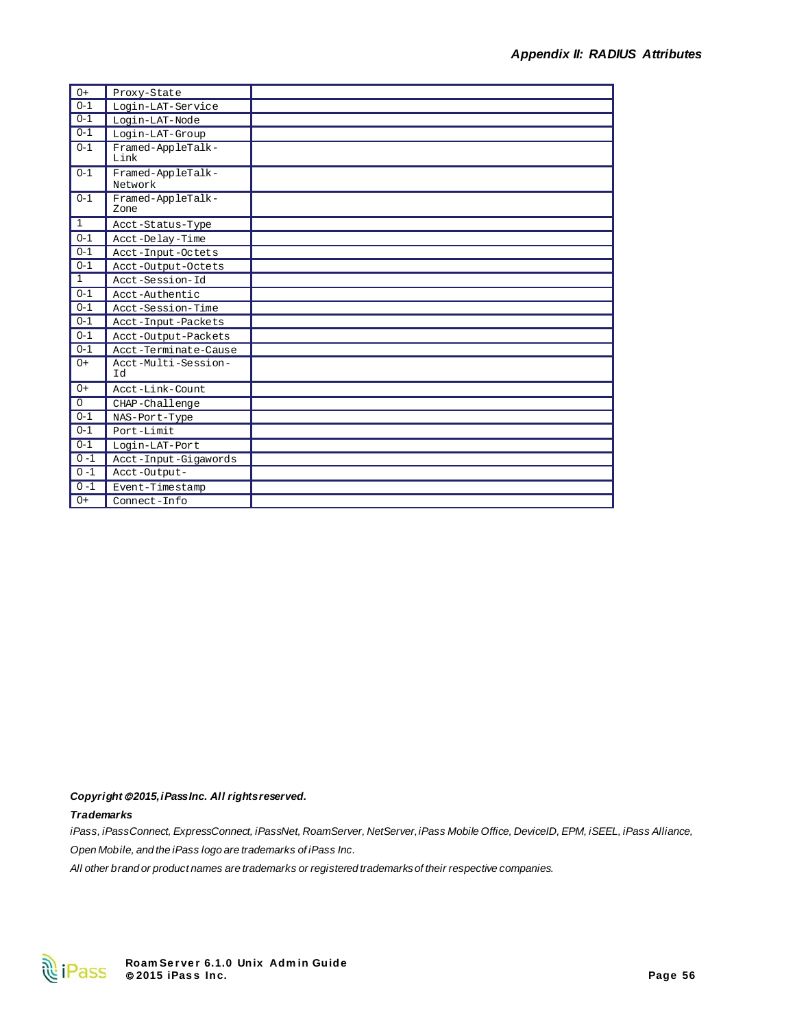| | | |
|---|---|---|
| 0+ | Proxy-State | |
| 0-1 | Login-LAT-Service | |
| 0-1 | Login-LAT-Node | |
| 0-1 | Login-LAT-Group | |
| 0-1 | Framed-AppleTalk-Link | |
| 0-1 | Framed-AppleTalk-Network | |
| 0-1 | Framed-AppleTalk-Zone | |
| 1 | Acct-Status-Type | |
| 0-1 | Acct-Delay-Time | |
| 0-1 | Acct-Input-Octets | |
| 0-1 | Acct-Output-Octets | |
| 1 | Acct-Session-Id | |
| 0-1 | Acct-Authentic | |
| 0-1 | Acct-Session-Time | |
| 0-1 | Acct-Input-Packets | |
| 0-1 | Acct-Output-Packets | |
| 0-1 | Acct-Terminate-Cause | |
| 0+ | Acct-Multi-Session-Id | |
| 0+ | Acct-Link-Count | |
| 0 | CHAP-Challenge | |
| 0-1 | NAS-Port-Type | |
| 0-1 | Port-Limit | |
| 0-1 | Login-LAT-Port | |
| 0 -1 | Acct-Input-Gigawords | |
| 0 -1 | Acct-Output- | |
| 0 -1 | Event-Timestamp | |
| 0+ | Connect-Info | |

***Copyright © 2015, iPass Inc. All rights reserved.***

***Trademarks***

*iPass, iPassConnect, ExpressConnect, iPassNet, RoamServer, NetServer, iPass Mobile Office, DeviceID, EPM, iSEEL, iPass Alliance, Open Mobile, and the iPass logo are trademarks of iPass Inc.*

*All other brand or product names are trademarks or registered trademarks of their respective companies.*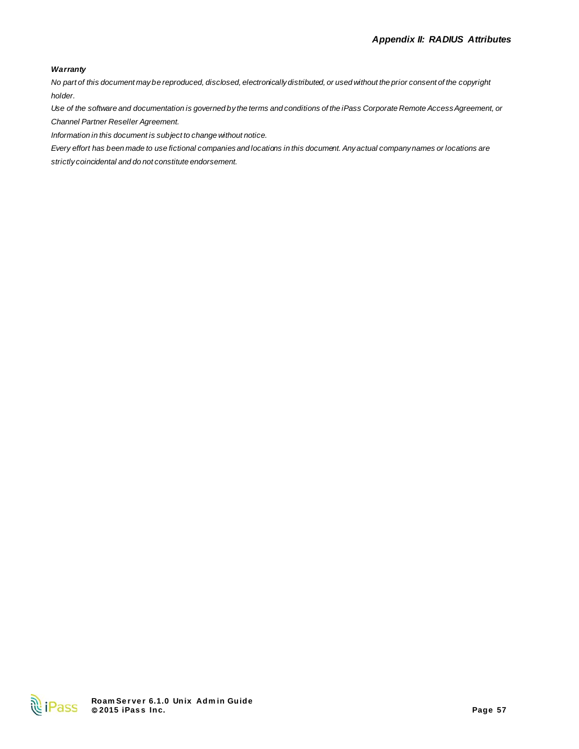***Warranty***

*No part of this document may be reproduced, disclosed, electronically distributed, or used without the prior consent of the copyright holder.*

*Use of the software and documentation is governed by the terms and conditions of the iPass Corporate Remote Access Agreement, or Channel Partner Reseller Agreement.*

*Information in this document is subject to change without notice.*

*Every effort has been made to use fictional companies and locations in this document. Any actual company names or locations are strictly coincidental and do not constitute endorsement.*